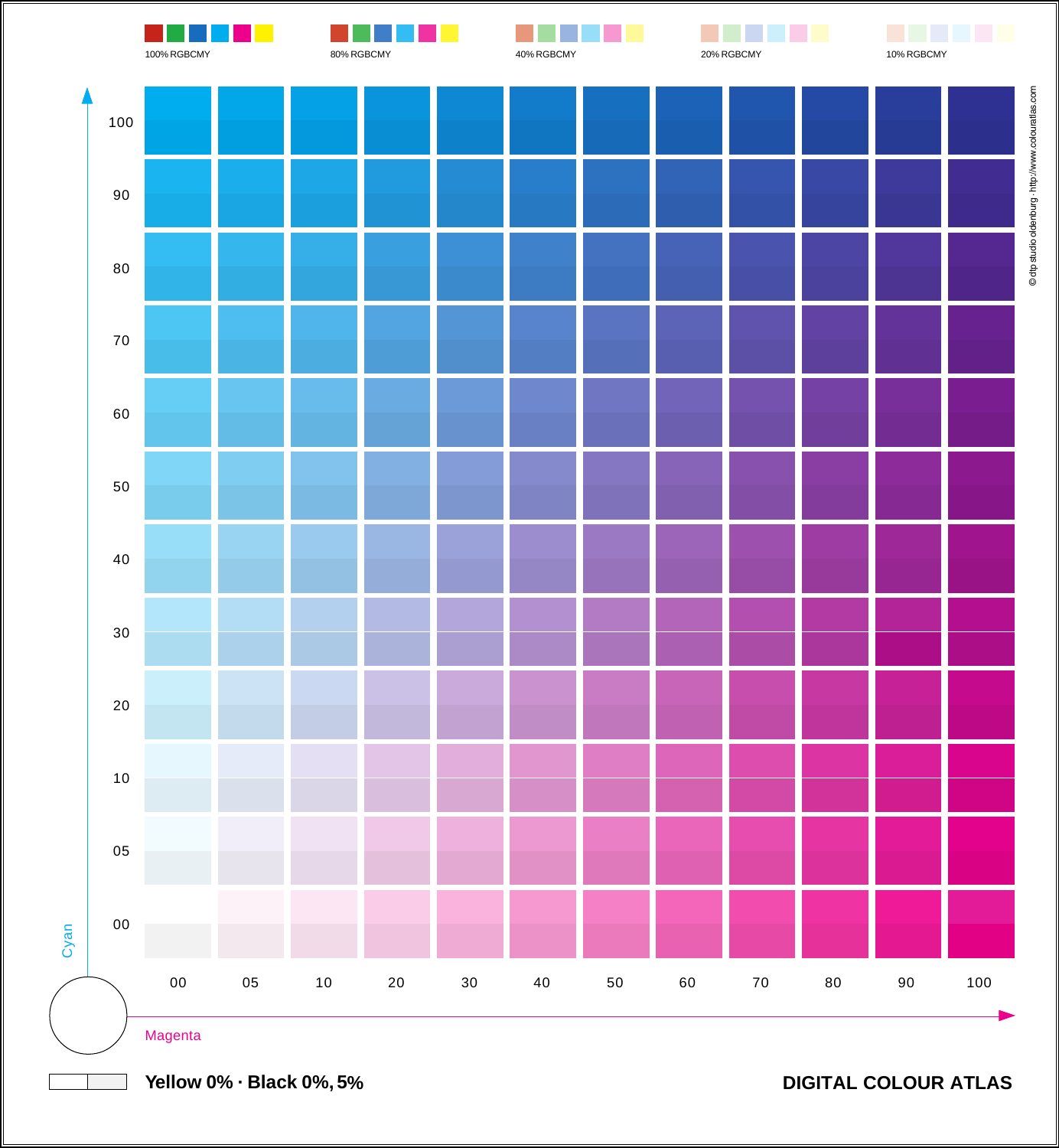100% RGBCMY

80% RGBCMY

40% RGBCMY

20% RGBCMY

10% RGBCMY

Cyan

100

90

80

70

60

50

40

30

20

10

05

00

00 05 10 20 30 40 50 60 70 80 90 100

Magenta

© dtp studio oldenburg · http://www.colouratlas.com

**Yellow 0% · Black 0%, 5%**

**DIGITAL COLOUR ATLAS**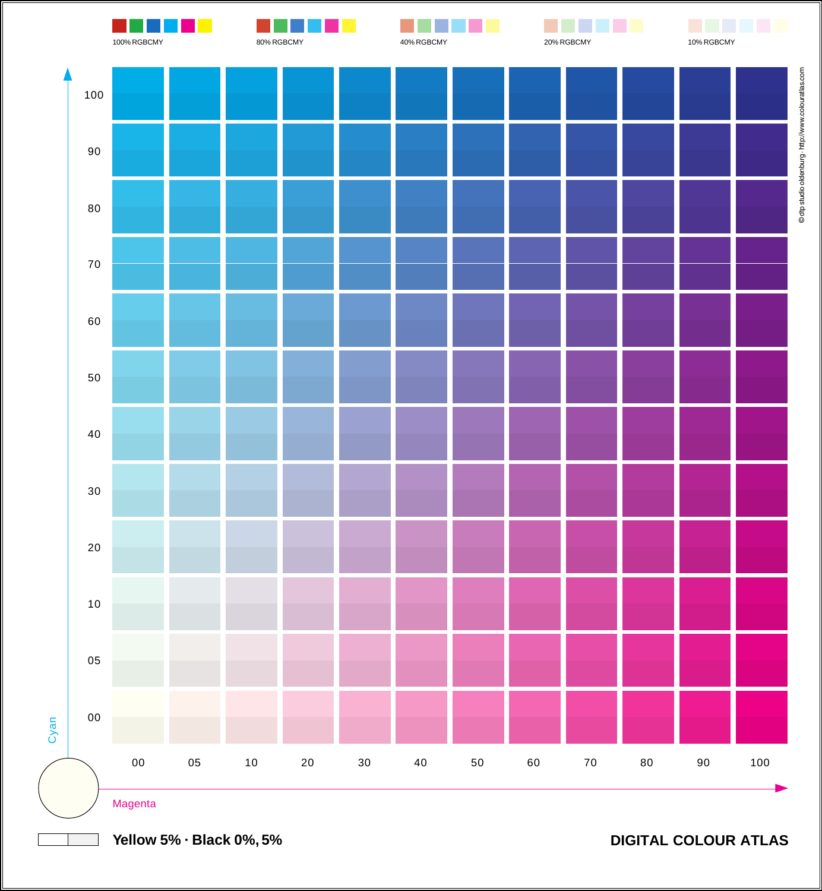100% RGBCMY

80% RGBCMY

40% RGBCMY

20% RGBCMY

10% RGBCMY

© dtp studio oldenburg · http://www.colouratlas.com

| Cyan \ Magenta | 00 | 05 | 10 | 20 | 30 | 40 | 50 | 60 | 70 | 80 | 90 | 100 |
|---|---|---|---|---|---|---|---|---|---|---|---|---|
| 100 | | | | | | | | | | | | |
| 90 | | | | | | | | | | | | |
| 80 | | | | | | | | | | | | |
| 70 | | | | | | | | | | | | |
| 60 | | | | | | | | | | | | |
| 50 | | | | | | | | | | | | |
| 40 | | | | | | | | | | | | |
| 30 | | | | | | | | | | | | |
| 20 | | | | | | | | | | | | |
| 10 | | | | | | | | | | | | |
| 05 | | | | | | | | | | | | |
| 00 | | | | | | | | | | | | |

Cyan

Magenta

**Yellow 5% · Black 0%, 5%**

**DIGITAL COLOUR ATLAS**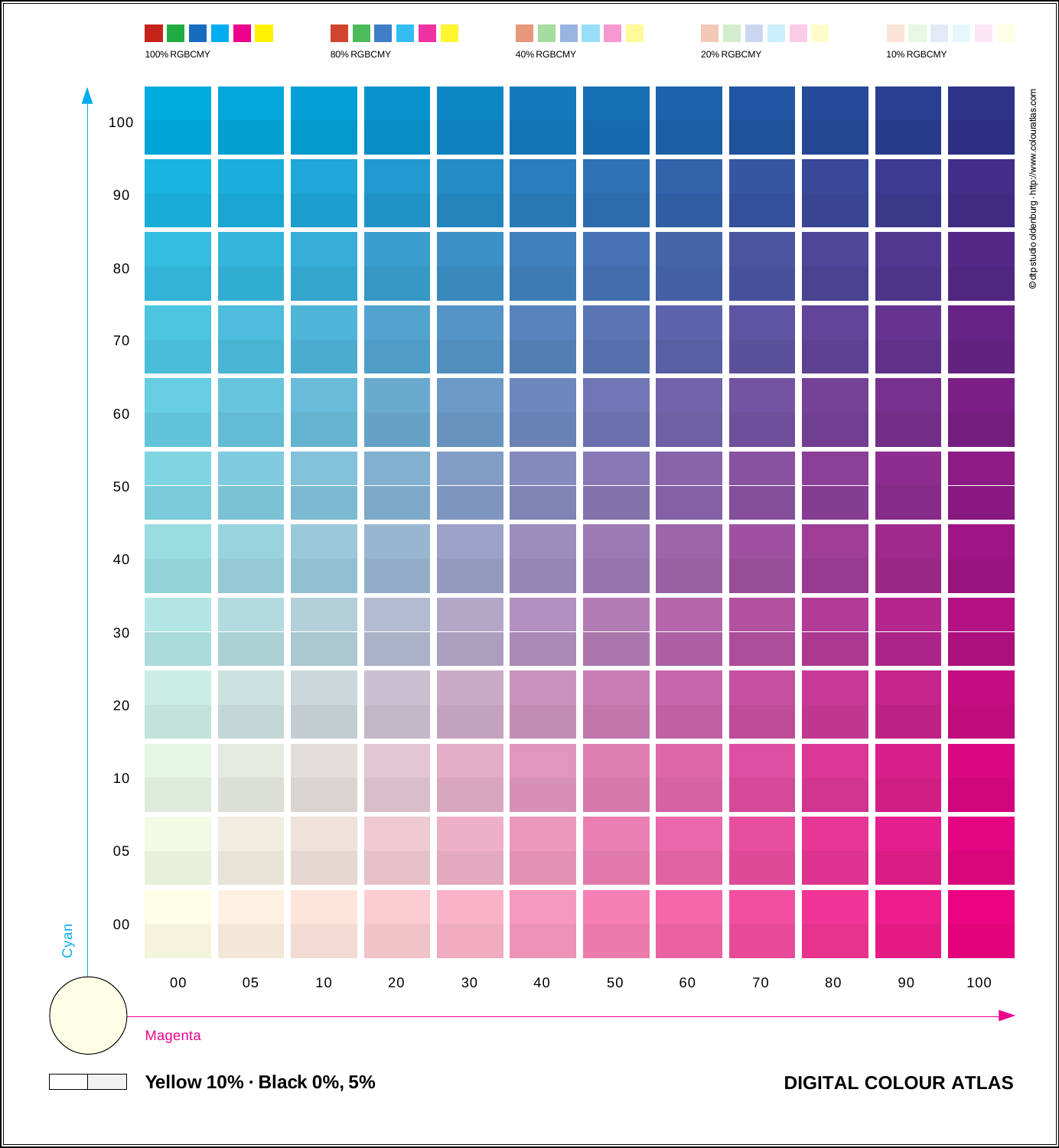100% RGBCMY

80% RGBCMY

40% RGBCMY

20% RGBCMY

10% RGBCMY

| Cyan \ Magenta | 00 | 05 | 10 | 20 | 30 | 40 | 50 | 60 | 70 | 80 | 90 | 100 |
|---|---|---|---|---|---|---|---|---|---|---|---|---|
| 100 | | | | | | | | | | | | |
| 90 | | | | | | | | | | | | |
| 80 | | | | | | | | | | | | |
| 70 | | | | | | | | | | | | |
| 60 | | | | | | | | | | | | |
| 50 | | | | | | | | | | | | |
| 40 | | | | | | | | | | | | |
| 30 | | | | | | | | | | | | |
| 20 | | | | | | | | | | | | |
| 10 | | | | | | | | | | | | |
| 05 | | | | | | | | | | | | |
| 00 | | | | | | | | | | | | |

Cyan

Magenta

**Yellow 10% · Black 0%, 5%**

**DIGITAL COLOUR ATLAS**

© dtp studio oldenburg · http://www.colouratlas.com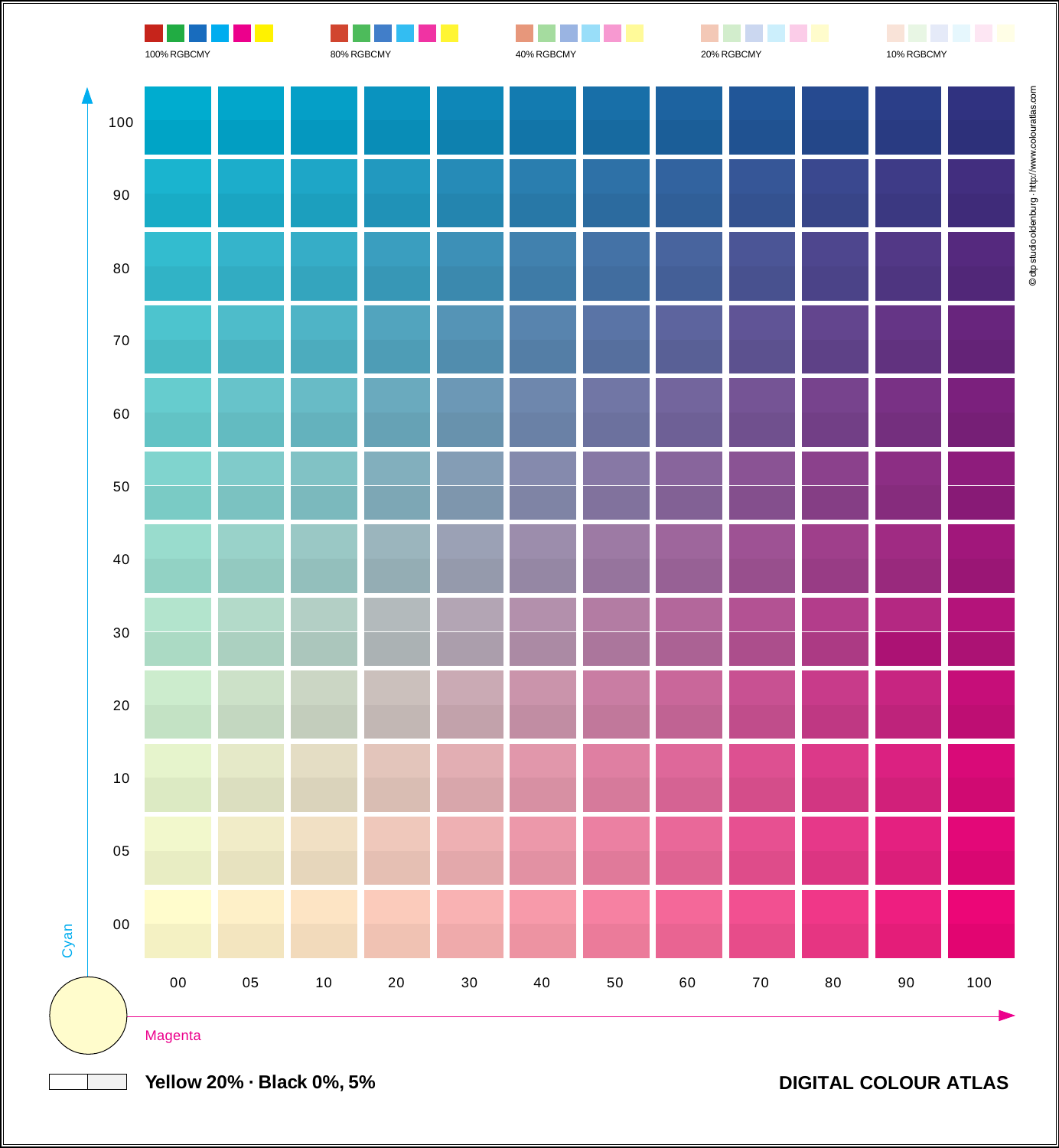100% RGBCMY

80% RGBCMY

40% RGBCMY

20% RGBCMY

10% RGBCMY

© dtp studio oldenburg · http://www.colouratlas.com

| Cyan \ Magenta | 00 | 05 | 10 | 20 | 30 | 40 | 50 | 60 | 70 | 80 | 90 | 100 |
|---|---|---|---|---|---|---|---|---|---|---|---|---|
| 100 | | | | | | | | | | | | |
| 90 | | | | | | | | | | | | |
| 80 | | | | | | | | | | | | |
| 70 | | | | | | | | | | | | |
| 60 | | | | | | | | | | | | |
| 50 | | | | | | | | | | | | |
| 40 | | | | | | | | | | | | |
| 30 | | | | | | | | | | | | |
| 20 | | | | | | | | | | | | |
| 10 | | | | | | | | | | | | |
| 05 | | | | | | | | | | | | |
| 00 | | | | | | | | | | | | |

Cyan

Magenta

**Yellow 20% · Black 0%, 5%**

**DIGITAL COLOUR ATLAS**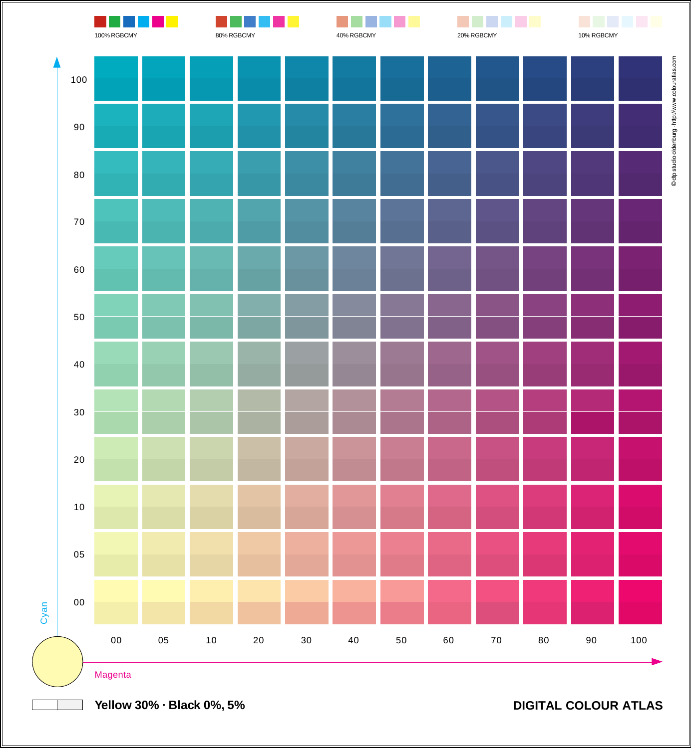100% RGBCMY

80% RGBCMY

40% RGBCMY

20% RGBCMY

10% RGBCMY

Cyan: 100, 90, 80, 70, 60, 50, 40, 30, 20, 10, 05, 00

Magenta: 00, 05, 10, 20, 30, 40, 50, 60, 70, 80, 90, 100

© dtp studio oldenburg · http://www.colouratlas.com

**Yellow 30% · Black 0%, 5%**

**DIGITAL COLOUR ATLAS**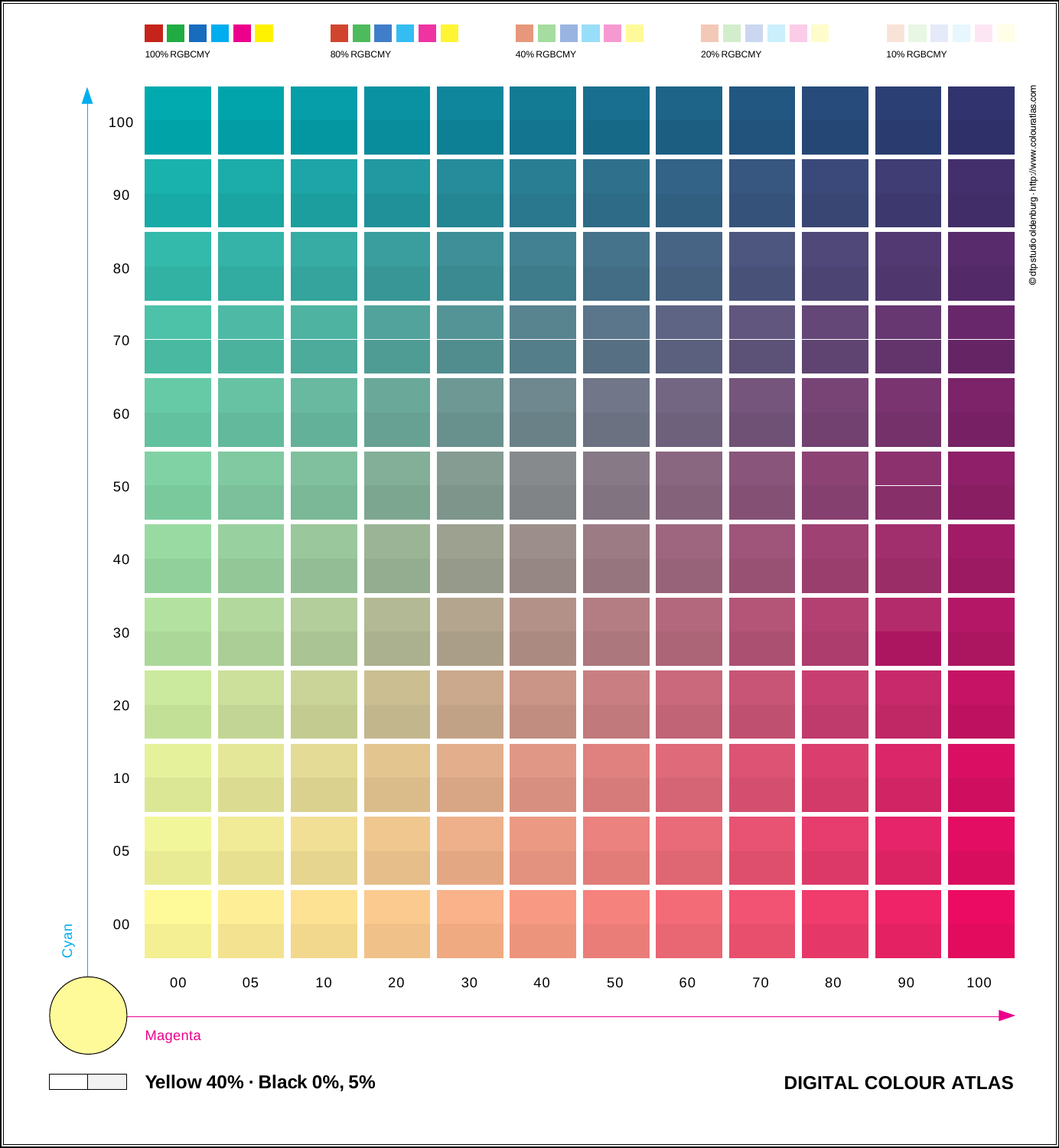100% RGBCMY

80% RGBCMY

40% RGBCMY

20% RGBCMY

10% RGBCMY

| Cyan \ Magenta | 00 | 05 | 10 | 20 | 30 | 40 | 50 | 60 | 70 | 80 | 90 | 100 |
|---|---|---|---|---|---|---|---|---|---|---|---|---|
| 100 | | | | | | | | | | | | |
| 90 | | | | | | | | | | | | |
| 80 | | | | | | | | | | | | |
| 70 | | | | | | | | | | | | |
| 60 | | | | | | | | | | | | |
| 50 | | | | | | | | | | | | |
| 40 | | | | | | | | | | | | |
| 30 | | | | | | | | | | | | |
| 20 | | | | | | | | | | | | |
| 10 | | | | | | | | | | | | |
| 05 | | | | | | | | | | | | |
| 00 | | | | | | | | | | | | |

Cyan

Magenta

© dtpstudio oldenburg · http://www.colouratlas.com

**Yellow 40% · Black 0%, 5%**

**DIGITAL COLOUR ATLAS**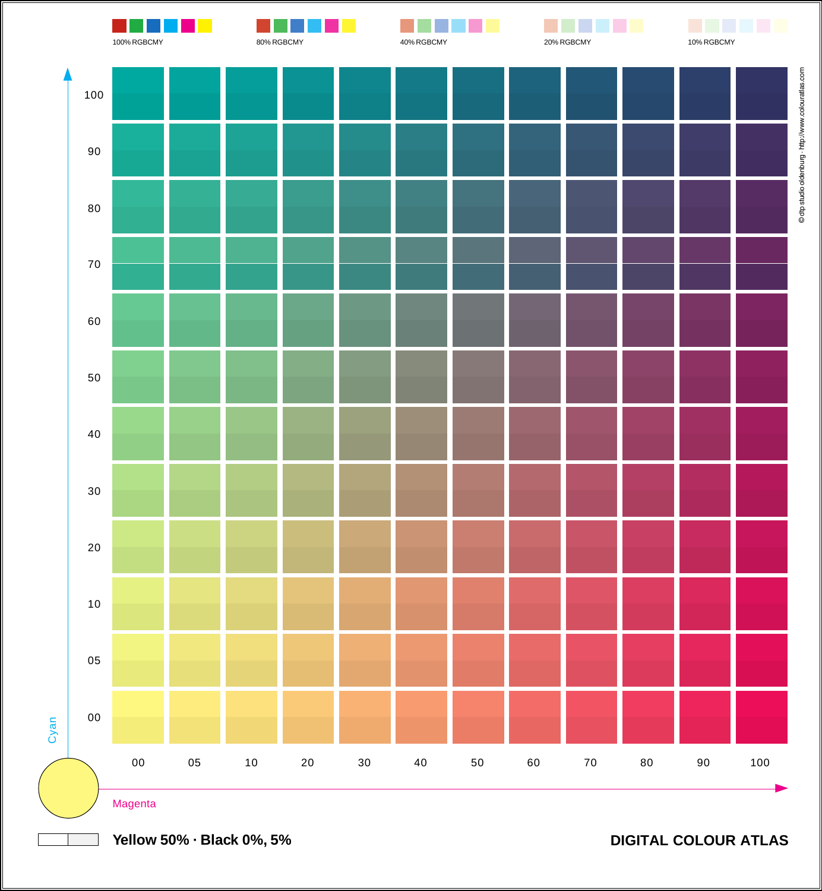100% RGBCMY

80% RGBCMY

40% RGBCMY

20% RGBCMY

10% RGBCMY

| Cyan \ Magenta | 00 | 05 | 10 | 20 | 30 | 40 | 50 | 60 | 70 | 80 | 90 | 100 |
|---|---|---|---|---|---|---|---|---|---|---|---|---|
| 100 | | | | | | | | | | | | |
| 90 | | | | | | | | | | | | |
| 80 | | | | | | | | | | | | |
| 70 | | | | | | | | | | | | |
| 60 | | | | | | | | | | | | |
| 50 | | | | | | | | | | | | |
| 40 | | | | | | | | | | | | |
| 30 | | | | | | | | | | | | |
| 20 | | | | | | | | | | | | |
| 10 | | | | | | | | | | | | |
| 05 | | | | | | | | | | | | |
| 00 | | | | | | | | | | | | |

Cyan

Magenta

© dtp studio oldenburg · http://www.colouratlas.com

**Yellow 50% · Black 0%, 5%**

**DIGITAL COLOUR ATLAS**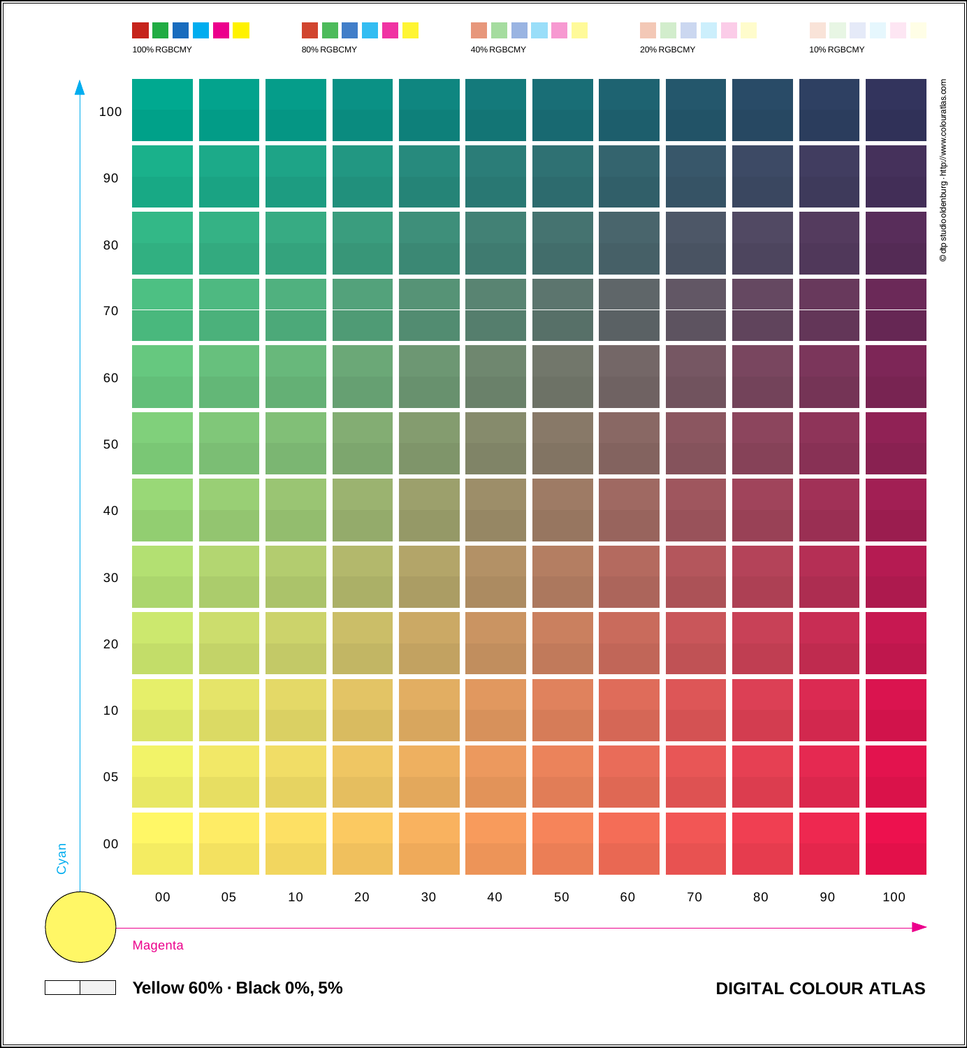100% RGBCMY

80% RGBCMY

40% RGBCMY

20% RGBCMY

10% RGBCMY

| Cyan \ Magenta | 00 | 05 | 10 | 20 | 30 | 40 | 50 | 60 | 70 | 80 | 90 | 100 |
|---|---|---|---|---|---|---|---|---|---|---|---|---|
| 100 | | | | | | | | | | | | |
| 90 | | | | | | | | | | | | |
| 80 | | | | | | | | | | | | |
| 70 | | | | | | | | | | | | |
| 60 | | | | | | | | | | | | |
| 50 | | | | | | | | | | | | |
| 40 | | | | | | | | | | | | |
| 30 | | | | | | | | | | | | |
| 20 | | | | | | | | | | | | |
| 10 | | | | | | | | | | | | |
| 05 | | | | | | | | | | | | |
| 00 | | | | | | | | | | | | |

Cyan

Magenta

© dtp studio oldenburg · http://www.colouratlas.com

**Yellow 60% · Black 0%, 5%**

**DIGITAL COLOUR ATLAS**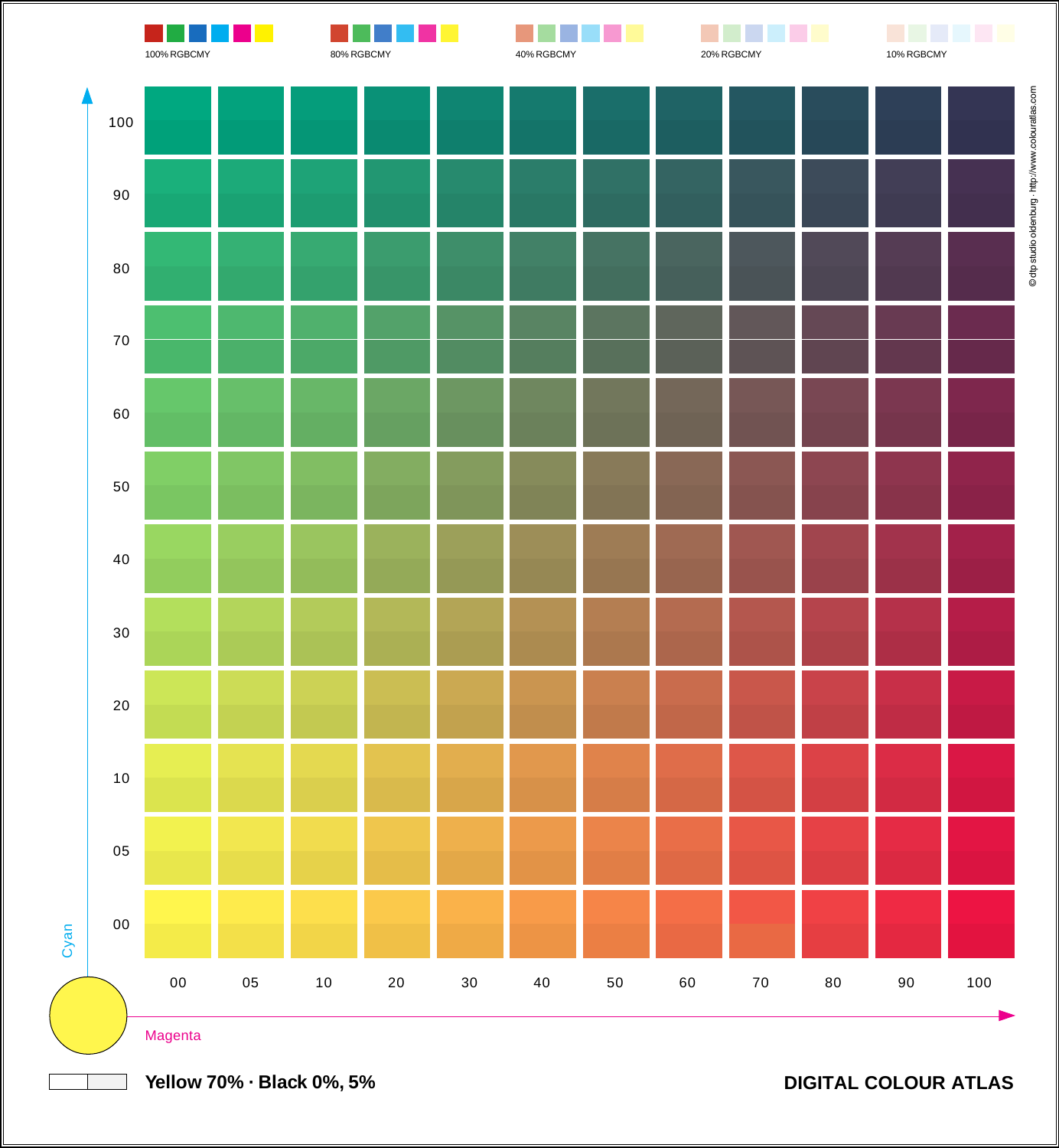100% RGBCMY

80% RGBCMY

40% RGBCMY

20% RGBCMY

10% RGBCMY

© dtp studio oldenburg · http://www.colouratlas.com

Cyan: 100, 90, 80, 70, 60, 50, 40, 30, 20, 10, 05, 00

Magenta: 00, 05, 10, 20, 30, 40, 50, 60, 70, 80, 90, 100

**Yellow 70% · Black 0%, 5%**

**DIGITAL COLOUR ATLAS**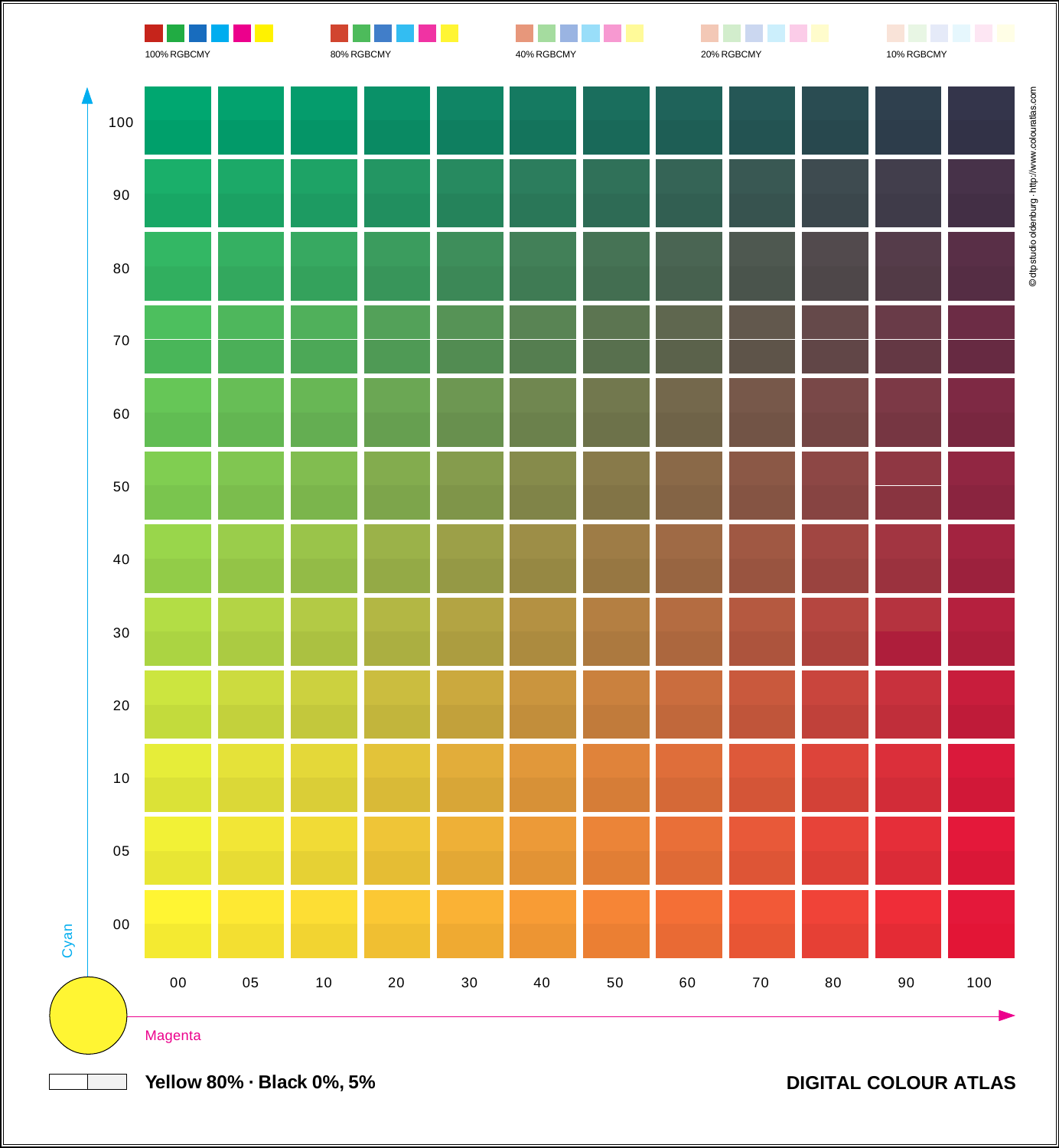100% RGBCMY

80% RGBCMY

40% RGBCMY

20% RGBCMY

10% RGBCMY

| Cyan \ Magenta | 00 | 05 | 10 | 20 | 30 | 40 | 50 | 60 | 70 | 80 | 90 | 100 |
|---|---|---|---|---|---|---|---|---|---|---|---|---|
| 100 | | | | | | | | | | | | |
| 90 | | | | | | | | | | | | |
| 80 | | | | | | | | | | | | |
| 70 | | | | | | | | | | | | |
| 60 | | | | | | | | | | | | |
| 50 | | | | | | | | | | | | |
| 40 | | | | | | | | | | | | |
| 30 | | | | | | | | | | | | |
| 20 | | | | | | | | | | | | |
| 10 | | | | | | | | | | | | |
| 05 | | | | | | | | | | | | |
| 00 | | | | | | | | | | | | |

Cyan

Magenta

© dtp studio oldenburg · http://www.colouratlas.com

**Yellow 80% · Black 0%, 5%**

**DIGITAL COLOUR ATLAS**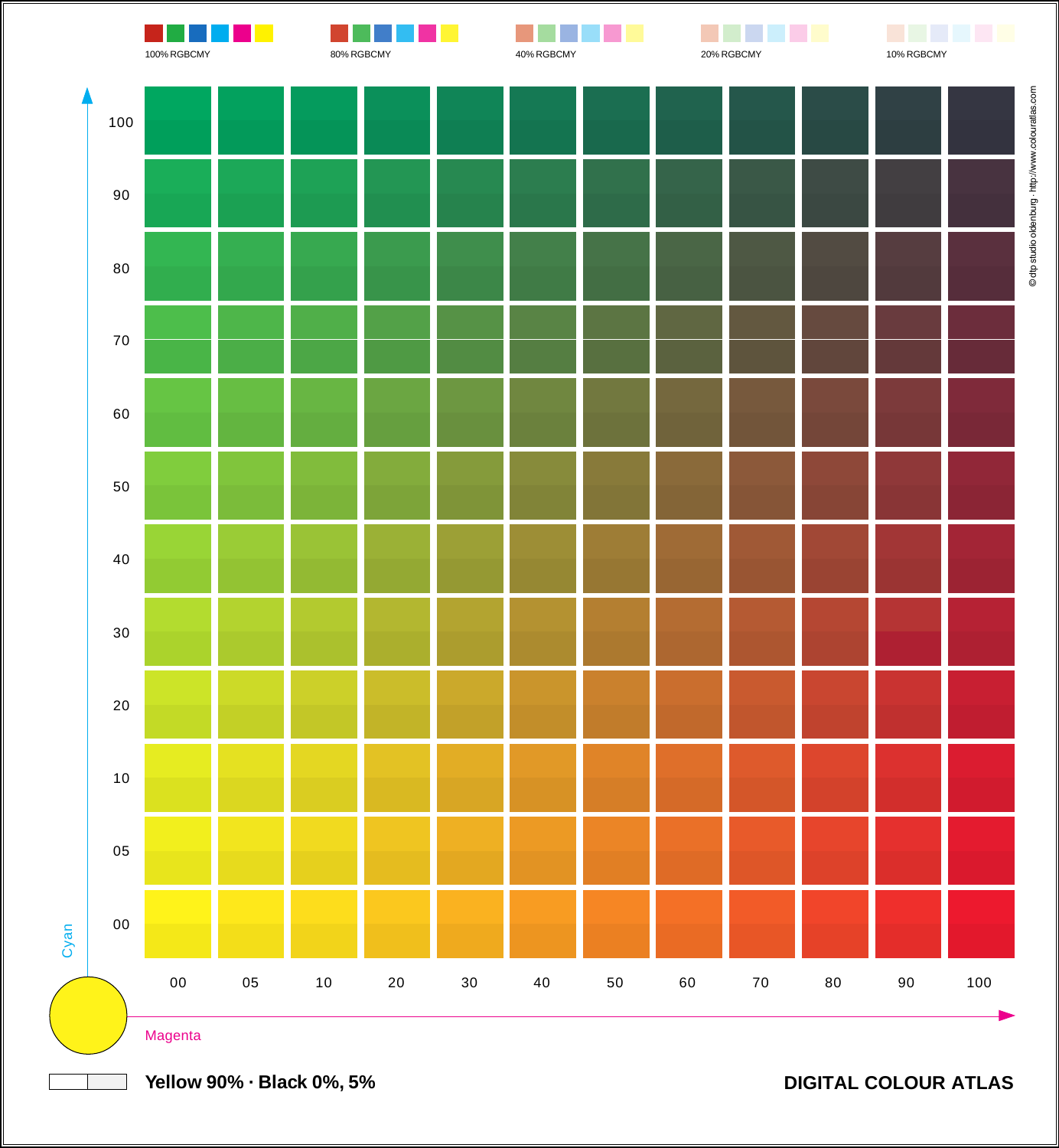100% RGBCMY

80% RGBCMY

40% RGBCMY

20% RGBCMY

10% RGBCMY

| Cyan \ Magenta | 00 | 05 | 10 | 20 | 30 | 40 | 50 | 60 | 70 | 80 | 90 | 100 |
|---|---|---|---|---|---|---|---|---|---|---|---|---|
| 100 | | | | | | | | | | | | |
| 90 | | | | | | | | | | | | |
| 80 | | | | | | | | | | | | |
| 70 | | | | | | | | | | | | |
| 60 | | | | | | | | | | | | |
| 50 | | | | | | | | | | | | |
| 40 | | | | | | | | | | | | |
| 30 | | | | | | | | | | | | |
| 20 | | | | | | | | | | | | |
| 10 | | | | | | | | | | | | |
| 05 | | | | | | | | | | | | |
| 00 | | | | | | | | | | | | |

Cyan

Magenta

© dtp studio oldenburg · http://www.colouratlas.com

**Yellow 90% · Black 0%, 5%**

**DIGITAL COLOUR ATLAS**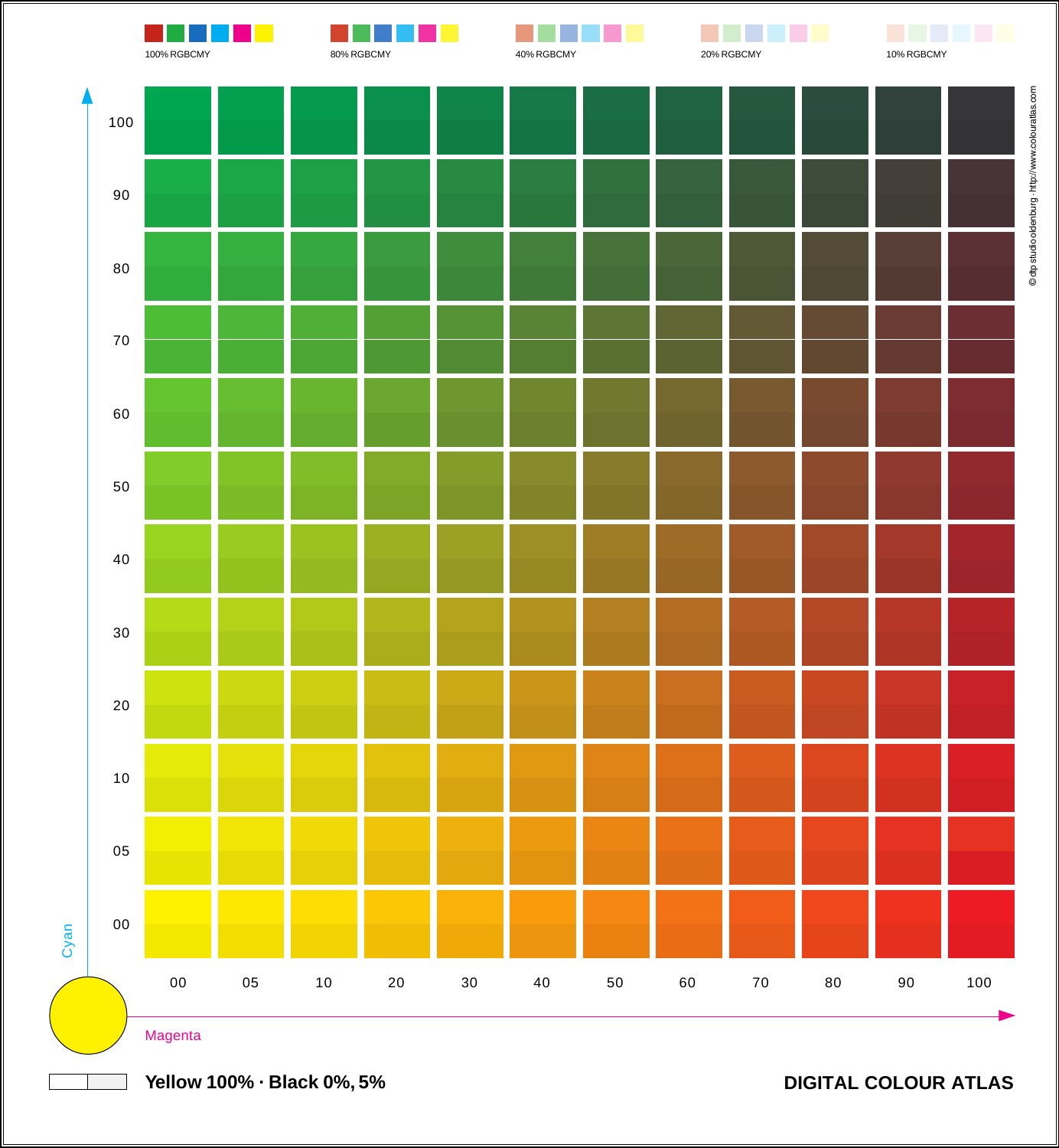100% RGBCMY

80% RGBCMY

40% RGBCMY

20% RGBCMY

10% RGBCMY

Cyan: 100, 90, 80, 70, 60, 50, 40, 30, 20, 10, 05, 00

Magenta: 00, 05, 10, 20, 30, 40, 50, 60, 70, 80, 90, 100

© dtp studio oldenburg · http://www.colouratlas.com

**Yellow 100% · Black 0%, 5%**

**DIGITAL COLOUR ATLAS**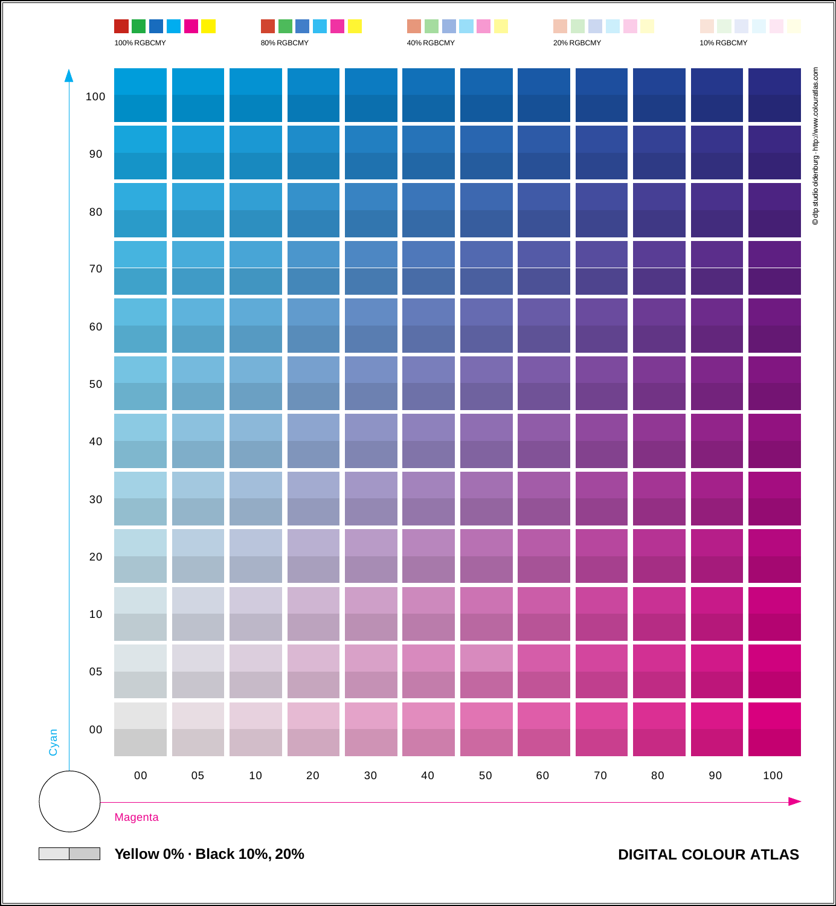100% RGBCMY

80% RGBCMY

40% RGBCMY

20% RGBCMY

10% RGBCMY

Cyan: 100, 90, 80, 70, 60, 50, 40, 30, 20, 10, 05, 00

Magenta: 00, 05, 10, 20, 30, 40, 50, 60, 70, 80, 90, 100

© dtp studio oldenburg · http://www.colouratlas.com

**Yellow 0% · Black 10%, 20%**

**DIGITAL COLOUR ATLAS**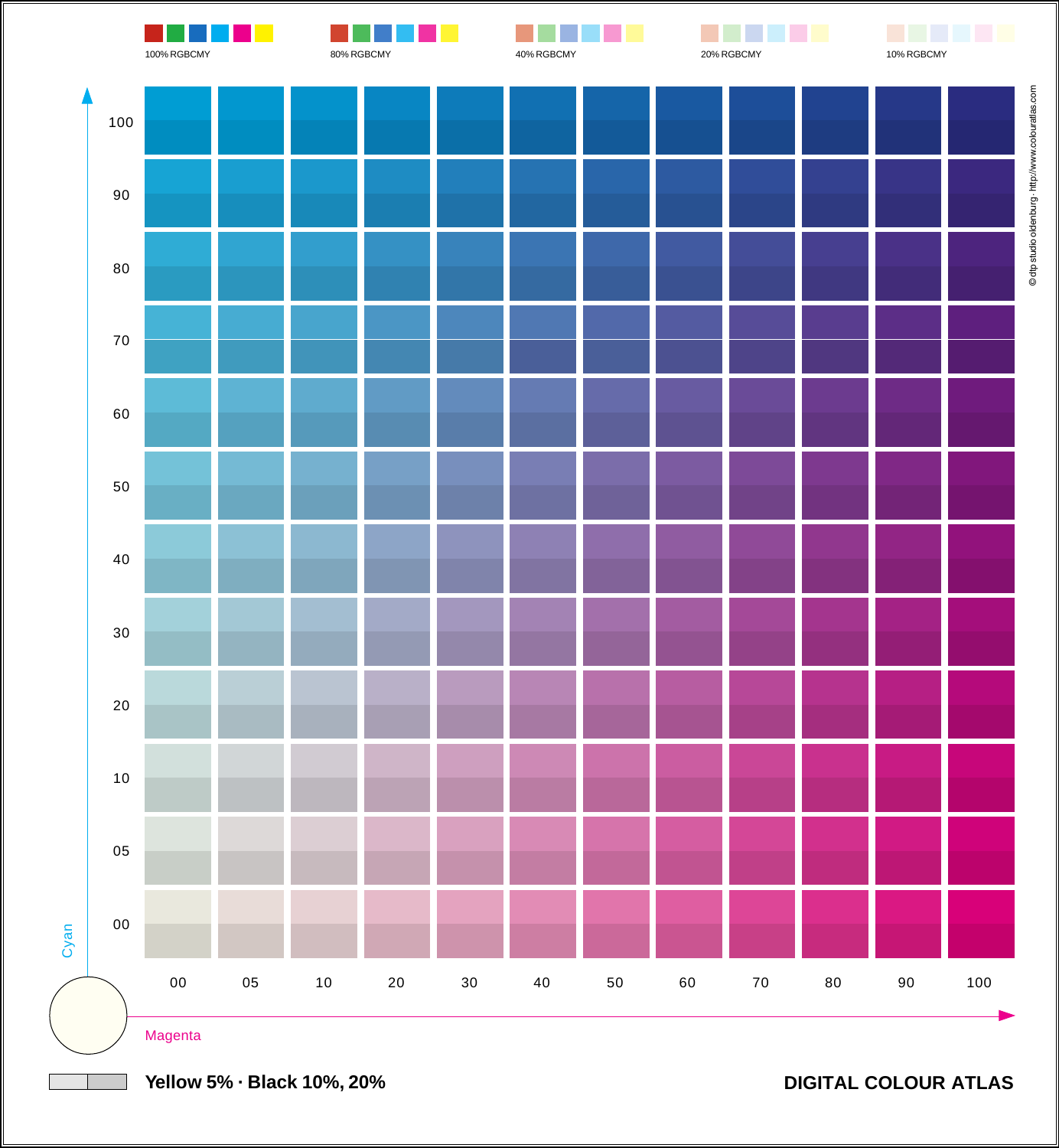100% RGBCMY

80% RGBCMY

40% RGBCMY

20% RGBCMY

10% RGBCMY

| Cyan \ Magenta | 00 | 05 | 10 | 20 | 30 | 40 | 50 | 60 | 70 | 80 | 90 | 100 |
|---|---|---|---|---|---|---|---|---|---|---|---|---|
| 100 | | | | | | | | | | | | |
| 90 | | | | | | | | | | | | |
| 80 | | | | | | | | | | | | |
| 70 | | | | | | | | | | | | |
| 60 | | | | | | | | | | | | |
| 50 | | | | | | | | | | | | |
| 40 | | | | | | | | | | | | |
| 30 | | | | | | | | | | | | |
| 20 | | | | | | | | | | | | |
| 10 | | | | | | | | | | | | |
| 05 | | | | | | | | | | | | |
| 00 | | | | | | | | | | | | |

Cyan

Magenta

© dtp studio oldenburg · http://www.colouratlas.com

**Yellow 5% · Black 10%, 20%**

**DIGITAL COLOUR ATLAS**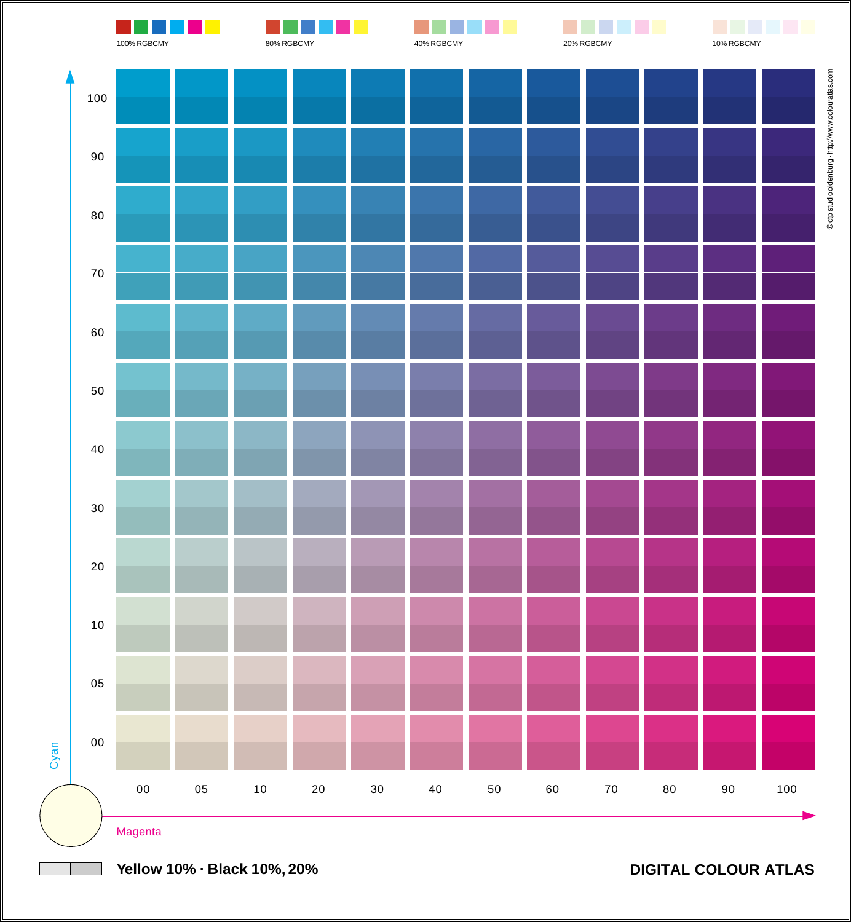100% RGBCMY

80% RGBCMY

40% RGBCMY

20% RGBCMY

10% RGBCMY

| Cyan \ Magenta | 00 | 05 | 10 | 20 | 30 | 40 | 50 | 60 | 70 | 80 | 90 | 100 |
|---|---|---|---|---|---|---|---|---|---|---|---|---|
| 100 | | | | | | | | | | | | |
| 90 | | | | | | | | | | | | |
| 80 | | | | | | | | | | | | |
| 70 | | | | | | | | | | | | |
| 60 | | | | | | | | | | | | |
| 50 | | | | | | | | | | | | |
| 40 | | | | | | | | | | | | |
| 30 | | | | | | | | | | | | |
| 20 | | | | | | | | | | | | |
| 10 | | | | | | | | | | | | |
| 05 | | | | | | | | | | | | |
| 00 | | | | | | | | | | | | |

Cyan

Magenta

© dtp studio oldenburg · http://www.colouratlas.com

**Yellow 10% · Black 10%, 20%**

**DIGITAL COLOUR ATLAS**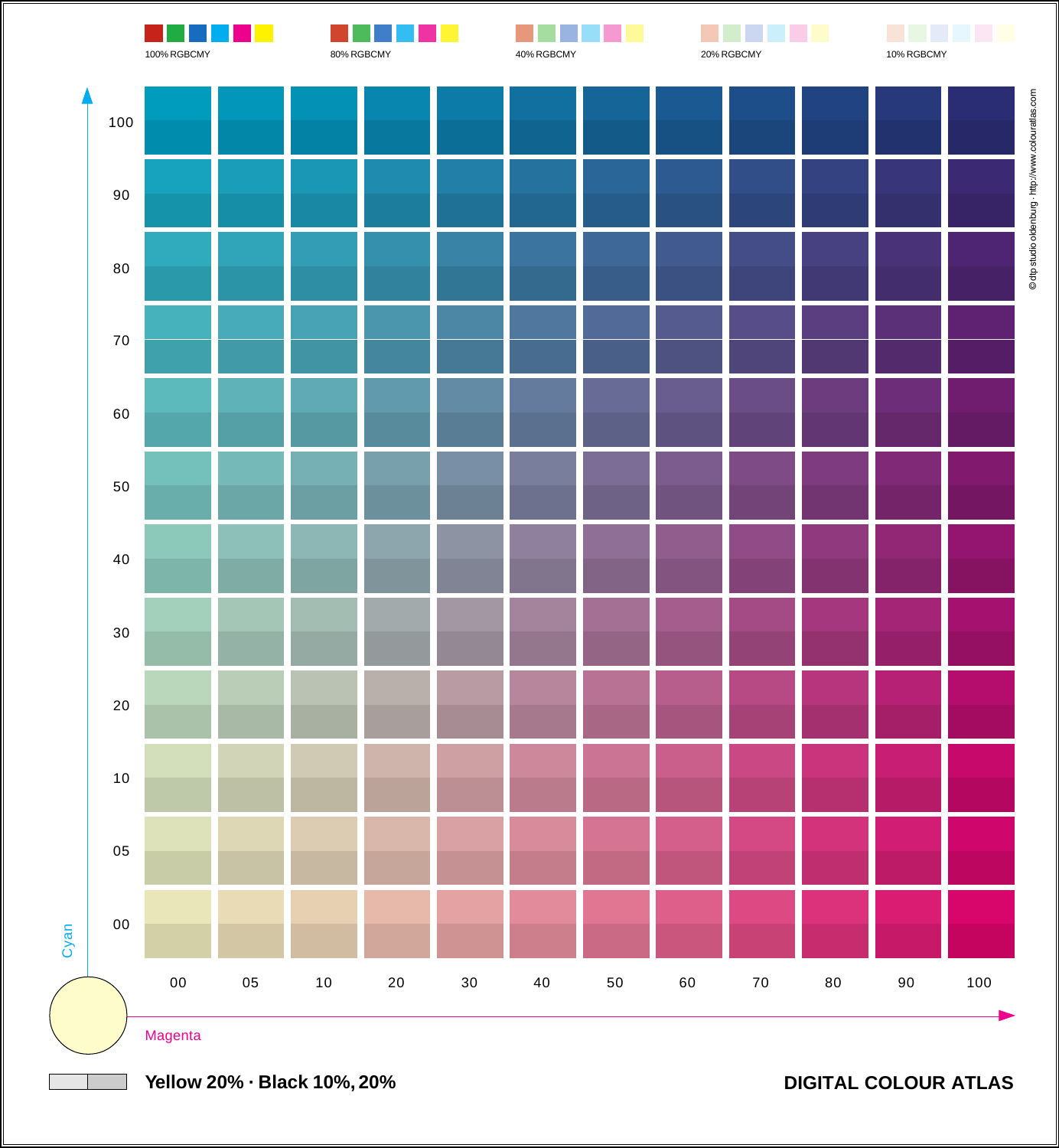100% RGBCMY

80% RGBCMY

40% RGBCMY

20% RGBCMY

10% RGBCMY

Cyan: 100, 90, 80, 70, 60, 50, 40, 30, 20, 10, 05, 00

Magenta: 00, 05, 10, 20, 30, 40, 50, 60, 70, 80, 90, 100

© dtp studio oldenburg · http://www.colouratlas.com

**Yellow 20% · Black 10%, 20%**

**DIGITAL COLOUR ATLAS**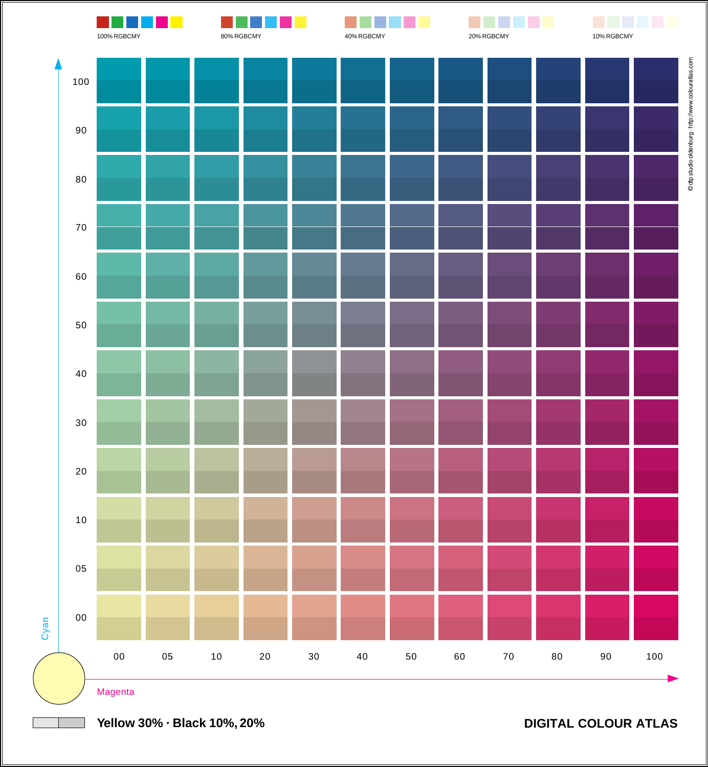100% RGBCMY

80% RGBCMY

40% RGBCMY

20% RGBCMY

10% RGBCMY

© dtp studio oldenburg · http://www.colouratlas.com

| Cyan | | | | | | | | | | | | |
|---|---|---|---|---|---|---|---|---|---|---|---|---|
| 100 | | | | | | | | | | | | |
| 90 | | | | | | | | | | | | |
| 80 | | | | | | | | | | | | |
| 70 | | | | | | | | | | | | |
| 60 | | | | | | | | | | | | |
| 50 | | | | | | | | | | | | |
| 40 | | | | | | | | | | | | |
| 30 | | | | | | | | | | | | |
| 20 | | | | | | | | | | | | |
| 10 | | | | | | | | | | | | |
| 05 | | | | | | | | | | | | |
| 00 | | | | | | | | | | | | |
| | 00 | 05 | 10 | 20 | 30 | 40 | 50 | 60 | 70 | 80 | 90 | 100 |

Magenta

**Yellow 30% · Black 10%, 20%**

**DIGITAL COLOUR ATLAS**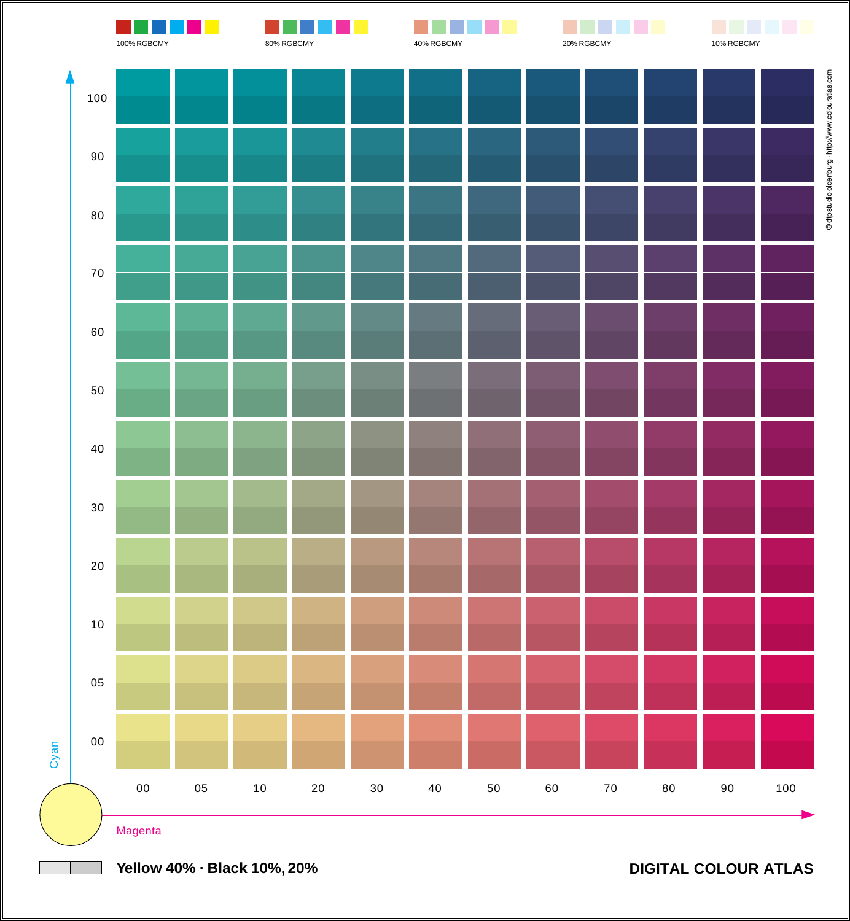100% RGBCMY

80% RGBCMY

40% RGBCMY

20% RGBCMY

10% RGBCMY

Cyan: 100, 90, 80, 70, 60, 50, 40, 30, 20, 10, 05, 00

Magenta: 00, 05, 10, 20, 30, 40, 50, 60, 70, 80, 90, 100

© dtp studio oldenburg · http://www.colouratlas.com

**Yellow 40% · Black 10%, 20%**

**DIGITAL COLOUR ATLAS**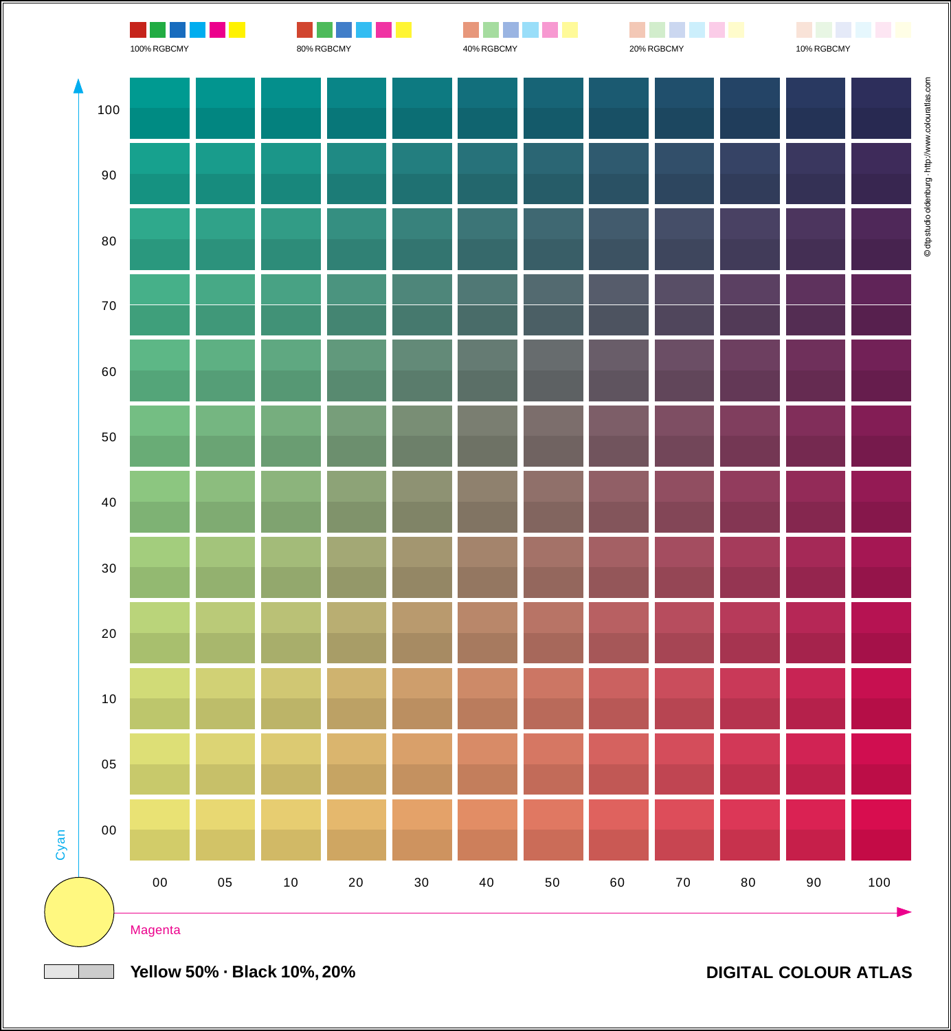100% RGBCMY

80% RGBCMY

40% RGBCMY

20% RGBCMY

10% RGBCMY

Cyan

100
90
80
70
60
50
40
30
20
10
05
00

00 05 10 20 30 40 50 60 70 80 90 100

Magenta

© dtpstudio oldenburg · http://www.colouratlas.com

**Yellow 50% · Black 10%, 20%**

**DIGITAL COLOUR ATLAS**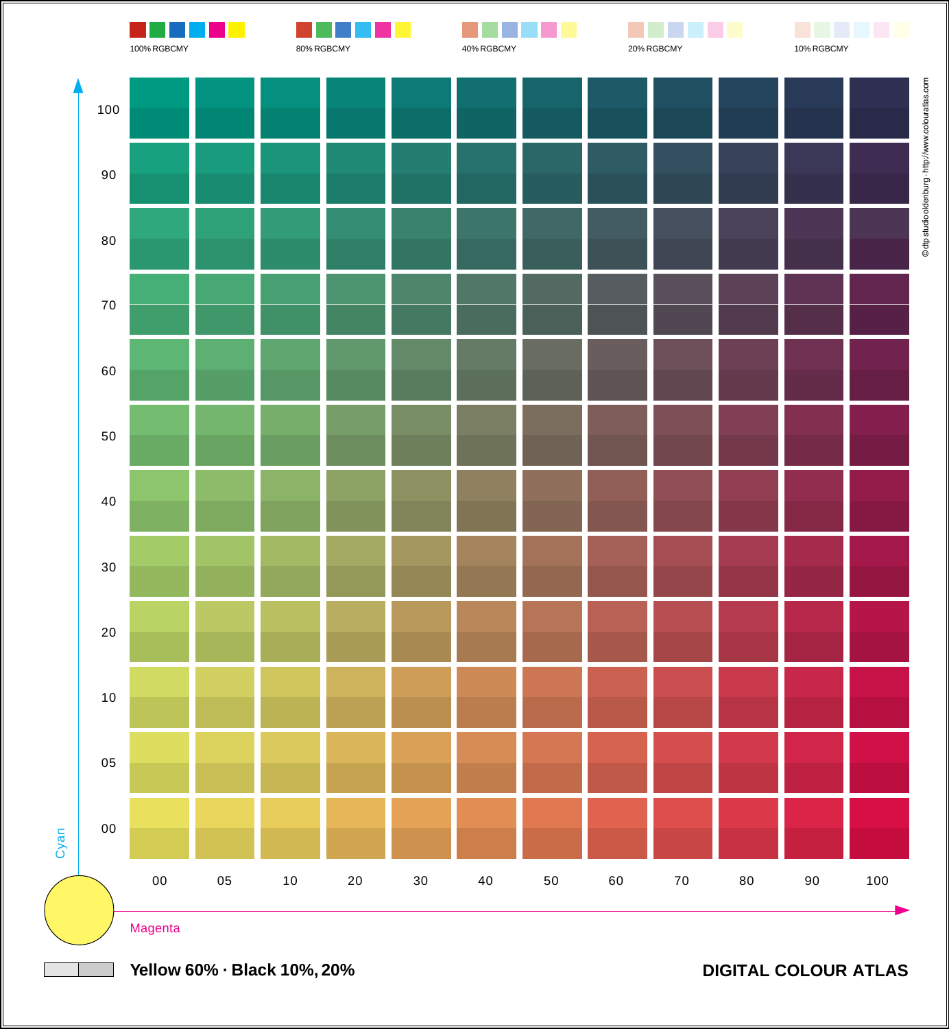100% RGBCMY

80% RGBCMY

40% RGBCMY

20% RGBCMY

10% RGBCMY

Cyan: 100, 90, 80, 70, 60, 50, 40, 30, 20, 10, 05, 00

Magenta: 00, 05, 10, 20, 30, 40, 50, 60, 70, 80, 90, 100

© dtp studio oldenburg · http://www.colouratlas.com

**Yellow 60% · Black 10%, 20%**

**DIGITAL COLOUR ATLAS**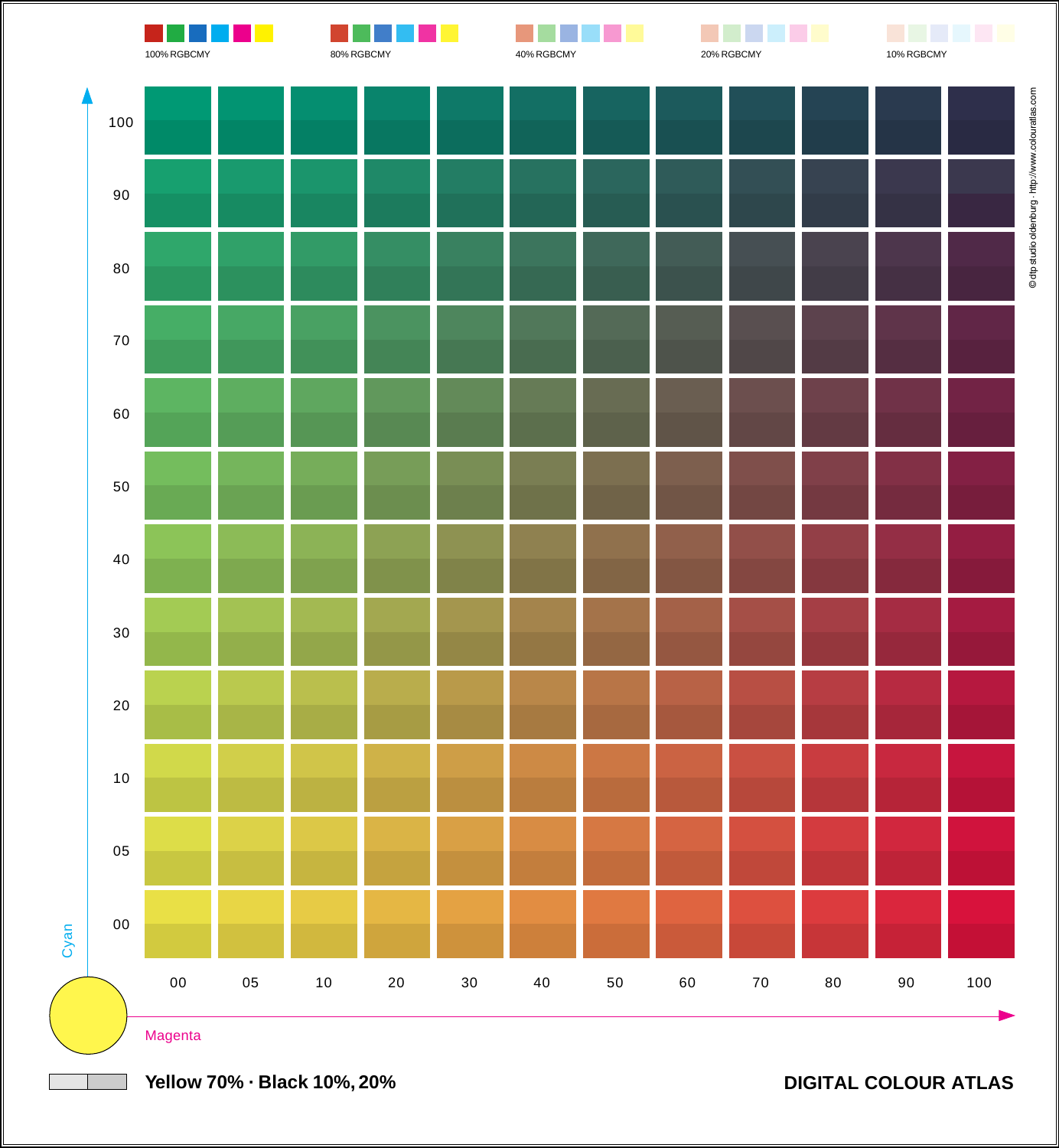100% RGBCMY

80% RGBCMY

40% RGBCMY

20% RGBCMY

10% RGBCMY

© dtp studio oldenburg · http://www.colouratlas.com

Cyan: 100, 90, 80, 70, 60, 50, 40, 30, 20, 10, 05, 00

Magenta: 00, 05, 10, 20, 30, 40, 50, 60, 70, 80, 90, 100

**Yellow 70% · Black 10%, 20%**

**DIGITAL COLOUR ATLAS**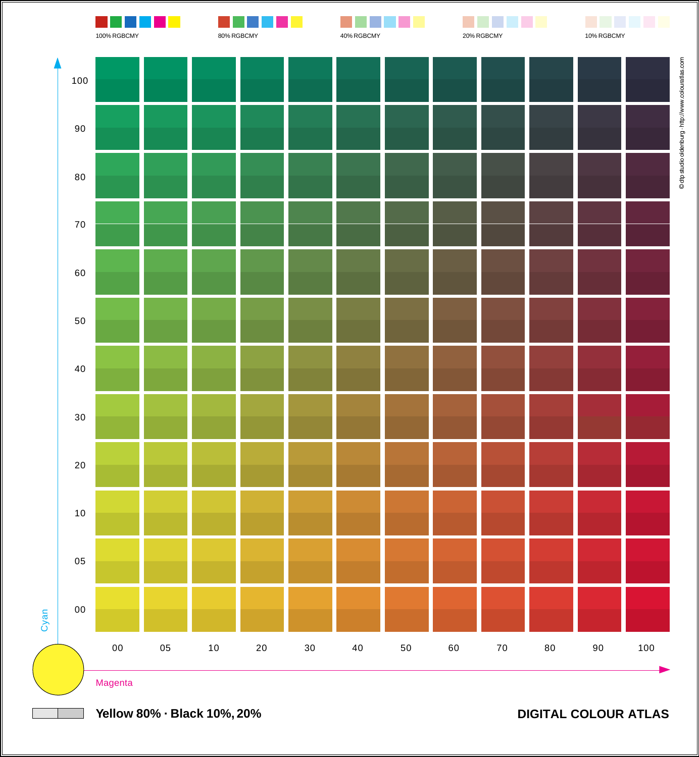100% RGBCMY

80% RGBCMY

40% RGBCMY

20% RGBCMY

10% RGBCMY

Cyan: 100, 90, 80, 70, 60, 50, 40, 30, 20, 10, 05, 00

Magenta: 00, 05, 10, 20, 30, 40, 50, 60, 70, 80, 90, 100

© dtp studio oldenburg · http://www.colouratlas.com

**Yellow 80% · Black 10%, 20%**

**DIGITAL COLOUR ATLAS**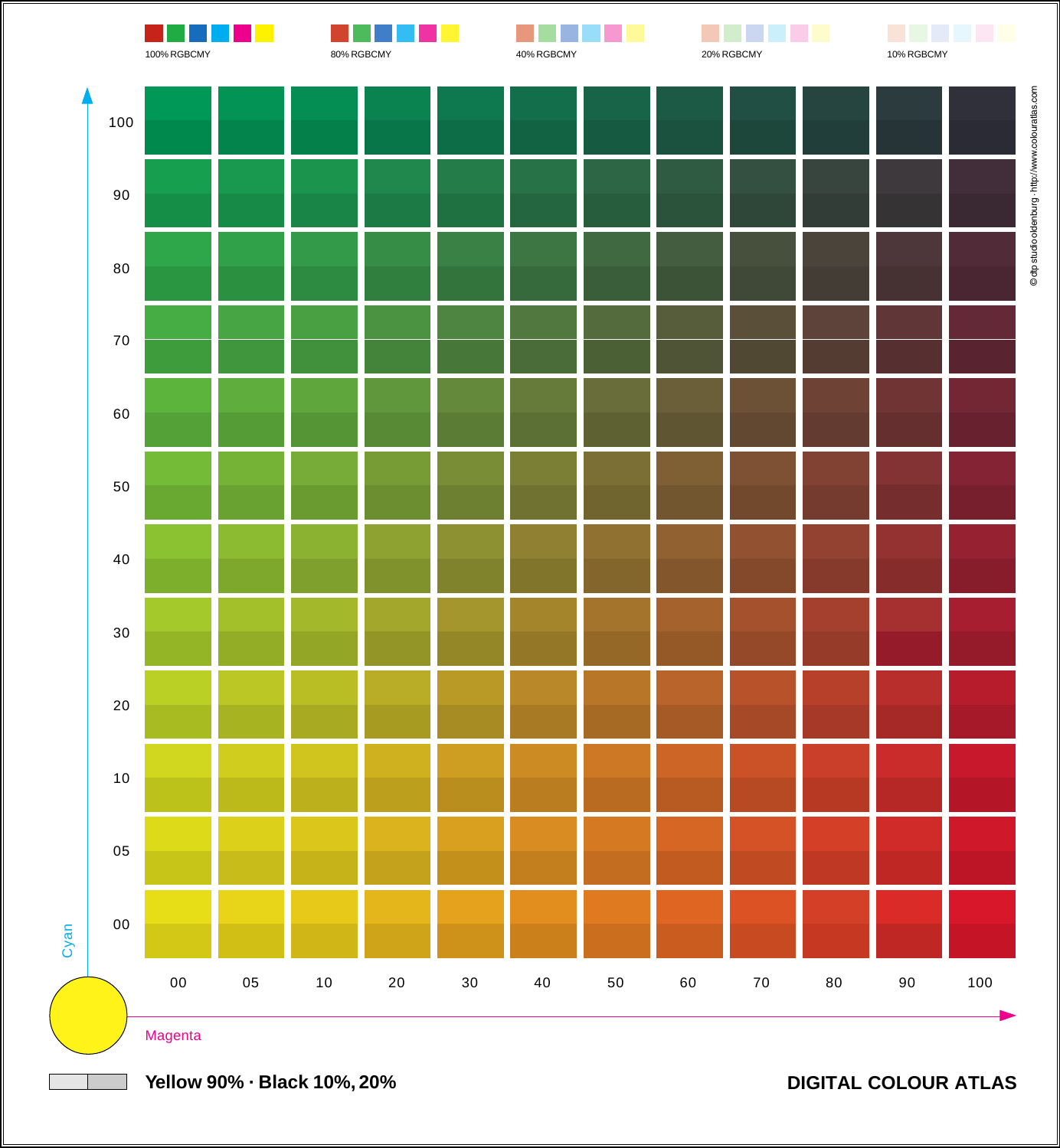100% RGBCMY

80% RGBCMY

40% RGBCMY

20% RGBCMY

10% RGBCMY

| Cyan \ Magenta | 00 | 05 | 10 | 20 | 30 | 40 | 50 | 60 | 70 | 80 | 90 | 100 |
|---|---|---|---|---|---|---|---|---|---|---|---|---|
| 100 | | | | | | | | | | | | |
| 90 | | | | | | | | | | | | |
| 80 | | | | | | | | | | | | |
| 70 | | | | | | | | | | | | |
| 60 | | | | | | | | | | | | |
| 50 | | | | | | | | | | | | |
| 40 | | | | | | | | | | | | |
| 30 | | | | | | | | | | | | |
| 20 | | | | | | | | | | | | |
| 10 | | | | | | | | | | | | |
| 05 | | | | | | | | | | | | |
| 00 | | | | | | | | | | | | |

Cyan

Magenta

© dtp studio oldenburg · http://www.colouratlas.com

**Yellow 90% · Black 10%, 20%**

**DIGITAL COLOUR ATLAS**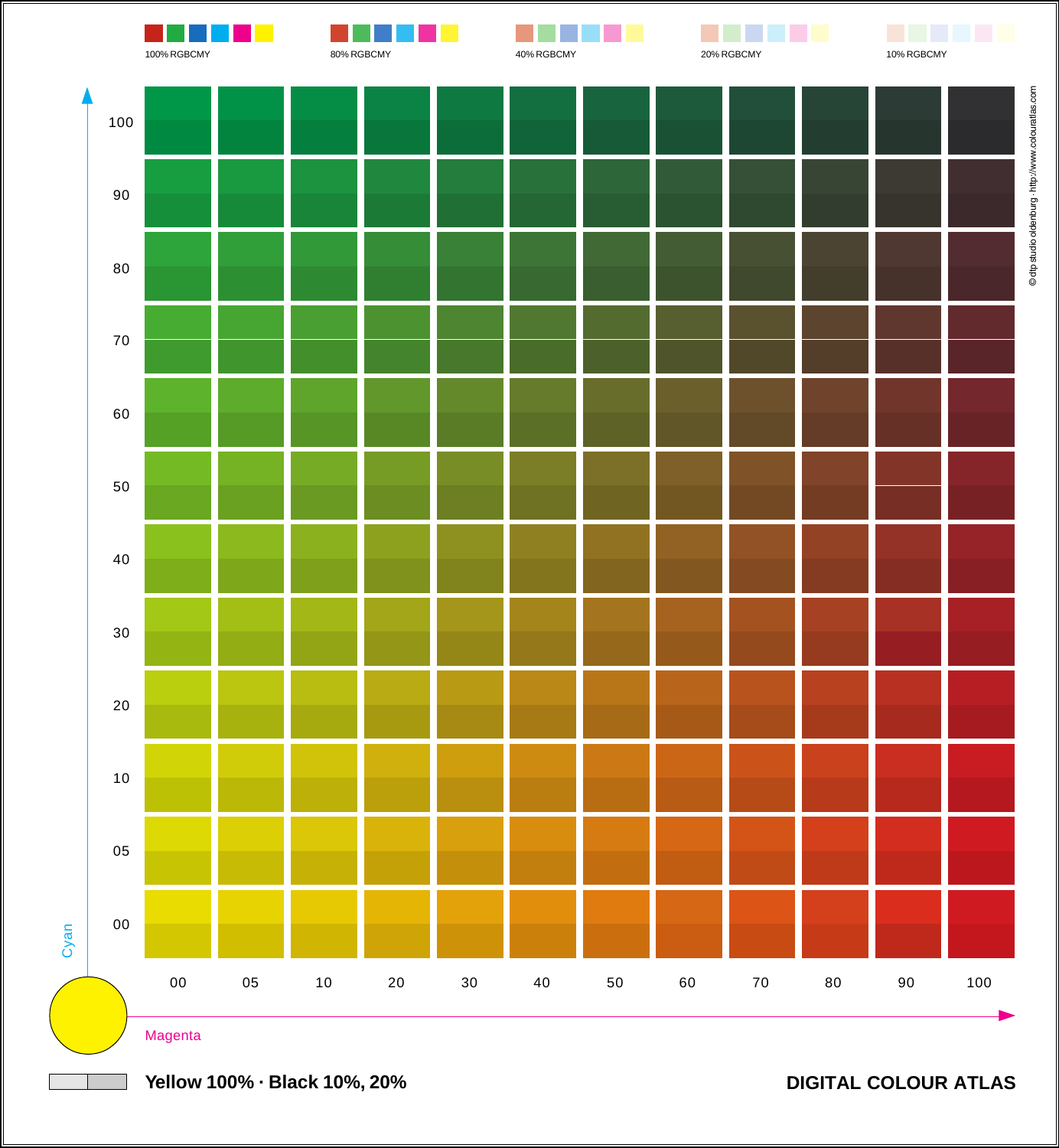100% RGBCMY

80% RGBCMY

40% RGBCMY

20% RGBCMY

10% RGBCMY

Cyan: 100, 90, 80, 70, 60, 50, 40, 30, 20, 10, 05, 00

Magenta: 00, 05, 10, 20, 30, 40, 50, 60, 70, 80, 90, 100

© dtp studio oldenburg · http://www.colouratlas.com

**Yellow 100% · Black 10%, 20%**

**DIGITAL COLOUR ATLAS**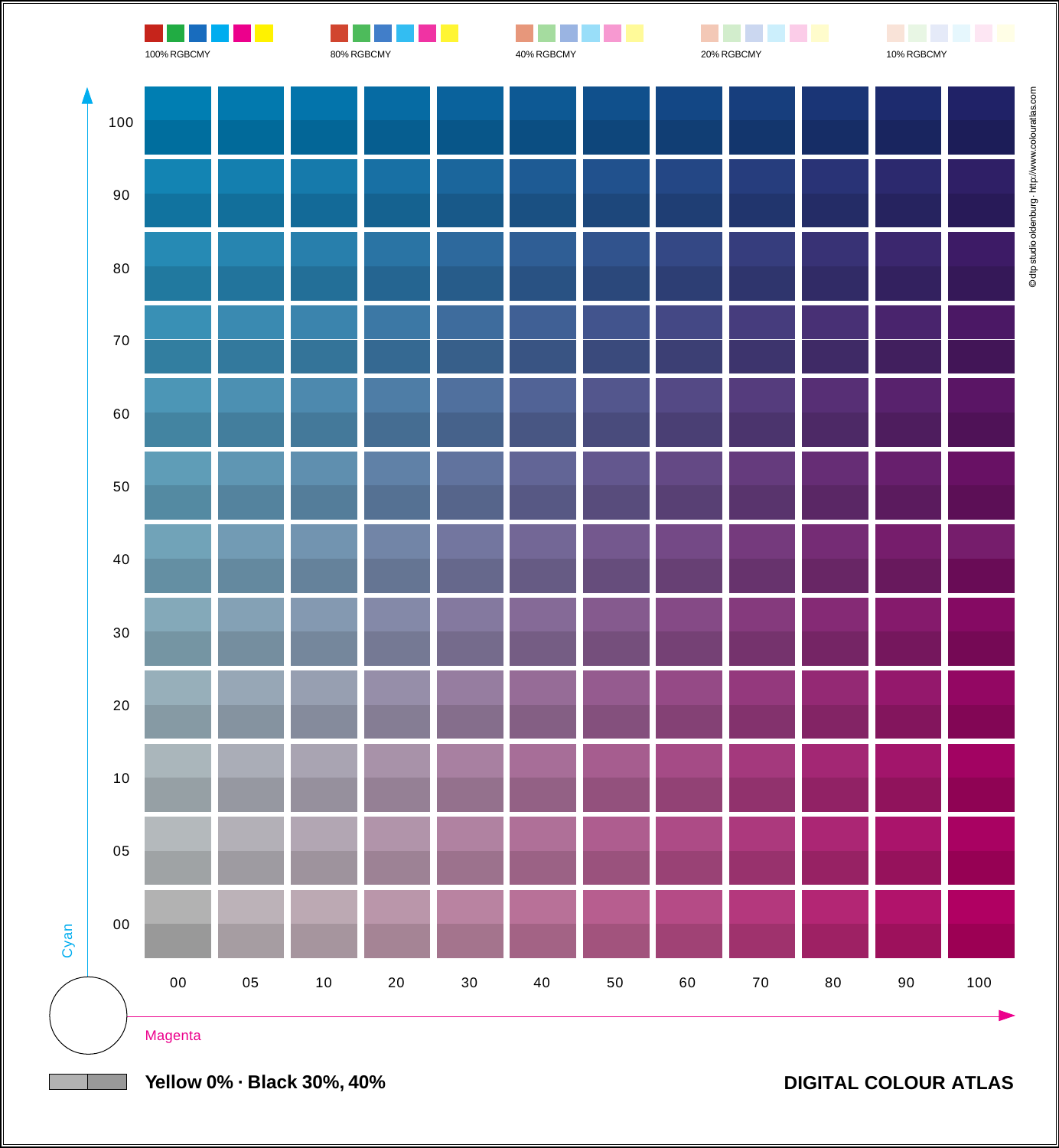100% RGBCMY

80% RGBCMY

40% RGBCMY

20% RGBCMY

10% RGBCMY

Cyan: 100, 90, 80, 70, 60, 50, 40, 30, 20, 10, 05, 00

Magenta: 00, 05, 10, 20, 30, 40, 50, 60, 70, 80, 90, 100

© dtp studio oldenburg · http://www.colouratlas.com

**Yellow 0% · Black 30%, 40%**

**DIGITAL COLOUR ATLAS**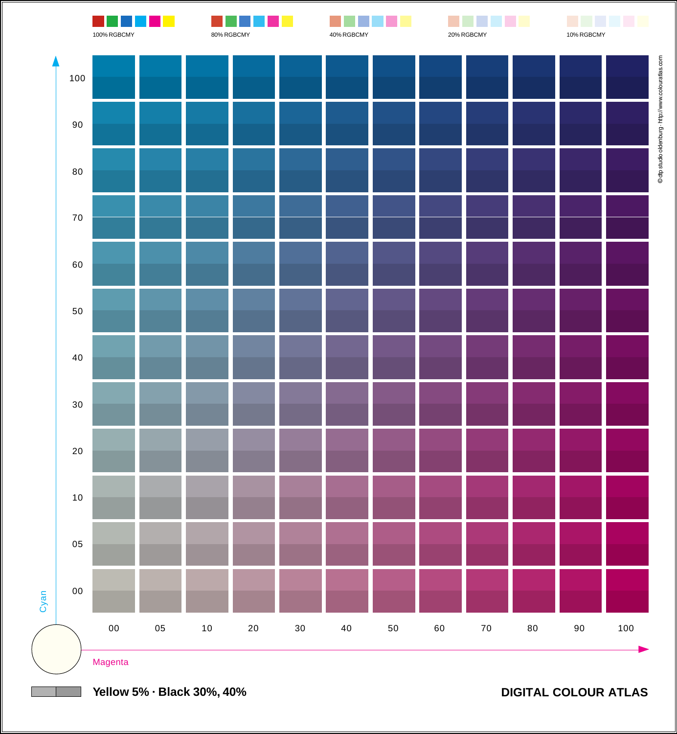100% RGBCMY

80% RGBCMY

40% RGBCMY

20% RGBCMY

10% RGBCMY

Cyan: 100, 90, 80, 70, 60, 50, 40, 30, 20, 10, 05, 00

Magenta: 00, 05, 10, 20, 30, 40, 50, 60, 70, 80, 90, 100

© dtp studio oldenburg · http://www.colouratlas.com

**Yellow 5% · Black 30%, 40%**

**DIGITAL COLOUR ATLAS**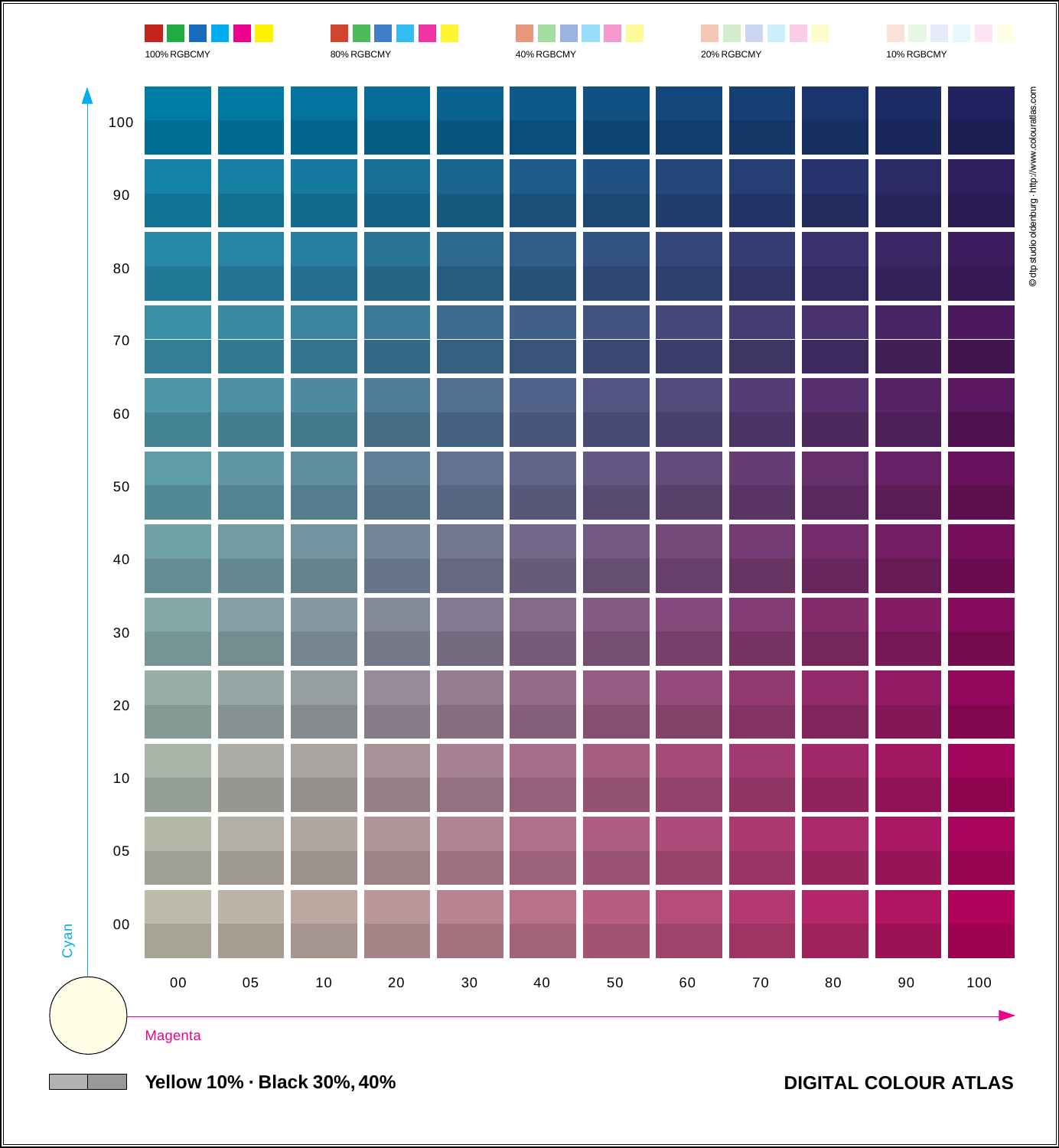100% RGBCMY

80% RGBCMY

40% RGBCMY

20% RGBCMY

10% RGBCMY

© dtp studio oldenburg · http://www.colouratlas.com

Cyan: 100, 90, 80, 70, 60, 50, 40, 30, 20, 10, 05, 00

Magenta: 00, 05, 10, 20, 30, 40, 50, 60, 70, 80, 90, 100

**Yellow 10% · Black 30%, 40%**

**DIGITAL COLOUR ATLAS**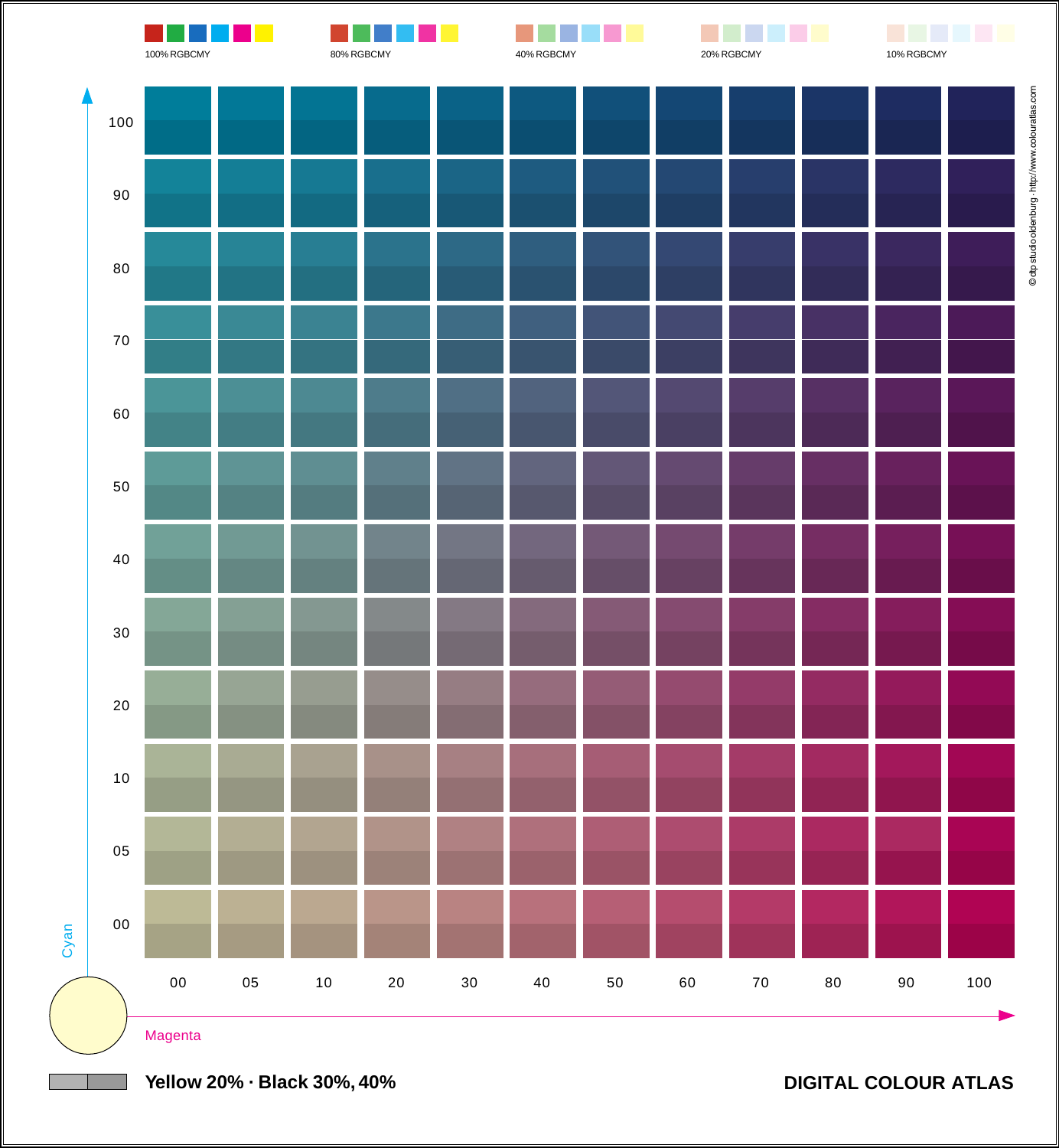100% RGBCMY

80% RGBCMY

40% RGBCMY

20% RGBCMY

10% RGBCMY

Cyan: 100, 90, 80, 70, 60, 50, 40, 30, 20, 10, 05, 00

Magenta: 00, 05, 10, 20, 30, 40, 50, 60, 70, 80, 90, 100

© dtp studio oldenburg · http://www.colouratlas.com

**Yellow 20% · Black 30%, 40%**

**DIGITAL COLOUR ATLAS**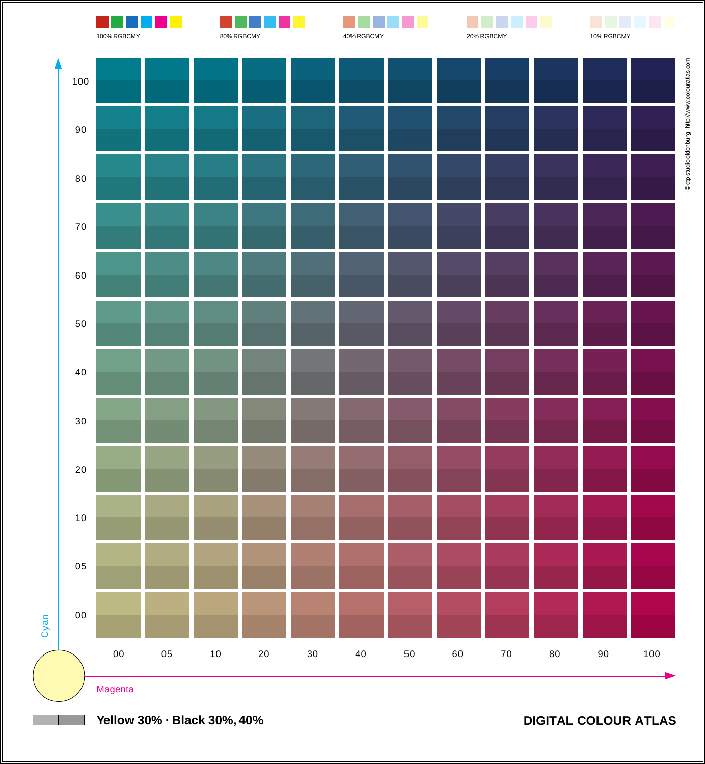100% RGBCMY

80% RGBCMY

40% RGBCMY

20% RGBCMY

10% RGBCMY

| Cyan \ Magenta | 00 | 05 | 10 | 20 | 30 | 40 | 50 | 60 | 70 | 80 | 90 | 100 |
|---|---|---|---|---|---|---|---|---|---|---|---|---|
| 100 | | | | | | | | | | | | |
| 90 | | | | | | | | | | | | |
| 80 | | | | | | | | | | | | |
| 70 | | | | | | | | | | | | |
| 60 | | | | | | | | | | | | |
| 50 | | | | | | | | | | | | |
| 40 | | | | | | | | | | | | |
| 30 | | | | | | | | | | | | |
| 20 | | | | | | | | | | | | |
| 10 | | | | | | | | | | | | |
| 05 | | | | | | | | | | | | |
| 00 | | | | | | | | | | | | |

Cyan

Magenta

© dtp studio oldenburg · http://www.colouratlas.com

**Yellow 30% · Black 30%, 40%**

**DIGITAL COLOUR ATLAS**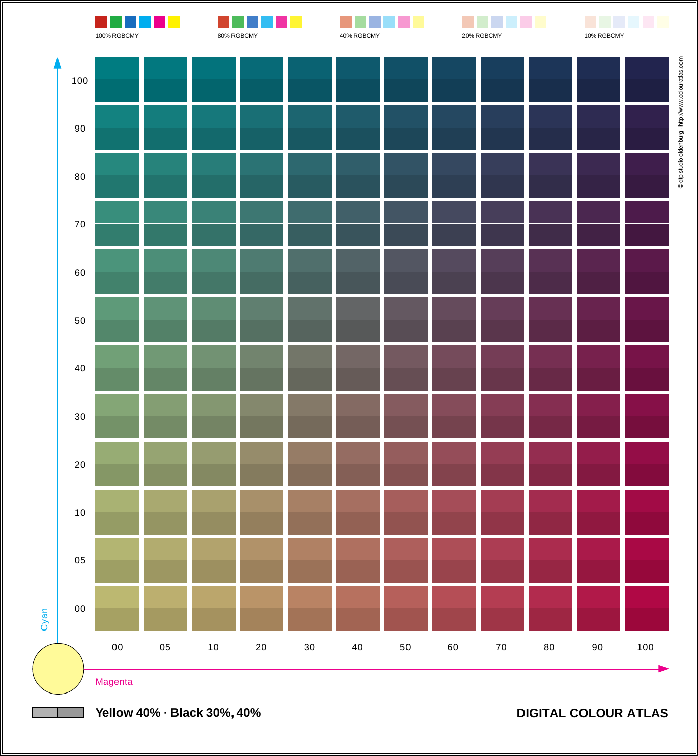100% RGBCMY

80% RGBCMY

40% RGBCMY

20% RGBCMY

10% RGBCMY

© dtp studio oldenburg · http://www.colouratlas.com

Cyan: 100, 90, 80, 70, 60, 50, 40, 30, 20, 10, 05, 00

Magenta: 00, 05, 10, 20, 30, 40, 50, 60, 70, 80, 90, 100

**Yellow 40% · Black 30%, 40%**

**DIGITAL COLOUR ATLAS**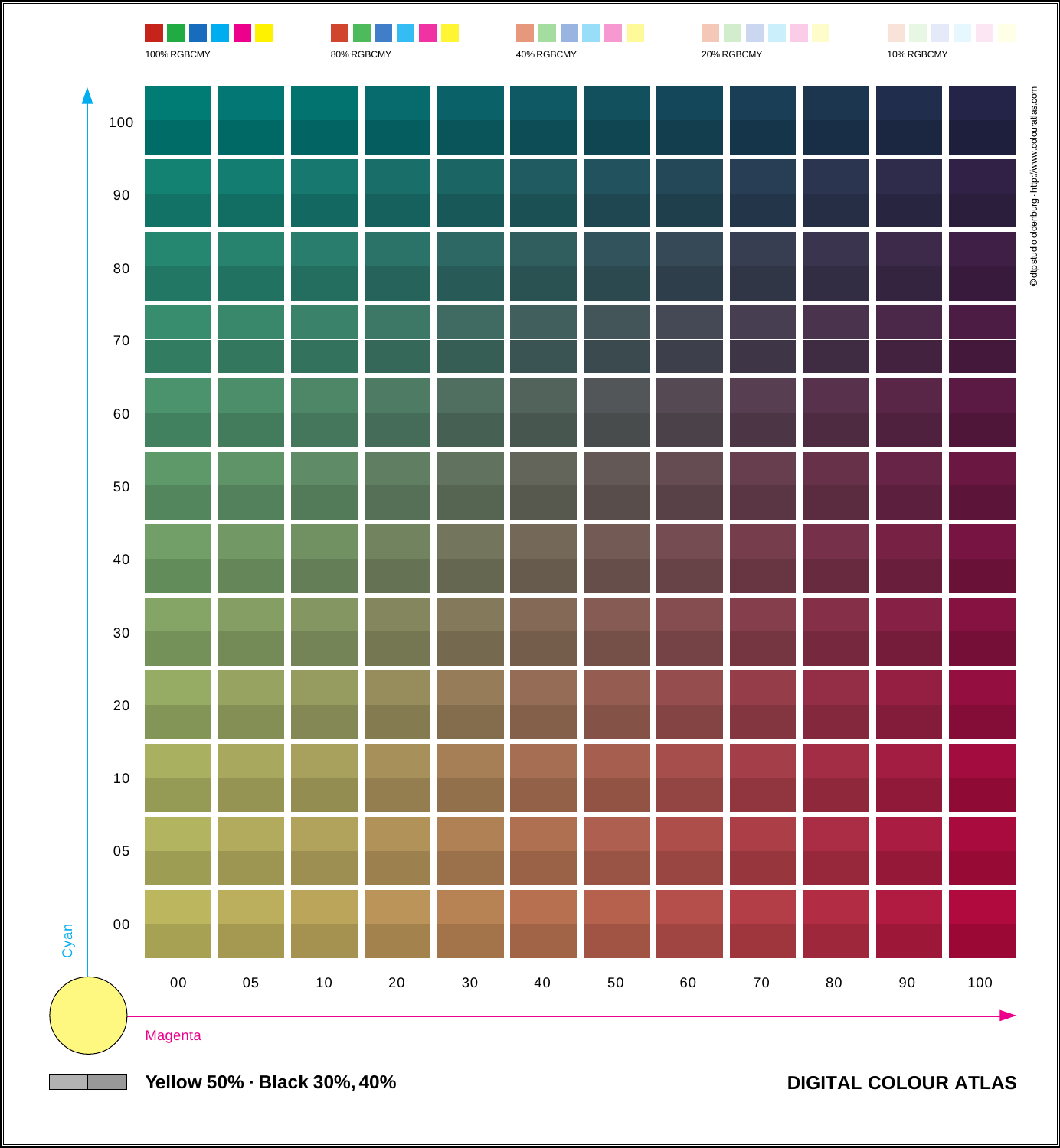100% RGBCMY

80% RGBCMY

40% RGBCMY

20% RGBCMY

10% RGBCMY

Cyan: 100, 90, 80, 70, 60, 50, 40, 30, 20, 10, 05, 00

Magenta: 00, 05, 10, 20, 30, 40, 50, 60, 70, 80, 90, 100

© dtp studio oldenburg · http://www.colouratlas.com

**Yellow 50% · Black 30%, 40%**

**DIGITAL COLOUR ATLAS**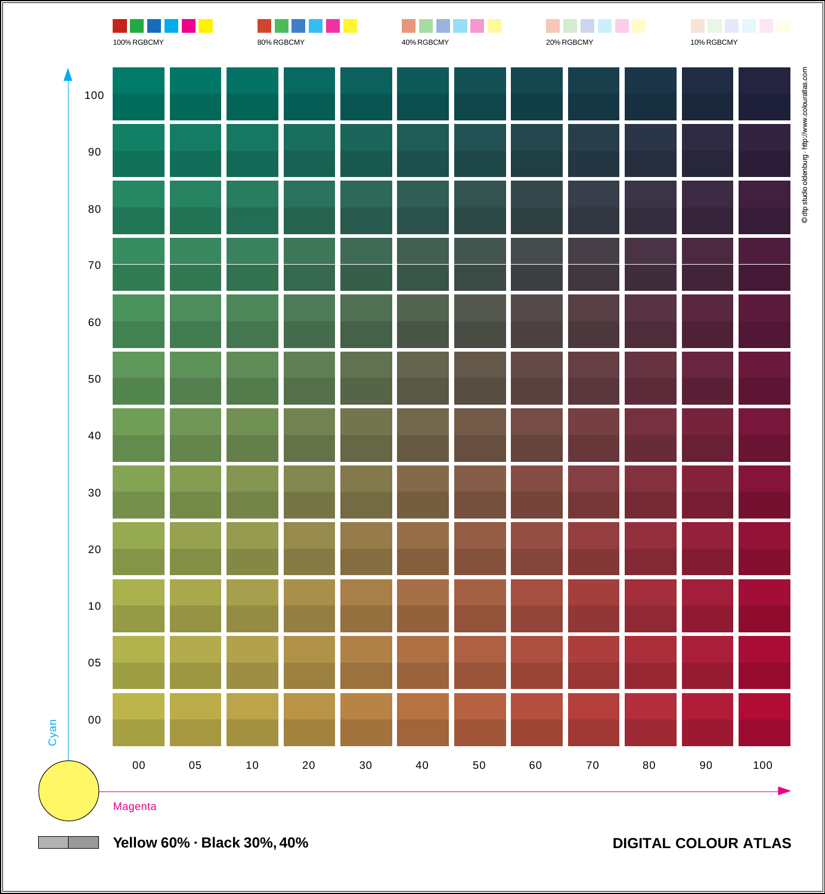100% RGBCMY

80% RGBCMY

40% RGBCMY

20% RGBCMY

10% RGBCMY

Cyan: 100, 90, 80, 70, 60, 50, 40, 30, 20, 10, 05, 00

Magenta: 00, 05, 10, 20, 30, 40, 50, 60, 70, 80, 90, 100

© dtp studio oldenburg · http://www.colouratlas.com

**Yellow 60% · Black 30%, 40%**

**DIGITAL COLOUR ATLAS**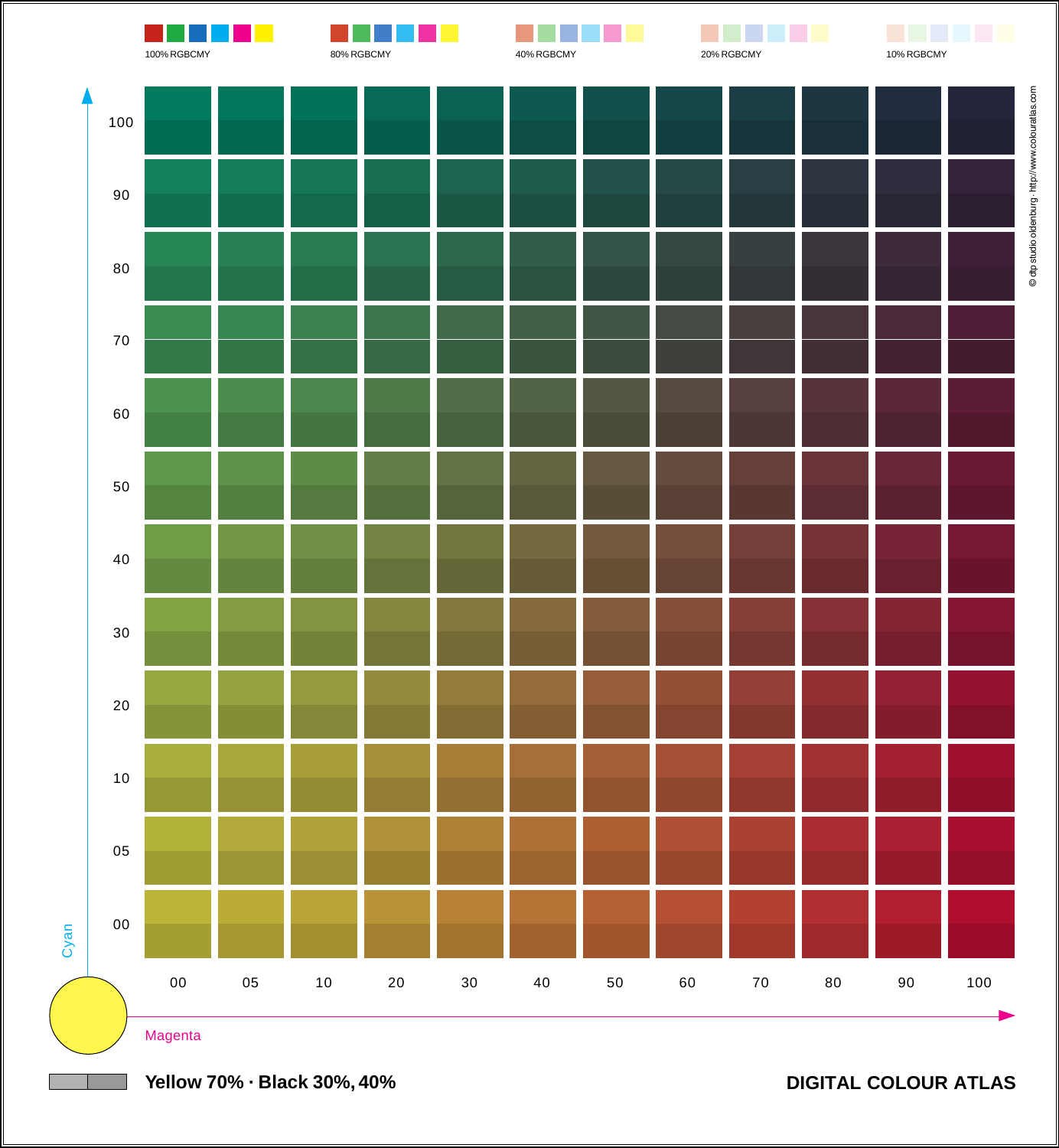100% RGBCMY

80% RGBCMY

40% RGBCMY

20% RGBCMY

10% RGBCMY

© dtp studio oldenburg · http://www.colouratlas.com

Cyan: 100, 90, 80, 70, 60, 50, 40, 30, 20, 10, 05, 00

Magenta: 00, 05, 10, 20, 30, 40, 50, 60, 70, 80, 90, 100

**Yellow 70% · Black 30%, 40%**

**DIGITAL COLOUR ATLAS**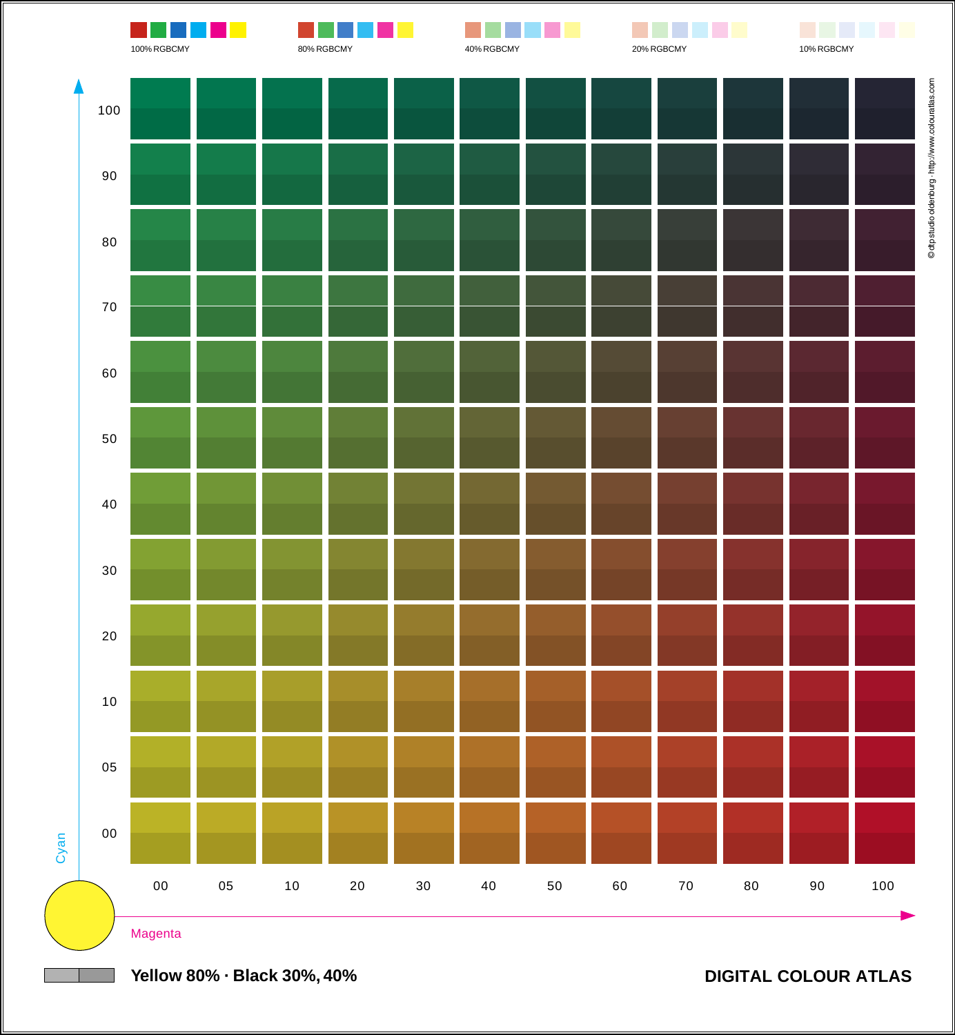100% RGBCMY

80% RGBCMY

40% RGBCMY

20% RGBCMY

10% RGBCMY

Cyan: 100, 90, 80, 70, 60, 50, 40, 30, 20, 10, 05, 00

Magenta: 00, 05, 10, 20, 30, 40, 50, 60, 70, 80, 90, 100

© dtp studio oldenburg · http://www.colouratlas.com

**Yellow 80% · Black 30%, 40%**

**DIGITAL COLOUR ATLAS**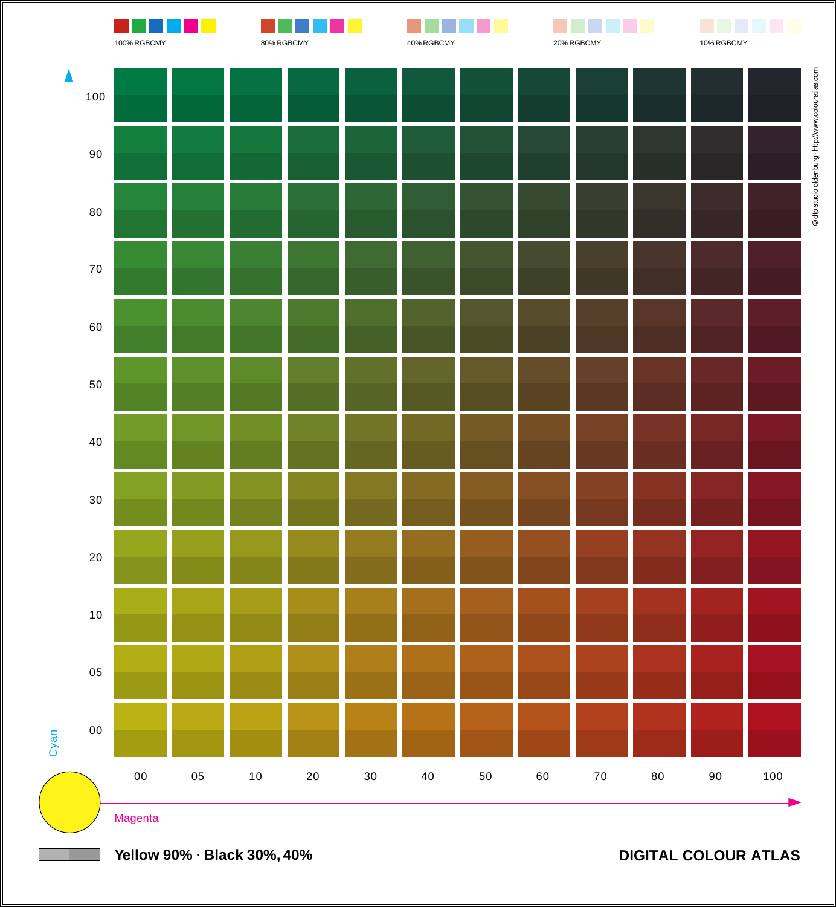100% RGBCMY

80% RGBCMY

40% RGBCMY

20% RGBCMY

10% RGBCMY

Cyan: 100, 90, 80, 70, 60, 50, 40, 30, 20, 10, 05, 00

Magenta: 00, 05, 10, 20, 30, 40, 50, 60, 70, 80, 90, 100

© dtp studio oldenburg · http://www.colouratlas.com

**Yellow 90% · Black 30%, 40%**

**DIGITAL COLOUR ATLAS**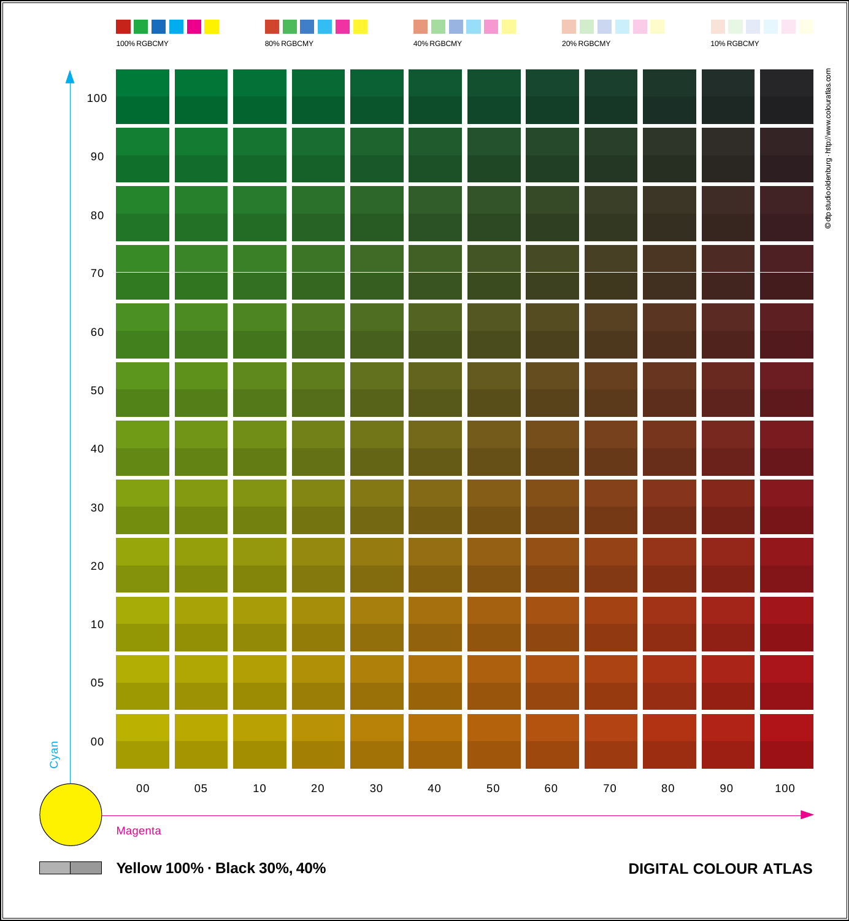100% RGBCMY

80% RGBCMY

40% RGBCMY

20% RGBCMY

10% RGBCMY

Cyan: 100, 90, 80, 70, 60, 50, 40, 30, 20, 10, 05, 00

Magenta: 00, 05, 10, 20, 30, 40, 50, 60, 70, 80, 90, 100

© dtp studio oldenburg · http://www.colouratlas.com

**Yellow 100% · Black 30%, 40%**

**DIGITAL COLOUR ATLAS**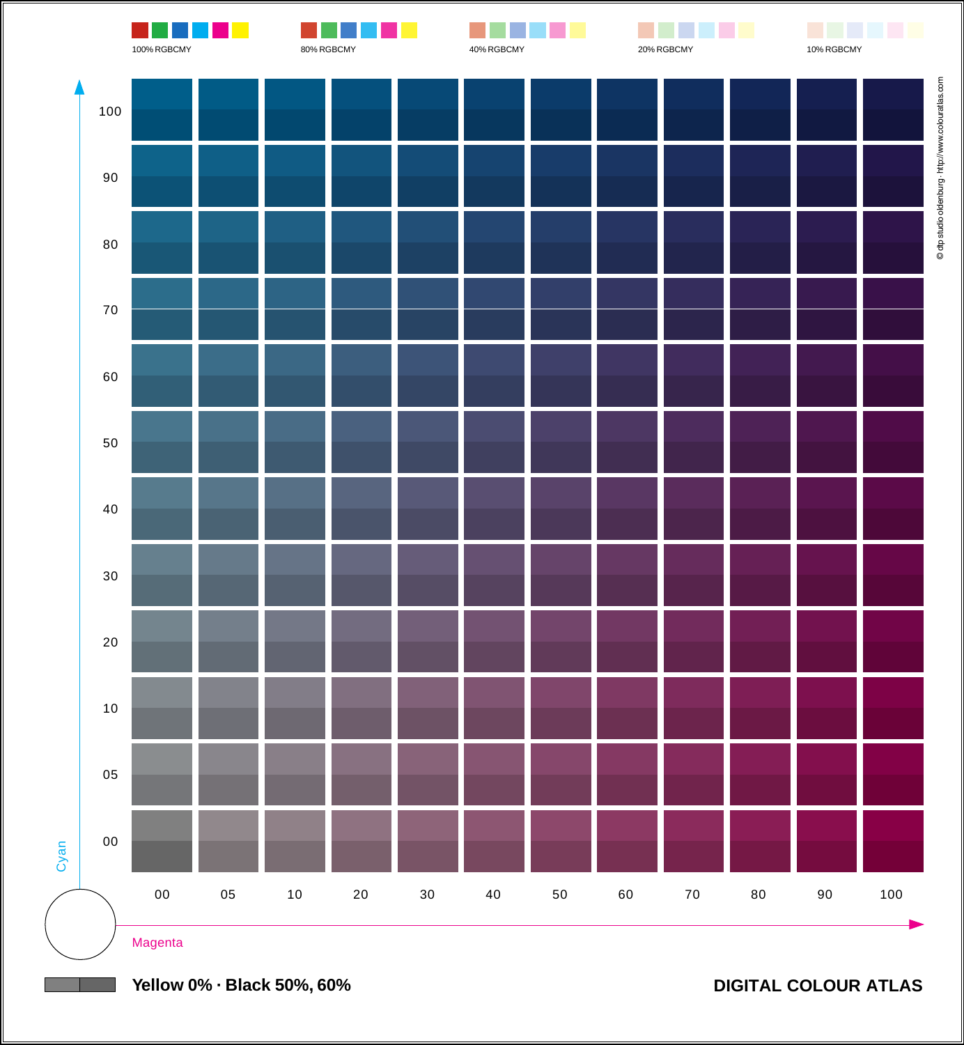100% RGBCMY

80% RGBCMY

40% RGBCMY

20% RGBCMY

10% RGBCMY

© dtp studio oldenburg · http://www.colouratlas.com

Cyan: 100, 90, 80, 70, 60, 50, 40, 30, 20, 10, 05, 00

Magenta: 00, 05, 10, 20, 30, 40, 50, 60, 70, 80, 90, 100

**Yellow 0% · Black 50%, 60%**

**DIGITAL COLOUR ATLAS**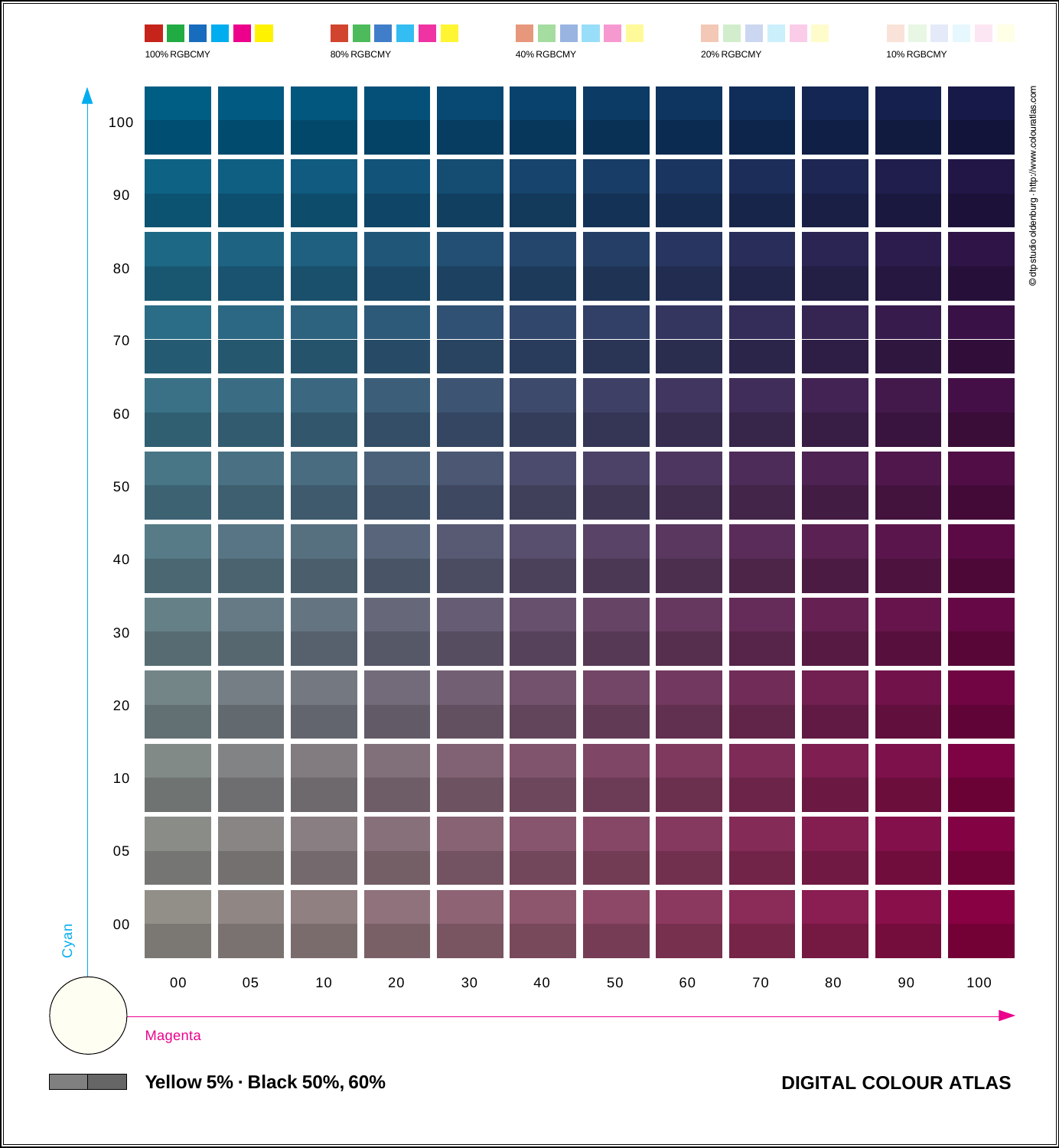100% RGBCMY

80% RGBCMY

40% RGBCMY

20% RGBCMY

10% RGBCMY

| Cyan \ Magenta | 00 | 05 | 10 | 20 | 30 | 40 | 50 | 60 | 70 | 80 | 90 | 100 |
|---|---|---|---|---|---|---|---|---|---|---|---|---|
| 100 | | | | | | | | | | | | |
| 90 | | | | | | | | | | | | |
| 80 | | | | | | | | | | | | |
| 70 | | | | | | | | | | | | |
| 60 | | | | | | | | | | | | |
| 50 | | | | | | | | | | | | |
| 40 | | | | | | | | | | | | |
| 30 | | | | | | | | | | | | |
| 20 | | | | | | | | | | | | |
| 10 | | | | | | | | | | | | |
| 05 | | | | | | | | | | | | |
| 00 | | | | | | | | | | | | |

Cyan

Magenta

**Yellow 5% · Black 50%, 60%**

**DIGITAL COLOUR ATLAS**

© dtpstudio oldenburg · http://www.colouratlas.com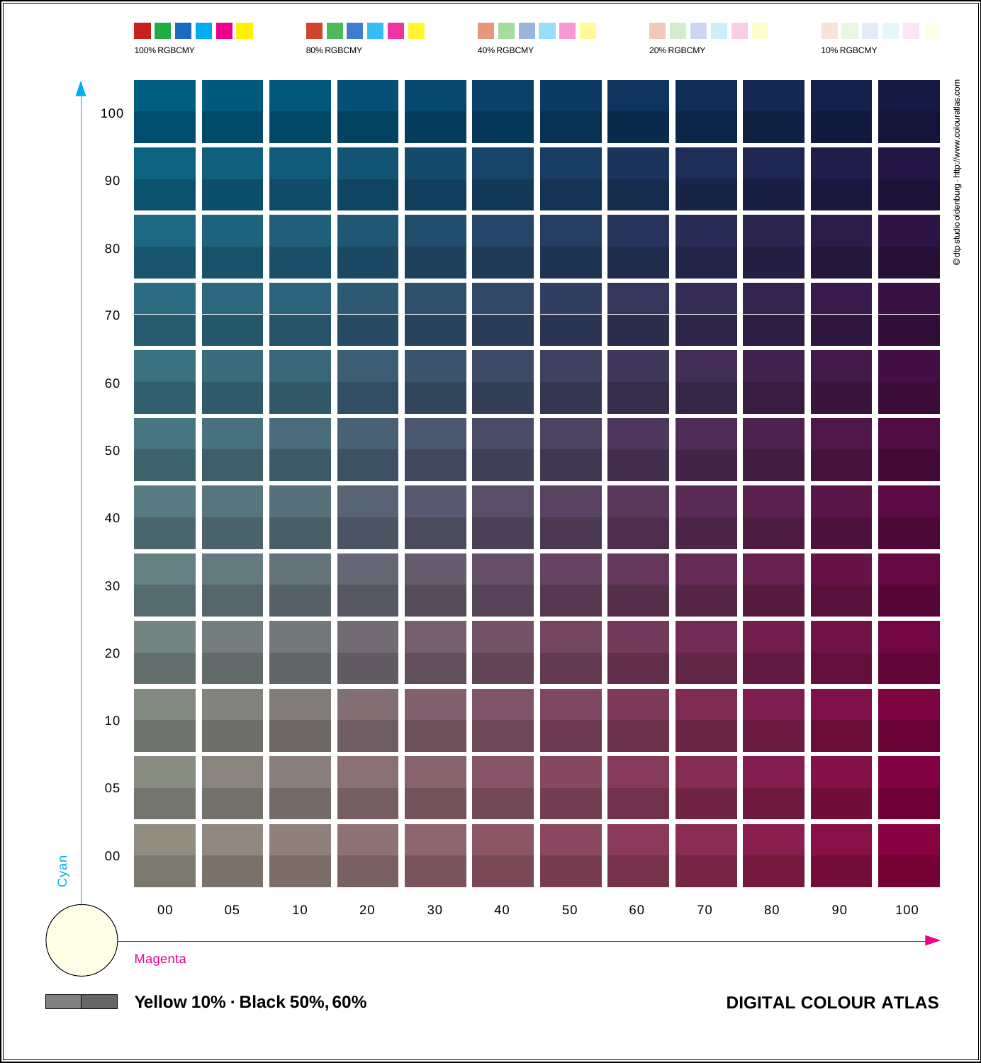100% RGBCMY

80% RGBCMY

40% RGBCMY

20% RGBCMY

10% RGBCMY

© dtp studio oldenburg · http://www.colouratlas.com

Cyan: 100, 90, 80, 70, 60, 50, 40, 30, 20, 10, 05, 00

Magenta: 00, 05, 10, 20, 30, 40, 50, 60, 70, 80, 90, 100

**Yellow 10% · Black 50%, 60%**

**DIGITAL COLOUR ATLAS**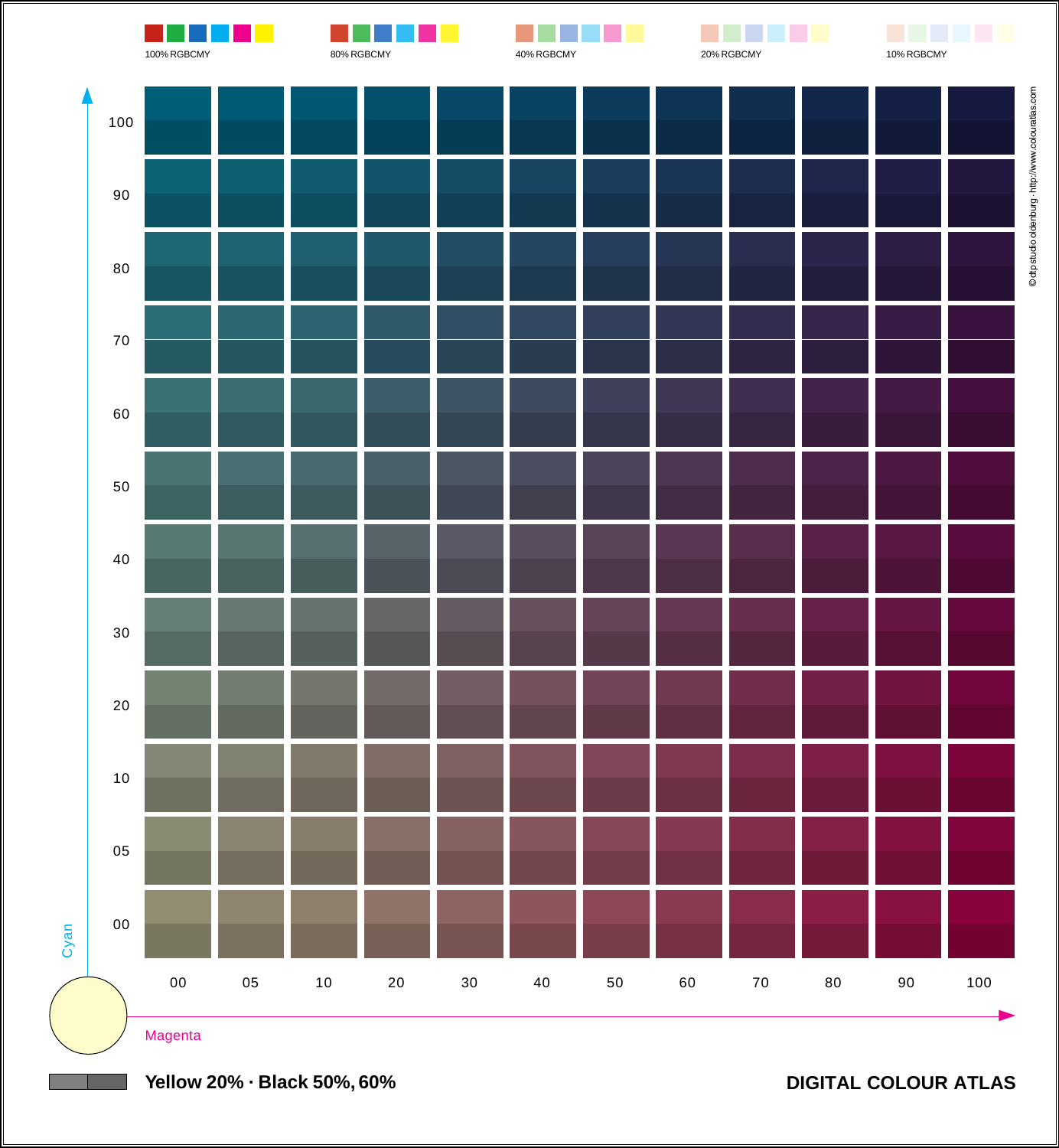100% RGBCMY

80% RGBCMY

40% RGBCMY

20% RGBCMY

10% RGBCMY

© dtp studio oldenburg · http://www.colouratlas.com

Cyan: 100, 90, 80, 70, 60, 50, 40, 30, 20, 10, 05, 00

Magenta: 00, 05, 10, 20, 30, 40, 50, 60, 70, 80, 90, 100

**Yellow 20% · Black 50%, 60%**

**DIGITAL COLOUR ATLAS**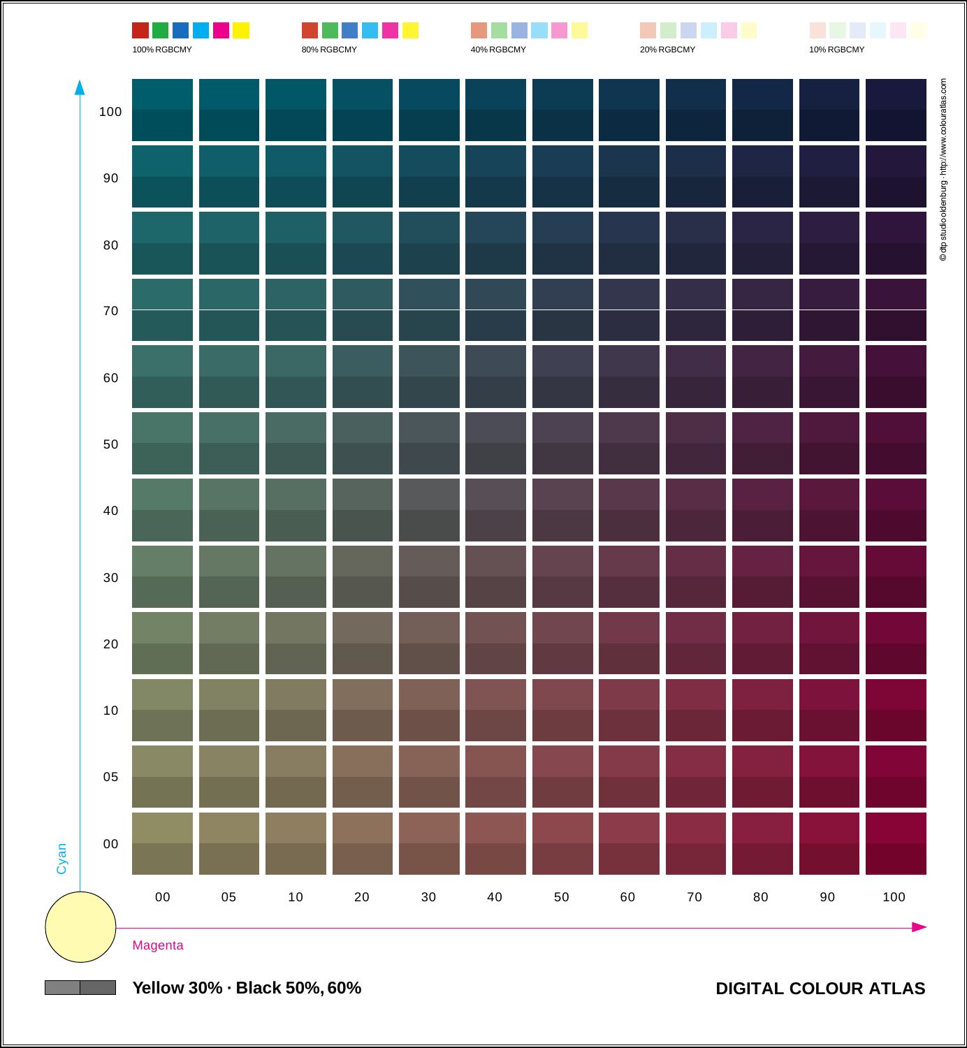100% RGBCMY

80% RGBCMY

40% RGBCMY

20% RGBCMY

10% RGBCMY

Cyan

100

90

80

70

60

50

40

30

20

10

05

00

00 05 10 20 30 40 50 60 70 80 90 100

Magenta

© dtp studio oldenburg · http://www.colouratlas.com

**Yellow 30% · Black 50%, 60%**

**DIGITAL COLOUR ATLAS**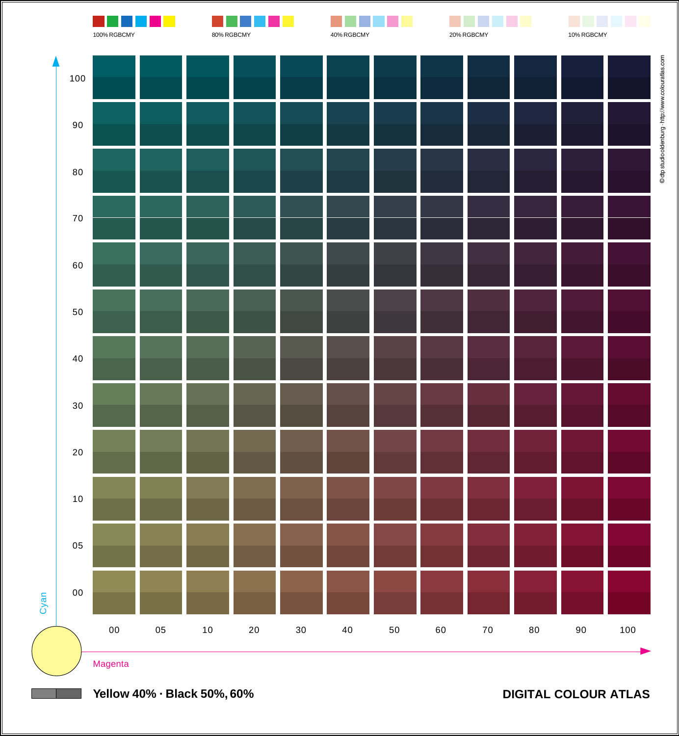100% RGBCMY

80% RGBCMY

40% RGBCMY

20% RGBCMY

10% RGBCMY

Cyan: 100, 90, 80, 70, 60, 50, 40, 30, 20, 10, 05, 00

Magenta: 00, 05, 10, 20, 30, 40, 50, 60, 70, 80, 90, 100

© dtp studio oldenburg · http://www.colouratlas.com

**Yellow 40% · Black 50%, 60%**

**DIGITAL COLOUR ATLAS**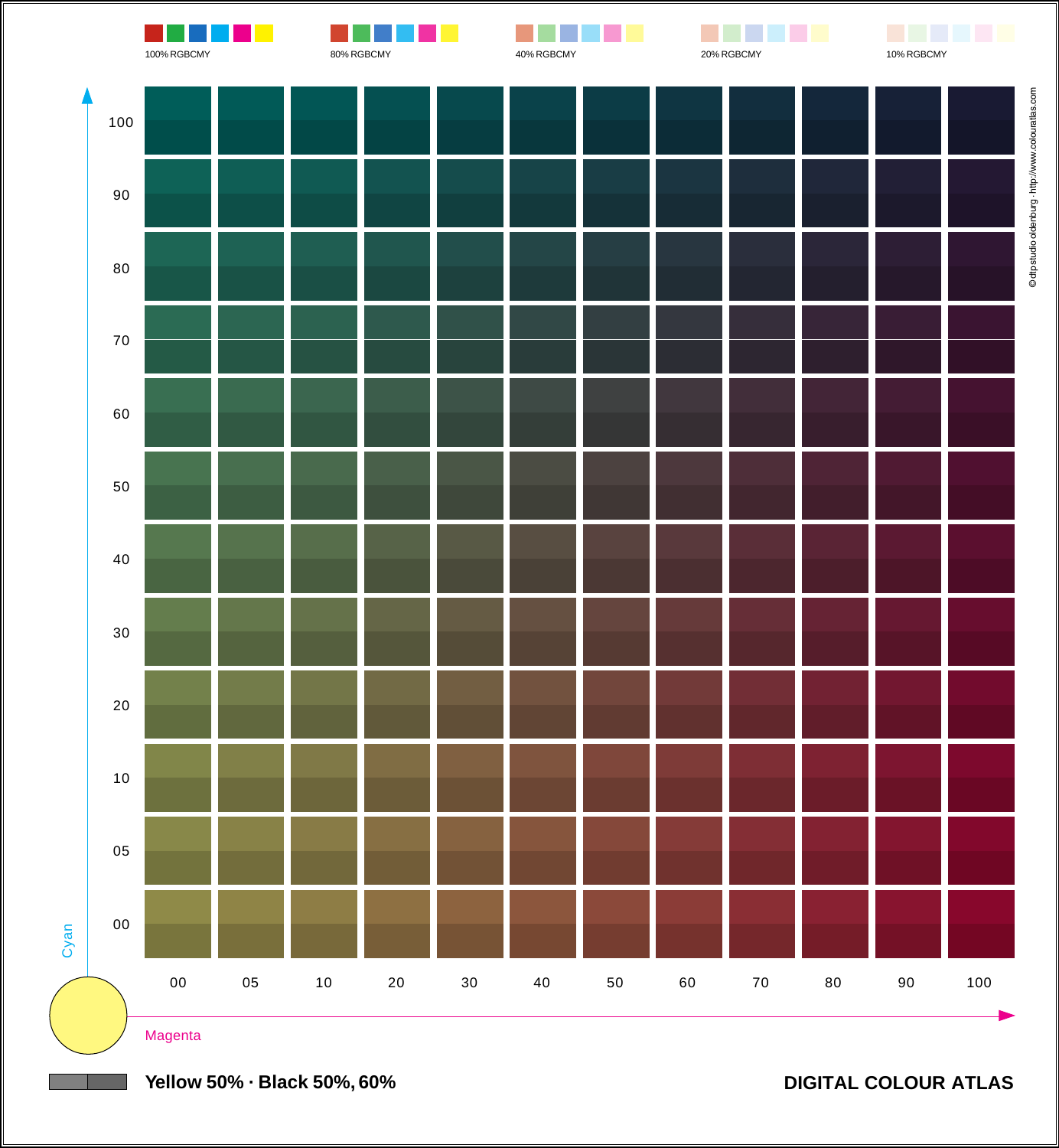100% RGBCMY

80% RGBCMY

40% RGBCMY

20% RGBCMY

10% RGBCMY

Cyan: 100, 90, 80, 70, 60, 50, 40, 30, 20, 10, 05, 00

Magenta: 00, 05, 10, 20, 30, 40, 50, 60, 70, 80, 90, 100

© dtp studio oldenburg · http://www.colouratlas.com

**Yellow 50% · Black 50%, 60%**

**DIGITAL COLOUR ATLAS**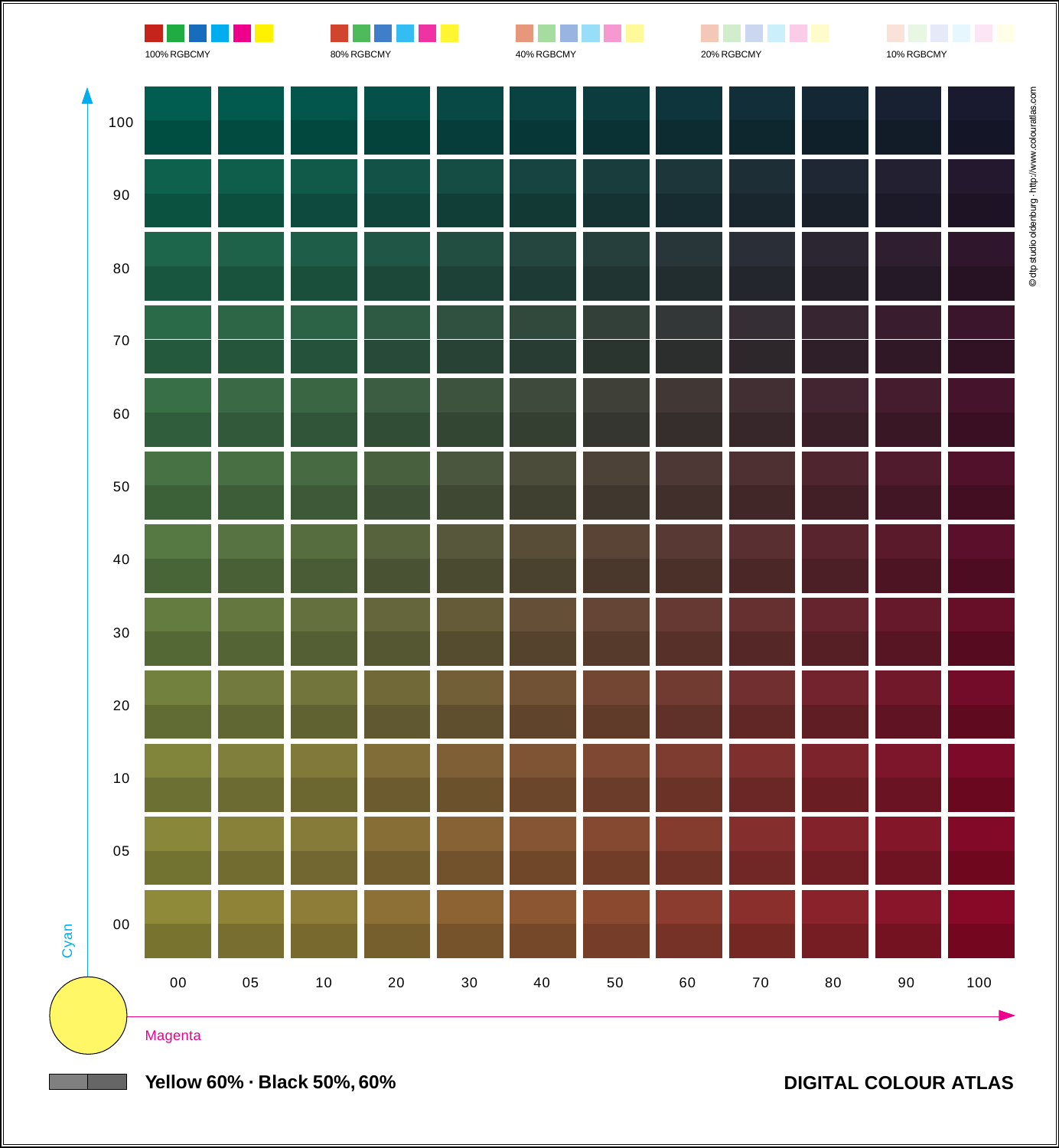100% RGBCMY

80% RGBCMY

40% RGBCMY

20% RGBCMY

10% RGBCMY

© dtp studio oldenburg · http://www.colouratlas.com

Cyan: 100, 90, 80, 70, 60, 50, 40, 30, 20, 10, 05, 00

Magenta: 00, 05, 10, 20, 30, 40, 50, 60, 70, 80, 90, 100

**Yellow 60% · Black 50%, 60%**

**DIGITAL COLOUR ATLAS**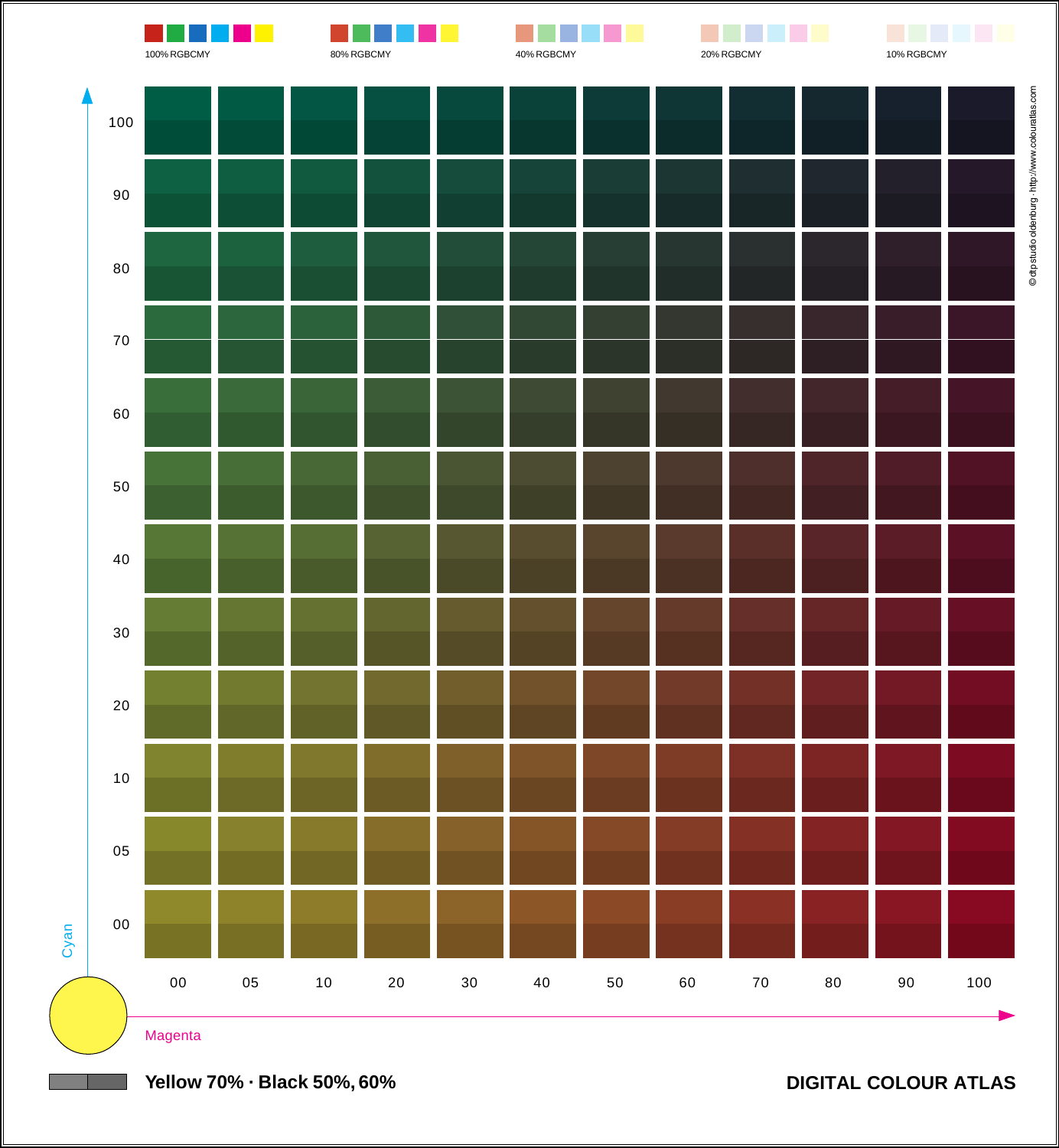100% RGBCMY

80% RGBCMY

40% RGBCMY

20% RGBCMY

10% RGBCMY

Cyan: 100, 90, 80, 70, 60, 50, 40, 30, 20, 10, 05, 00

Magenta: 00, 05, 10, 20, 30, 40, 50, 60, 70, 80, 90, 100

© dtpstudio oldenburg · http://www.colouratlas.com

**Yellow 70% · Black 50%, 60%**

**DIGITAL COLOUR ATLAS**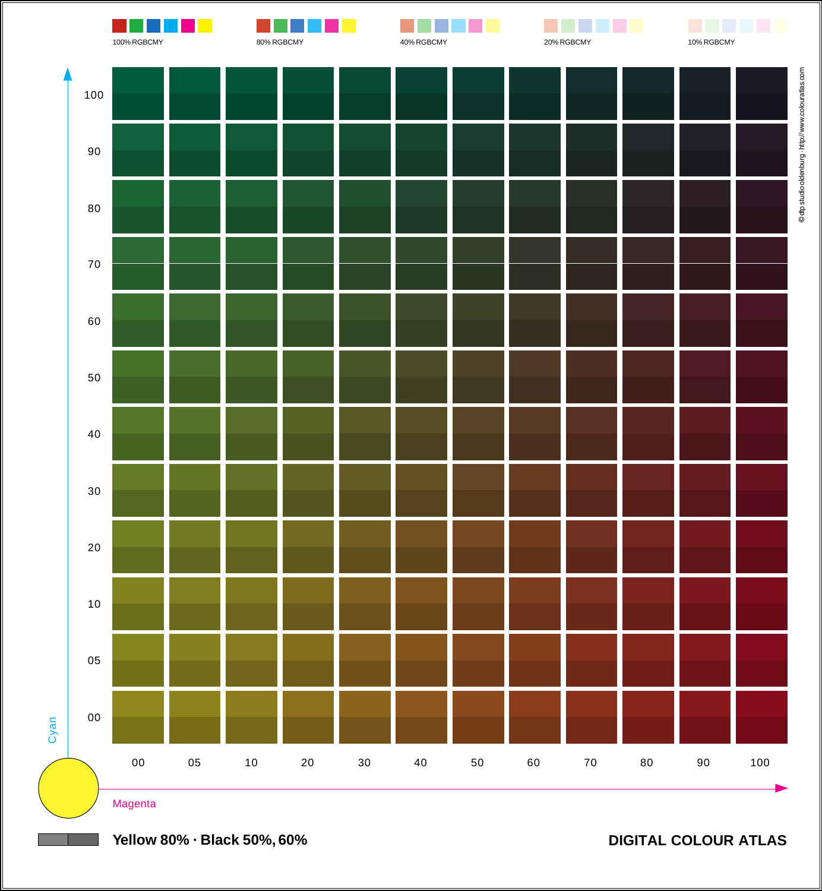100% RGBCMY

80% RGBCMY

40% RGBCMY

20% RGBCMY

10% RGBCMY

© dtp studio oldenburg · http://www.colouratlas.com

Cyan

| | 00 | 05 | 10 | 20 | 30 | 40 | 50 | 60 | 70 | 80 | 90 | 100 |
|---|---|---|---|---|---|---|---|---|---|---|---|---|
| 100 | | | | | | | | | | | | |
| 90 | | | | | | | | | | | | |
| 80 | | | | | | | | | | | | |
| 70 | | | | | | | | | | | | |
| 60 | | | | | | | | | | | | |
| 50 | | | | | | | | | | | | |
| 40 | | | | | | | | | | | | |
| 30 | | | | | | | | | | | | |
| 20 | | | | | | | | | | | | |
| 10 | | | | | | | | | | | | |
| 05 | | | | | | | | | | | | |
| 00 | | | | | | | | | | | | |

Magenta

**Yellow 80% · Black 50%, 60%**

**DIGITAL COLOUR ATLAS**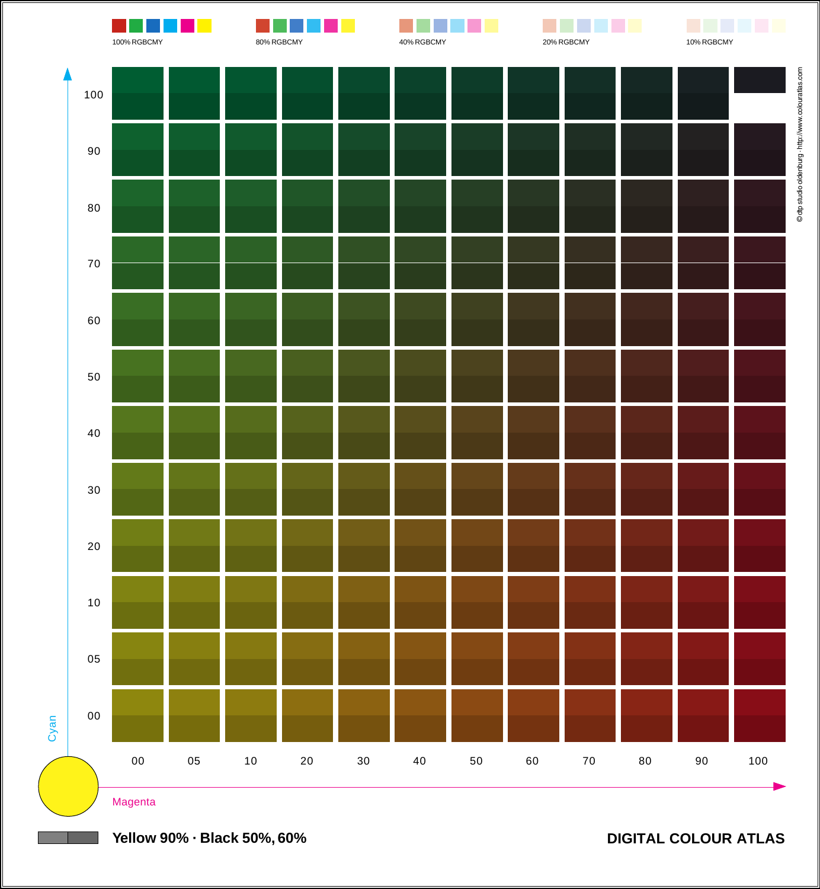100% RGBCMY

80% RGBCMY

40% RGBCMY

20% RGBCMY

10% RGBCMY

Cyan: 100, 90, 80, 70, 60, 50, 40, 30, 20, 10, 05, 00

Magenta: 00, 05, 10, 20, 30, 40, 50, 60, 70, 80, 90, 100

© dtp studio oldenburg · http://www.colouratlas.com

**Yellow 90% · Black 50%, 60%**

**DIGITAL COLOUR ATLAS**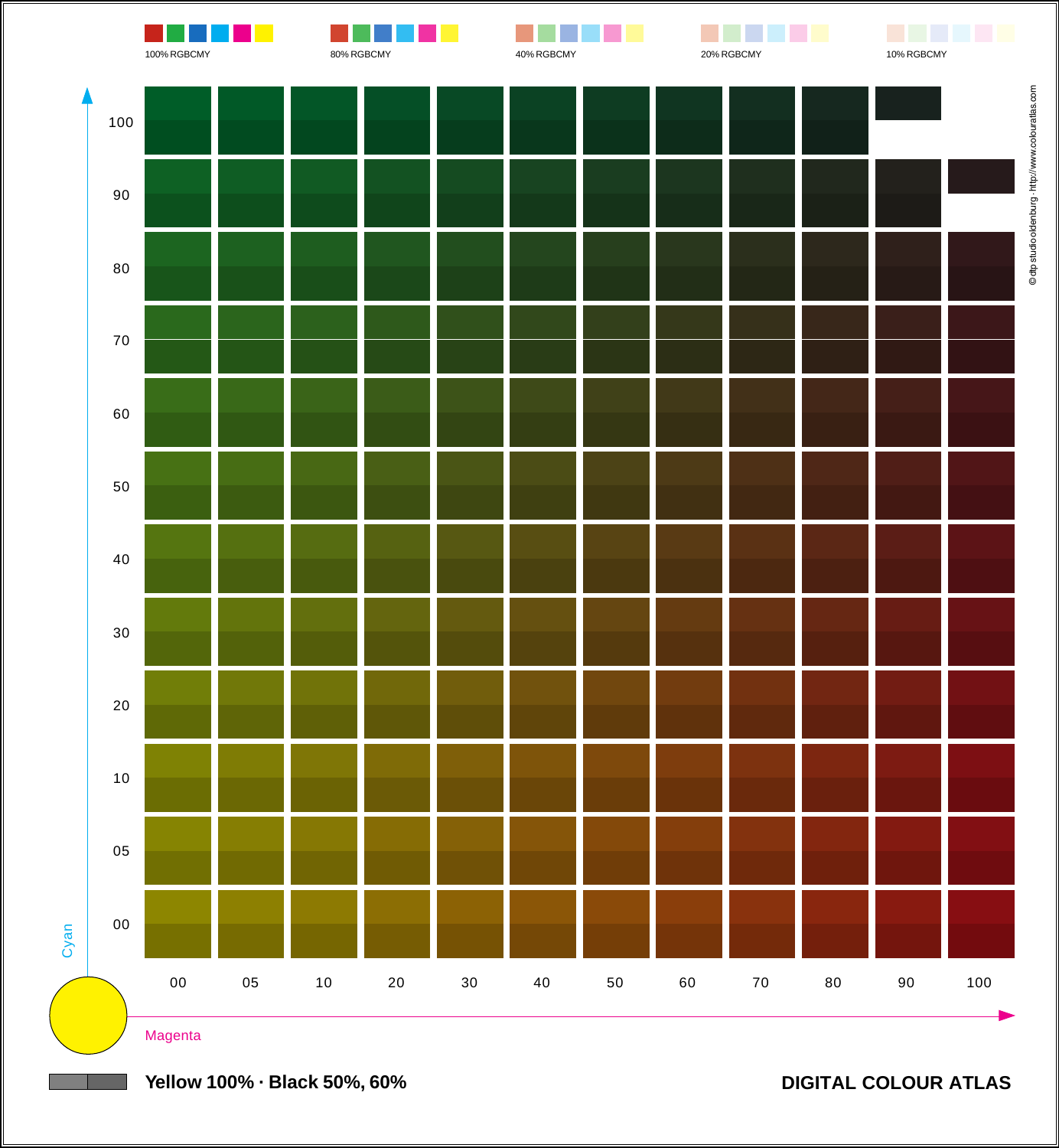100% RGBCMY

80% RGBCMY

40% RGBCMY

20% RGBCMY

10% RGBCMY

Cyan: 100, 90, 80, 70, 60, 50, 40, 30, 20, 10, 05, 00

Magenta: 00, 05, 10, 20, 30, 40, 50, 60, 70, 80, 90, 100

© dtp studio oldenburg · http://www.colouratlas.com

**Yellow 100% · Black 50%, 60%**

**DIGITAL COLOUR ATLAS**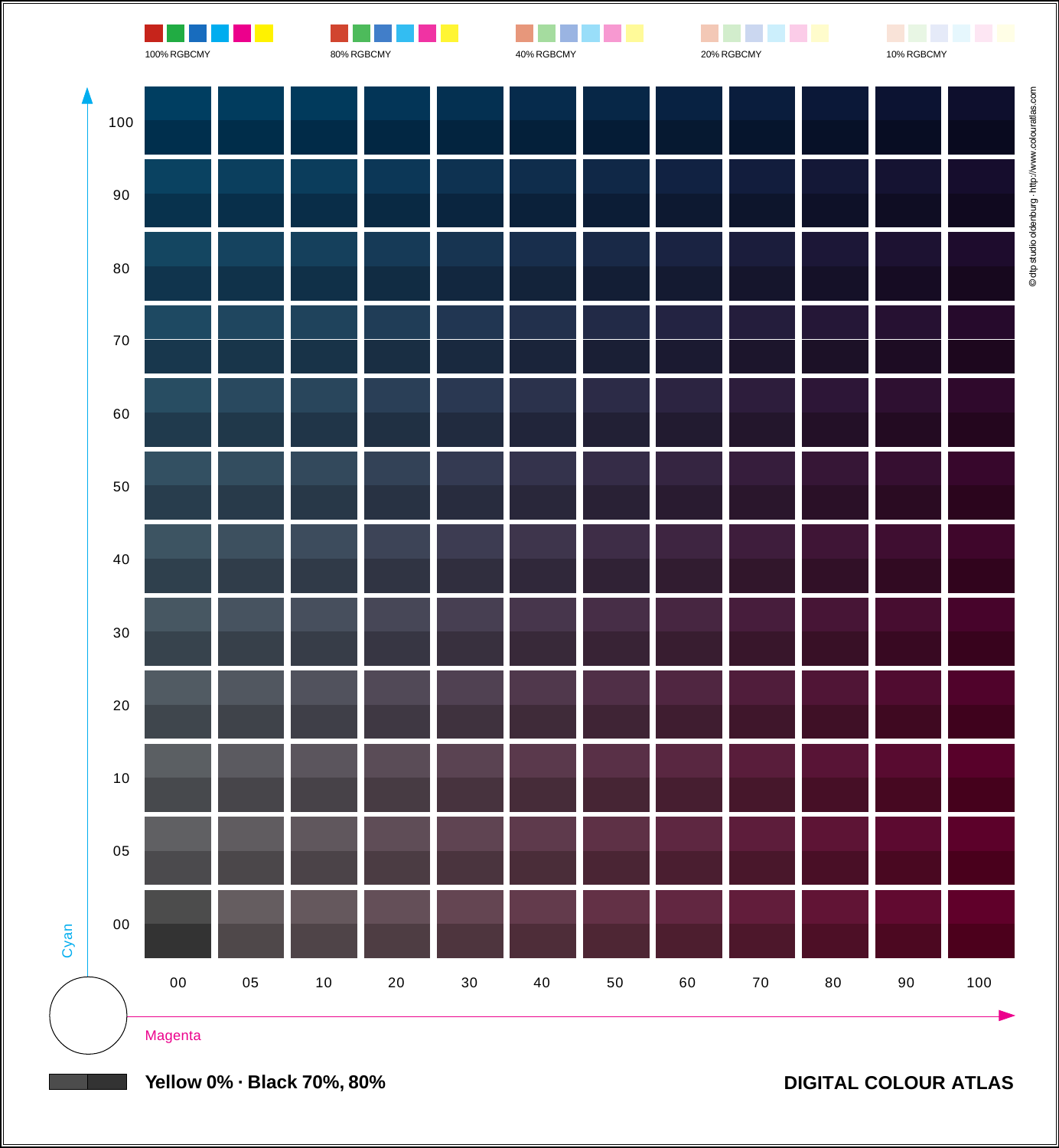100% RGBCMY

80% RGBCMY

40% RGBCMY

20% RGBCMY

10% RGBCMY

| Cyan \ Magenta | 00 | 05 | 10 | 20 | 30 | 40 | 50 | 60 | 70 | 80 | 90 | 100 |
|---|---|---|---|---|---|---|---|---|---|---|---|---|
| 100 | | | | | | | | | | | | |
| 90 | | | | | | | | | | | | |
| 80 | | | | | | | | | | | | |
| 70 | | | | | | | | | | | | |
| 60 | | | | | | | | | | | | |
| 50 | | | | | | | | | | | | |
| 40 | | | | | | | | | | | | |
| 30 | | | | | | | | | | | | |
| 20 | | | | | | | | | | | | |
| 10 | | | | | | | | | | | | |
| 05 | | | | | | | | | | | | |
| 00 | | | | | | | | | | | | |

Cyan

Magenta

© dtp studio oldenburg · http://www.colouratlas.com

**Yellow 0% · Black 70%, 80%**

**DIGITAL COLOUR ATLAS**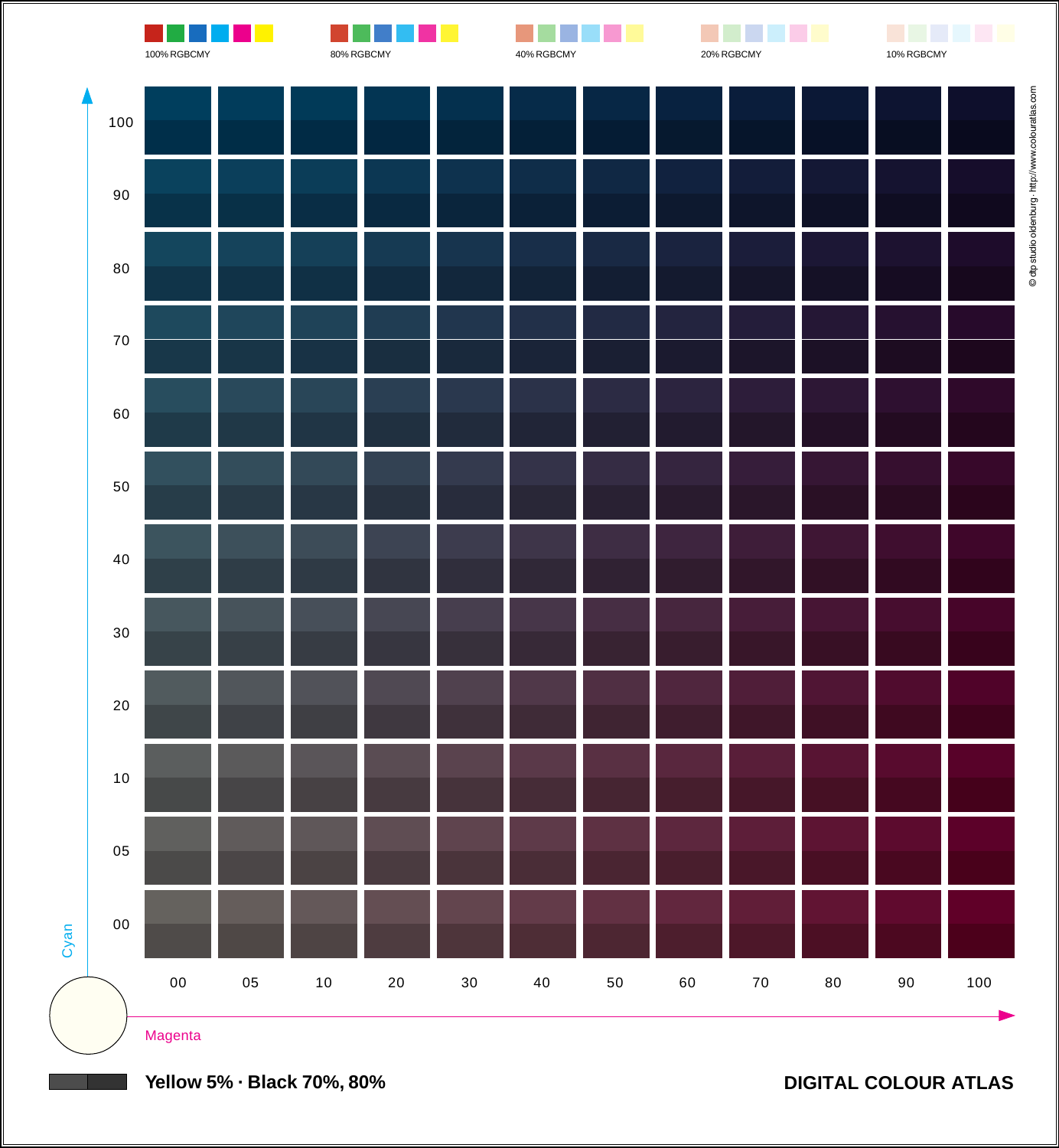100% RGBCMY

80% RGBCMY

40% RGBCMY

20% RGBCMY

10% RGBCMY

| Cyan \ Magenta | 00 | 05 | 10 | 20 | 30 | 40 | 50 | 60 | 70 | 80 | 90 | 100 |
|---|---|---|---|---|---|---|---|---|---|---|---|---|
| 100 | | | | | | | | | | | | |
| 90 | | | | | | | | | | | | |
| 80 | | | | | | | | | | | | |
| 70 | | | | | | | | | | | | |
| 60 | | | | | | | | | | | | |
| 50 | | | | | | | | | | | | |
| 40 | | | | | | | | | | | | |
| 30 | | | | | | | | | | | | |
| 20 | | | | | | | | | | | | |
| 10 | | | | | | | | | | | | |
| 05 | | | | | | | | | | | | |
| 00 | | | | | | | | | | | | |

Cyan

Magenta

© dtp studio oldenburg · http://www.colouratlas.com

**Yellow 5% · Black 70%, 80%**

**DIGITAL COLOUR ATLAS**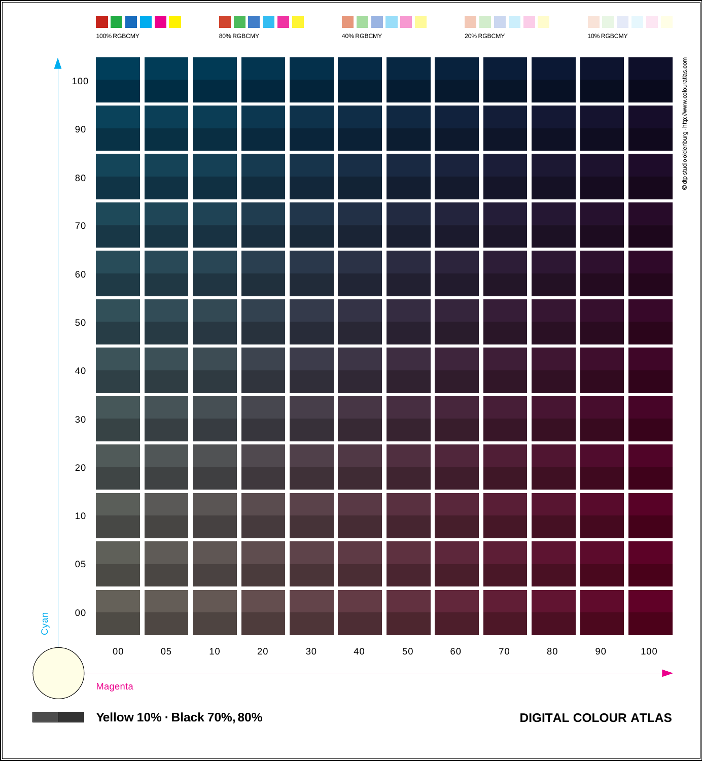100% RGBCMY

80% RGBCMY

40% RGBCMY

20% RGBCMY

10% RGBCMY

Cyan

100
90
80
70
60
50
40
30
20
10
05
00

00 05 10 20 30 40 50 60 70 80 90 100

Magenta

© dtp studio oldenburg · http://www.colouratlas.com

**Yellow 10% · Black 70%, 80%**

**DIGITAL COLOUR ATLAS**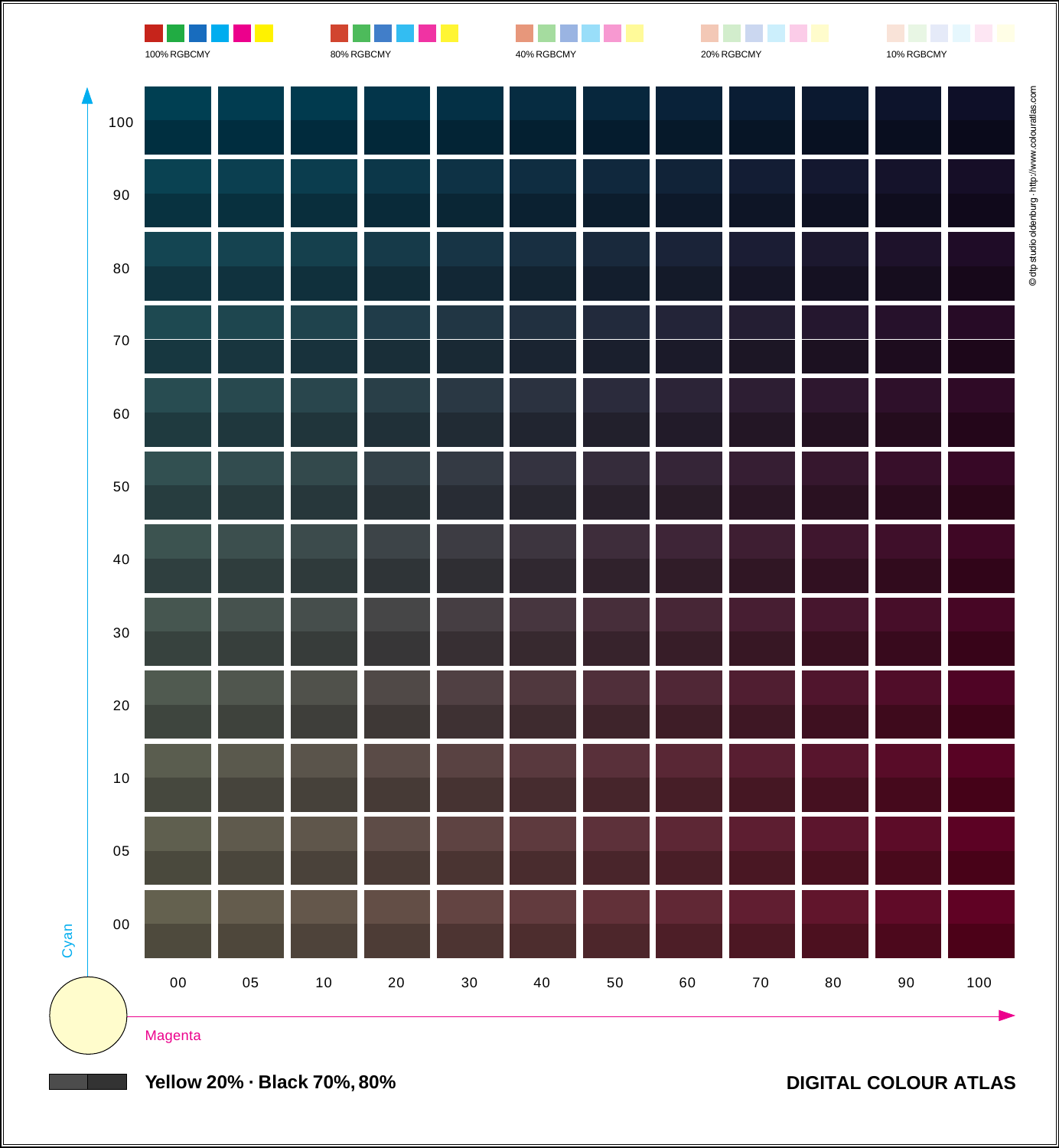100% RGBCMY

80% RGBCMY

40% RGBCMY

20% RGBCMY

10% RGBCMY

Cyan

100
90
80
70
60
50
40
30
20
10
05
00

00 05 10 20 30 40 50 60 70 80 90 100

Magenta

© dtp studio oldenburg · http://www.colouratlas.com

**Yellow 20% · Black 70%, 80%**

**DIGITAL COLOUR ATLAS**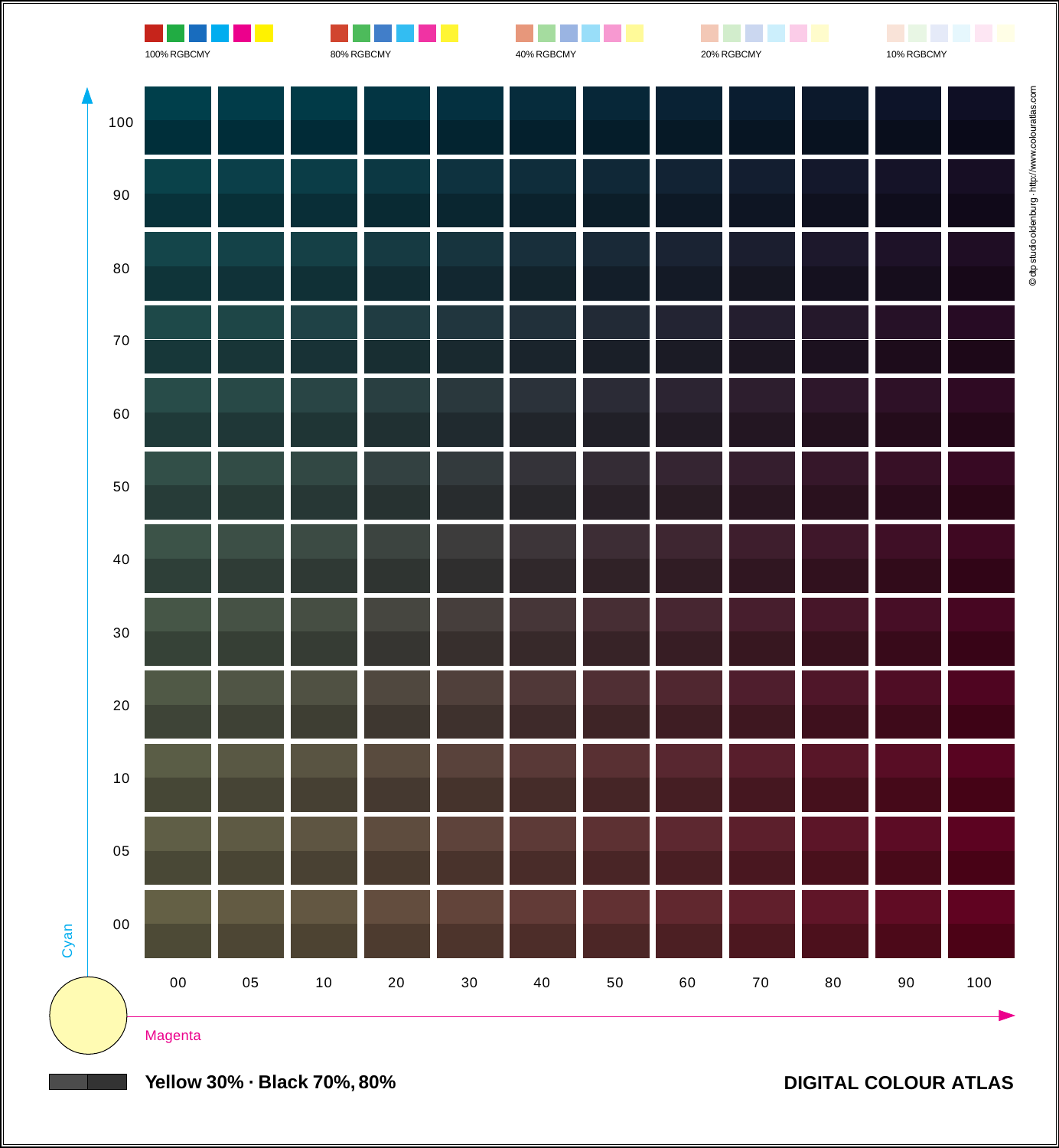100% RGBCMY

80% RGBCMY

40% RGBCMY

20% RGBCMY

10% RGBCMY

| Cyan \ Magenta | 00 | 05 | 10 | 20 | 30 | 40 | 50 | 60 | 70 | 80 | 90 | 100 |
|---|---|---|---|---|---|---|---|---|---|---|---|---|
| 100 | | | | | | | | | | | | |
| 90 | | | | | | | | | | | | |
| 80 | | | | | | | | | | | | |
| 70 | | | | | | | | | | | | |
| 60 | | | | | | | | | | | | |
| 50 | | | | | | | | | | | | |
| 40 | | | | | | | | | | | | |
| 30 | | | | | | | | | | | | |
| 20 | | | | | | | | | | | | |
| 10 | | | | | | | | | | | | |
| 05 | | | | | | | | | | | | |
| 00 | | | | | | | | | | | | |

Cyan

Magenta

© dtp studio oldenburg · http://www.colouratlas.com

**Yellow 30% · Black 70%, 80%**

**DIGITAL COLOUR ATLAS**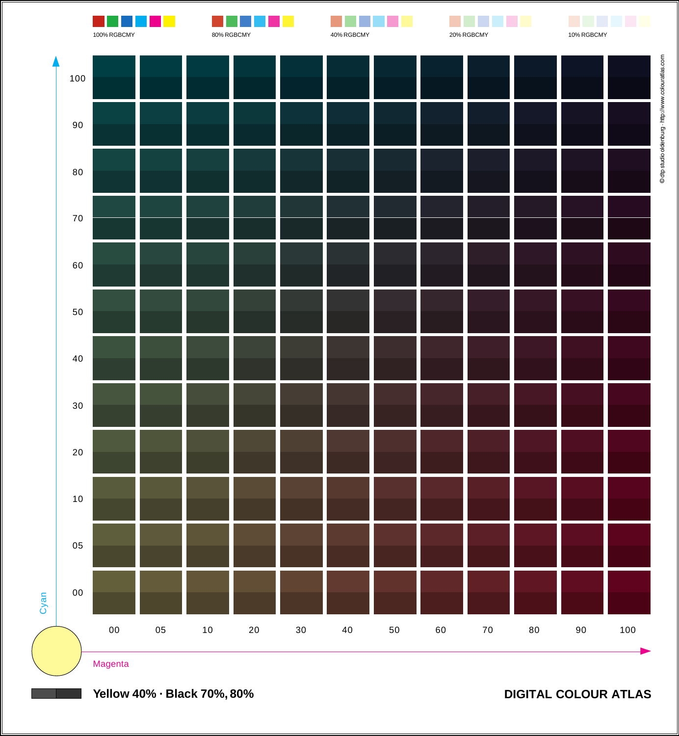100% RGBCMY

80% RGBCMY

40% RGBCMY

20% RGBCMY

10% RGBCMY

Cyan: 100, 90, 80, 70, 60, 50, 40, 30, 20, 10, 05, 00

Magenta: 00, 05, 10, 20, 30, 40, 50, 60, 70, 80, 90, 100

© dtp studio oldenburg · http://www.colouratlas.com

**Yellow 40% · Black 70%, 80%**

**DIGITAL COLOUR ATLAS**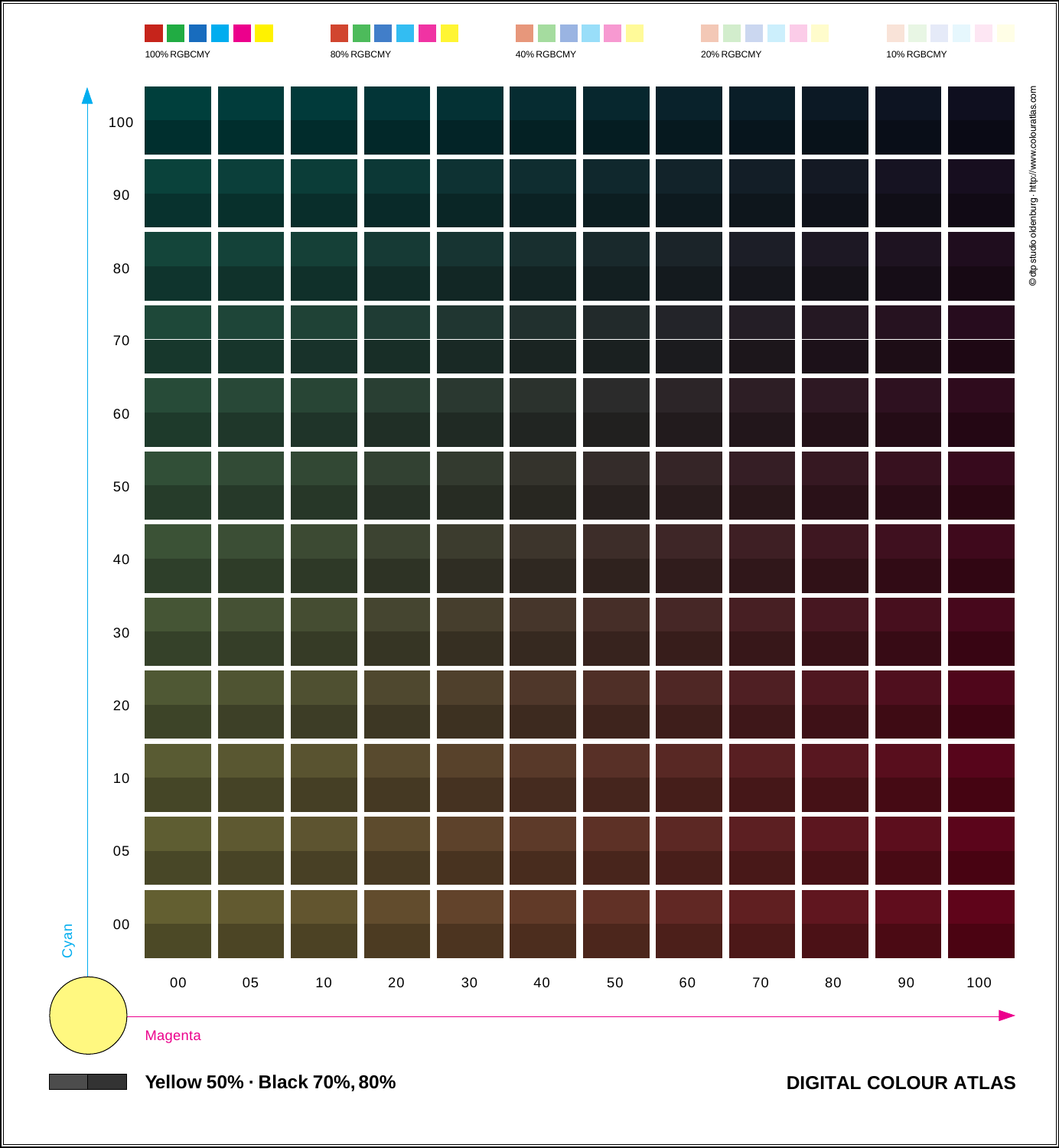100% RGBCMY

80% RGBCMY

40% RGBCMY

20% RGBCMY

10% RGBCMY

Cyan: 100, 90, 80, 70, 60, 50, 40, 30, 20, 10, 05, 00

Magenta: 00, 05, 10, 20, 30, 40, 50, 60, 70, 80, 90, 100

© dtp studio oldenburg · http://www.colouratlas.com

**Yellow 50% · Black 70%, 80%**

**DIGITAL COLOUR ATLAS**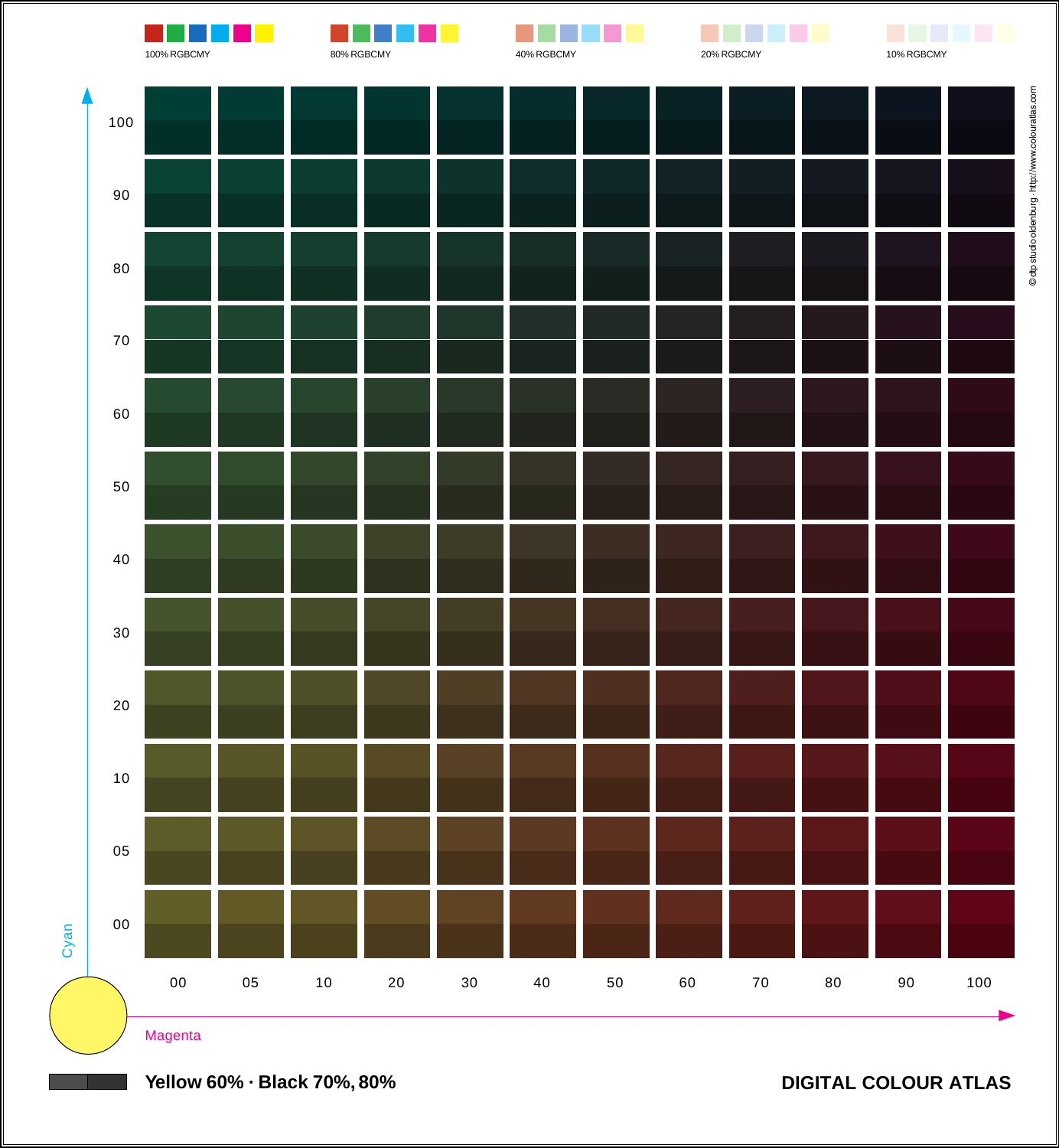100% RGBCMY

80% RGBCMY

40% RGBCMY

20% RGBCMY

10% RGBCMY

© dtp studio oldenburg · http://www.colouratlas.com

Cyan: 100, 90, 80, 70, 60, 50, 40, 30, 20, 10, 05, 00

Magenta: 00, 05, 10, 20, 30, 40, 50, 60, 70, 80, 90, 100

**Yellow 60% · Black 70%, 80%**

**DIGITAL COLOUR ATLAS**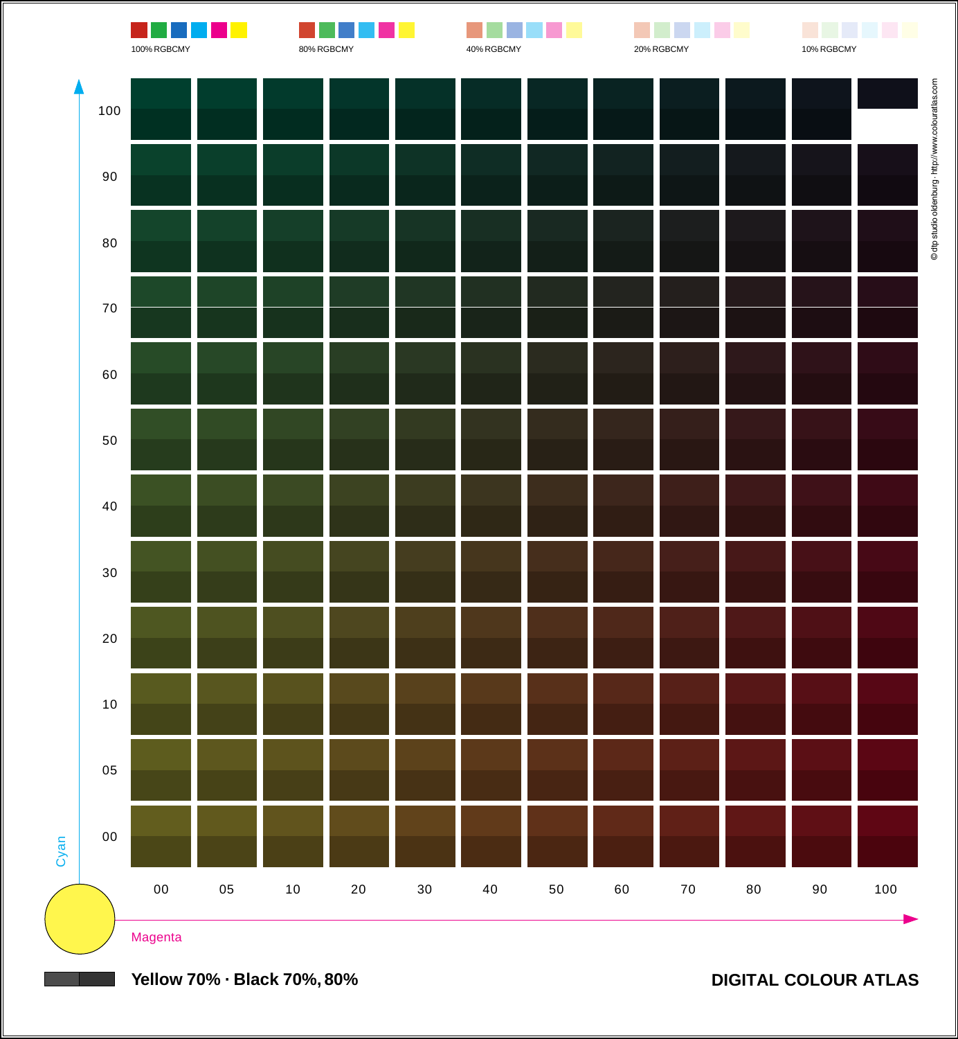100% RGBCMY

80% RGBCMY

40% RGBCMY

20% RGBCMY

10% RGBCMY

Cyan

100
90
80
70
60
50
40
30
20
10
05
00

00 05 10 20 30 40 50 60 70 80 90 100

Magenta

© dtp studio oldenburg · http://www.colouratlas.com

**Yellow 70% · Black 70%, 80%**

**DIGITAL COLOUR ATLAS**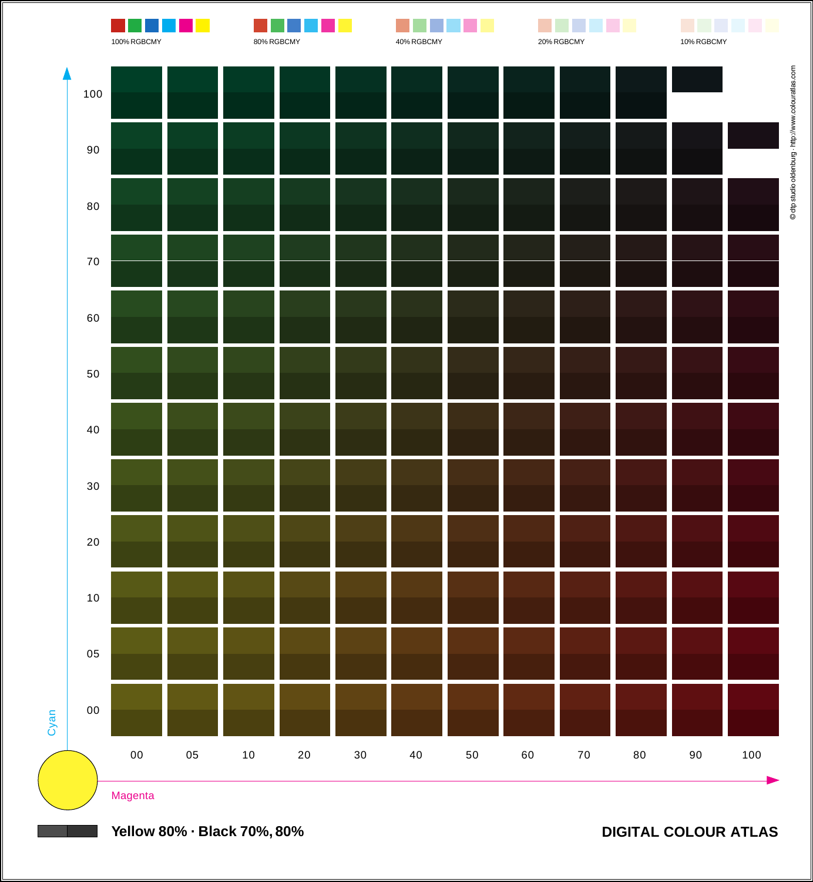100% RGBCMY

80% RGBCMY

40% RGBCMY

20% RGBCMY

10% RGBCMY

Cyan: 100, 90, 80, 70, 60, 50, 40, 30, 20, 10, 05, 00

Magenta: 00, 05, 10, 20, 30, 40, 50, 60, 70, 80, 90, 100

© dtp studio oldenburg · http://www.colouratlas.com

**Yellow 80% · Black 70%, 80%**

**DIGITAL COLOUR ATLAS**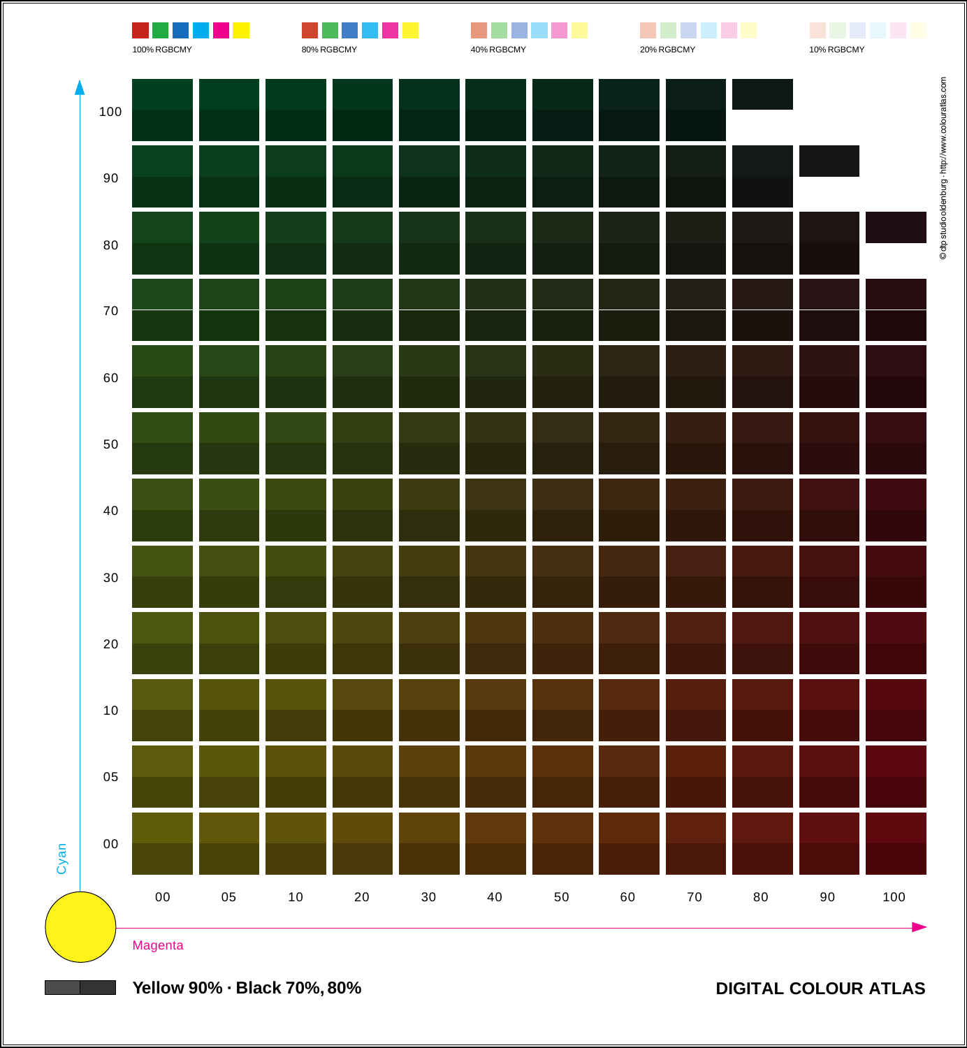100% RGBCMY

80% RGBCMY

40% RGBCMY

20% RGBCMY

10% RGBCMY

Cyan: 100, 90, 80, 70, 60, 50, 40, 30, 20, 10, 05, 00

Magenta: 00, 05, 10, 20, 30, 40, 50, 60, 70, 80, 90, 100

© dtp studio oldenburg · http://www.colouratlas.com

**Yellow 90% · Black 70%, 80%**

**DIGITAL COLOUR ATLAS**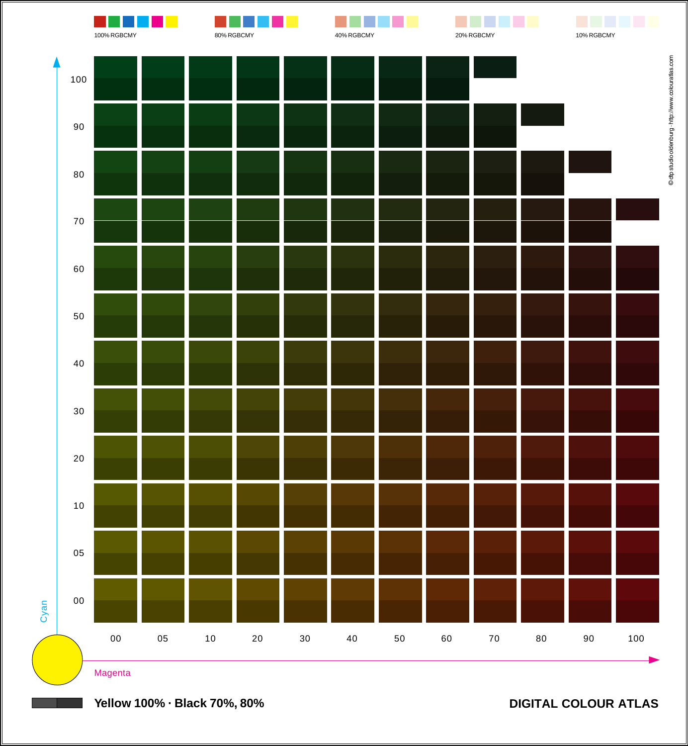100% RGBCMY

80% RGBCMY

40% RGBCMY

20% RGBCMY

10% RGBCMY

Cyan: 100, 90, 80, 70, 60, 50, 40, 30, 20, 10, 05, 00

Magenta: 00, 05, 10, 20, 30, 40, 50, 60, 70, 80, 90, 100

© dtp studio oldenburg · http://www.colouratlas.com

**Yellow 100% · Black 70%, 80%**

**DIGITAL COLOUR ATLAS**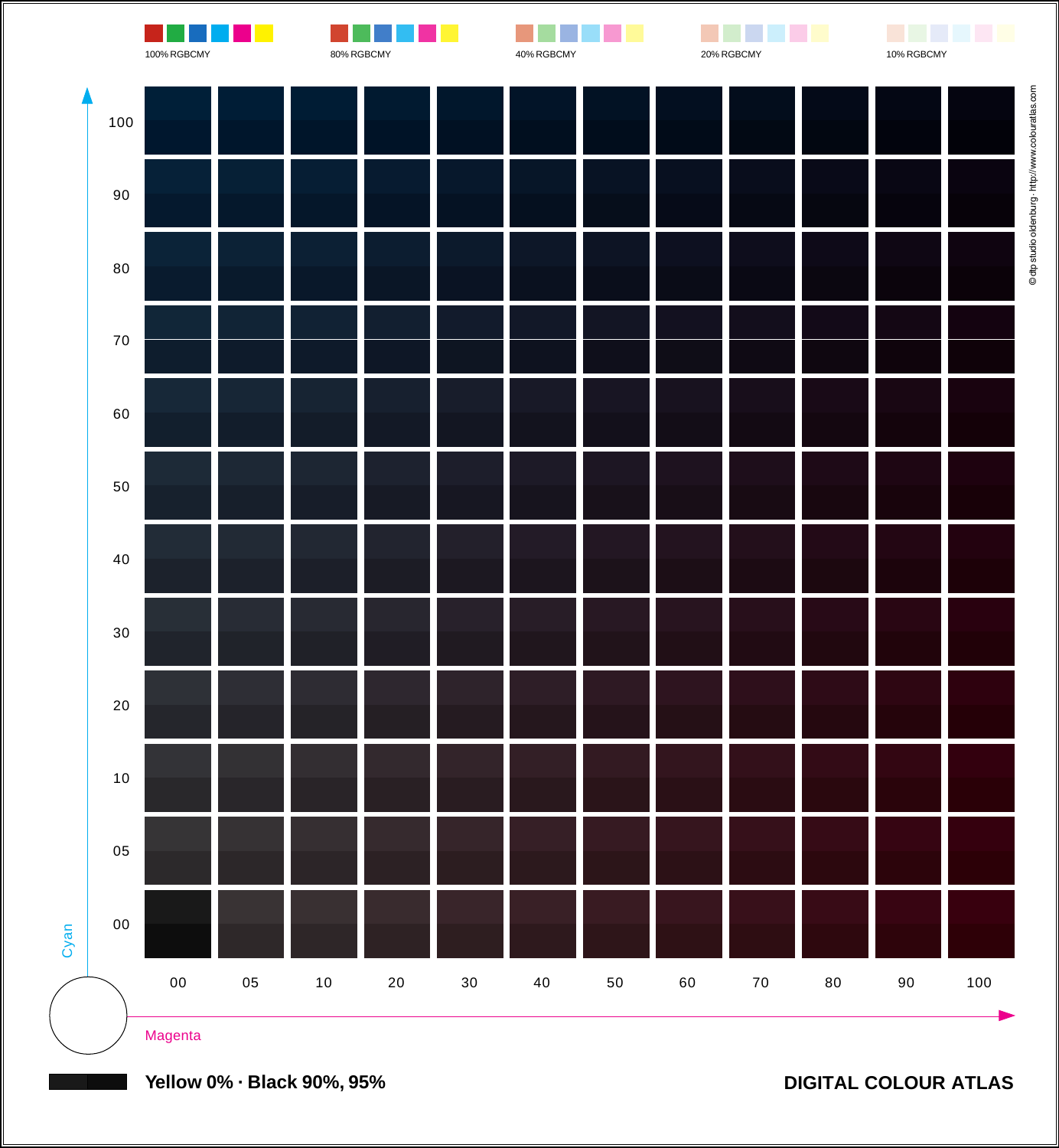100% RGBCMY · 80% RGBCMY · 40% RGBCMY · 20% RGBCMY · 10% RGBCMY

© dtp studio oldenburg · http://www.colouratlas.com

Cyan: 00, 05, 10, 20, 30, 40, 50, 60, 70, 80, 90, 100

Magenta: 00, 05, 10, 20, 30, 40, 50, 60, 70, 80, 90, 100

**Yellow 0% · Black 90%, 95%**

**DIGITAL COLOUR ATLAS**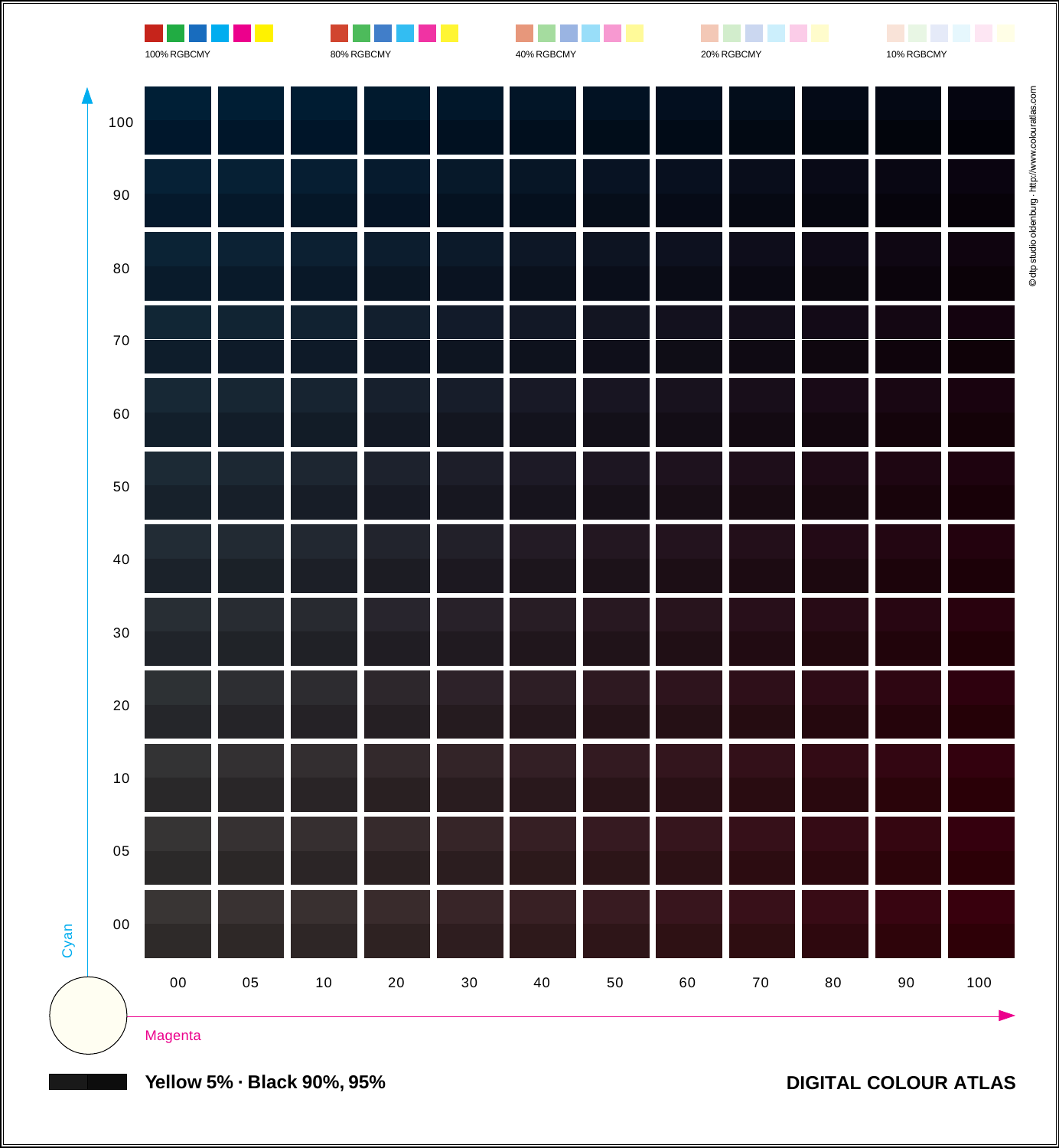100% RGBCMY

80% RGBCMY

40% RGBCMY

20% RGBCMY

10% RGBCMY

| Cyan \ Magenta | 00 | 05 | 10 | 20 | 30 | 40 | 50 | 60 | 70 | 80 | 90 | 100 |
|---|---|---|---|---|---|---|---|---|---|---|---|---|
| 100 | | | | | | | | | | | | |
| 90 | | | | | | | | | | | | |
| 80 | | | | | | | | | | | | |
| 70 | | | | | | | | | | | | |
| 60 | | | | | | | | | | | | |
| 50 | | | | | | | | | | | | |
| 40 | | | | | | | | | | | | |
| 30 | | | | | | | | | | | | |
| 20 | | | | | | | | | | | | |
| 10 | | | | | | | | | | | | |
| 05 | | | | | | | | | | | | |
| 00 | | | | | | | | | | | | |

Cyan

Magenta

© dtp studio oldenburg · http://www.colouratlas.com

**Yellow 5% · Black 90%, 95%**

**DIGITAL COLOUR ATLAS**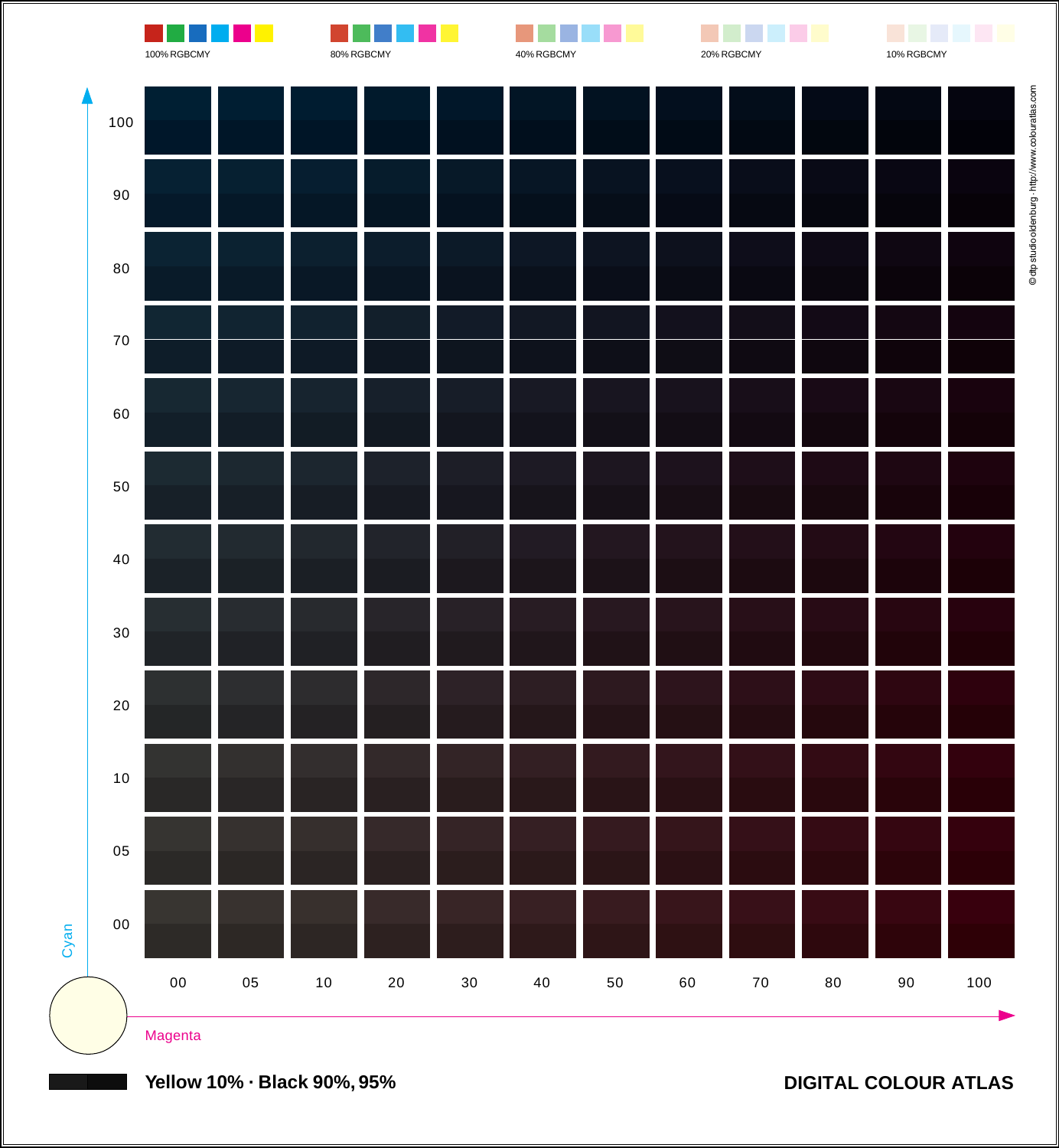100% RGBCMY

80% RGBCMY

40% RGBCMY

20% RGBCMY

10% RGBCMY

Cyan

100

90

80

70

60

50

40

30

20

10

05

00

00 05 10 20 30 40 50 60 70 80 90 100

Magenta

**Yellow 10% · Black 90%, 95%**

**DIGITAL COLOUR ATLAS**

© dtp studio oldenburg · http://www.colouratlas.com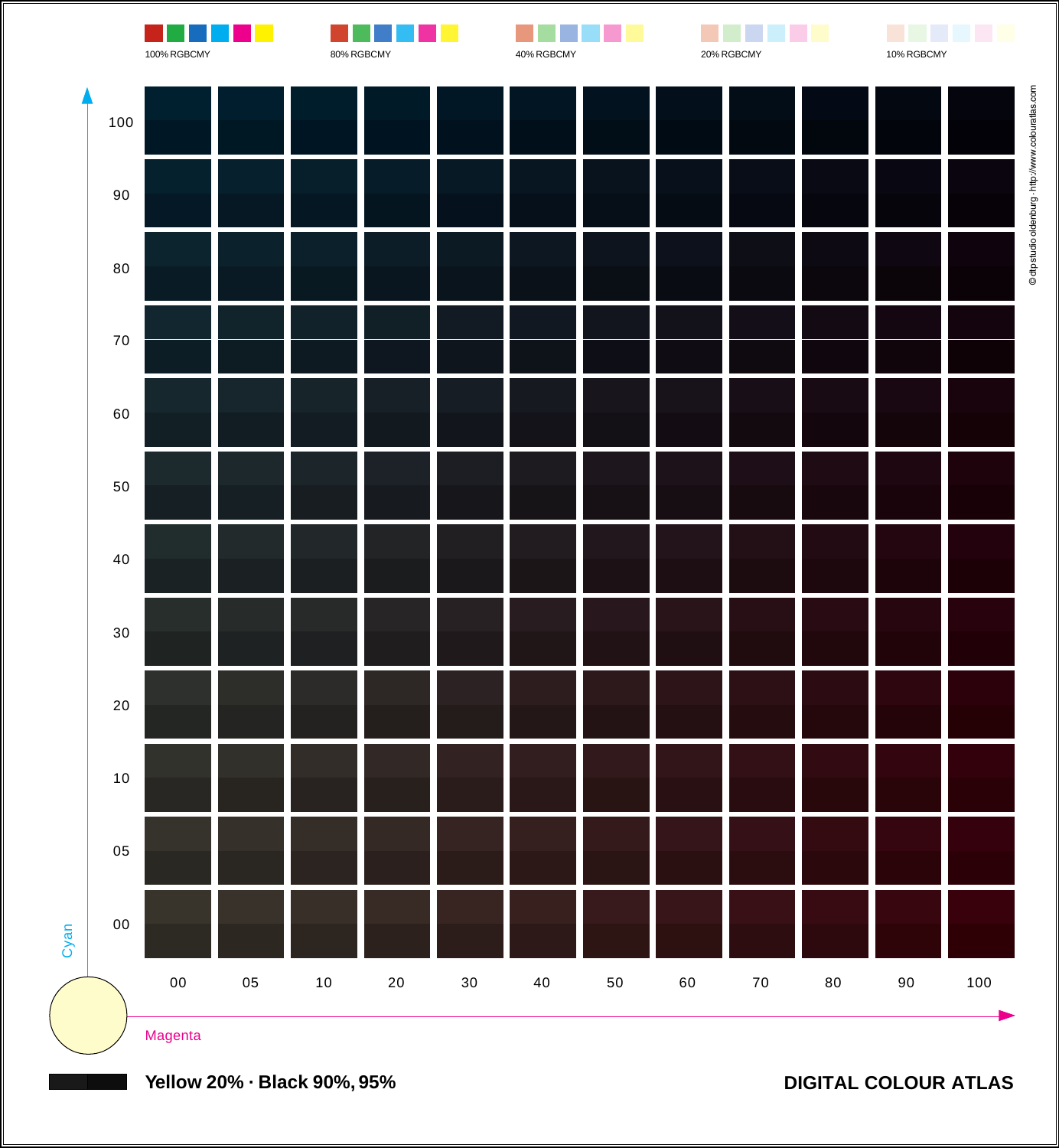100% RGBCMY

80% RGBCMY

40% RGBCMY

20% RGBCMY

10% RGBCMY

Cyan

100

90

80

70

60

50

40

30

20

10

05

00

00 05 10 20 30 40 50 60 70 80 90 100

Magenta

© dtp studio oldenburg · http://www.colouratlas.com

**Yellow 20% · Black 90%, 95%**

**DIGITAL COLOUR ATLAS**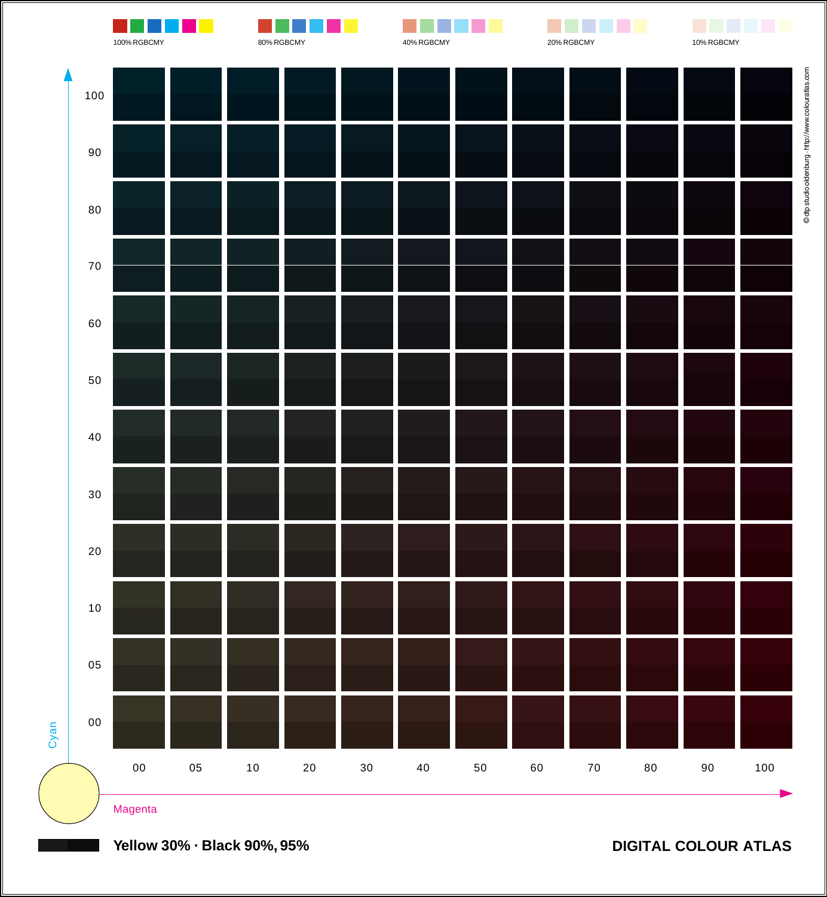100% RGBCMY

80% RGBCMY

40% RGBCMY

20% RGBCMY

10% RGBCMY

Cyan: 100, 90, 80, 70, 60, 50, 40, 30, 20, 10, 05, 00

Magenta: 00, 05, 10, 20, 30, 40, 50, 60, 70, 80, 90, 100

© dtp studio oldenburg · http://www.colouratlas.com

**Yellow 30% · Black 90%, 95%**

**DIGITAL COLOUR ATLAS**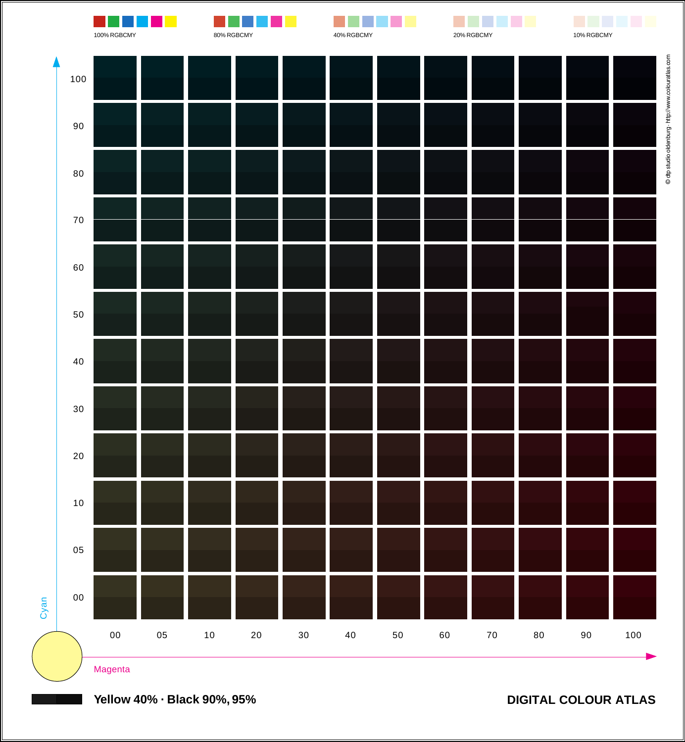100% RGBCMY

80% RGBCMY

40% RGBCMY

20% RGBCMY

10% RGBCMY

© dtp studio oldenburg · http://www.colouratlas.com

Cyan: 100, 90, 80, 70, 60, 50, 40, 30, 20, 10, 05, 00

Magenta: 00, 05, 10, 20, 30, 40, 50, 60, 70, 80, 90, 100

**Yellow 40% · Black 90%, 95%**

**DIGITAL COLOUR ATLAS**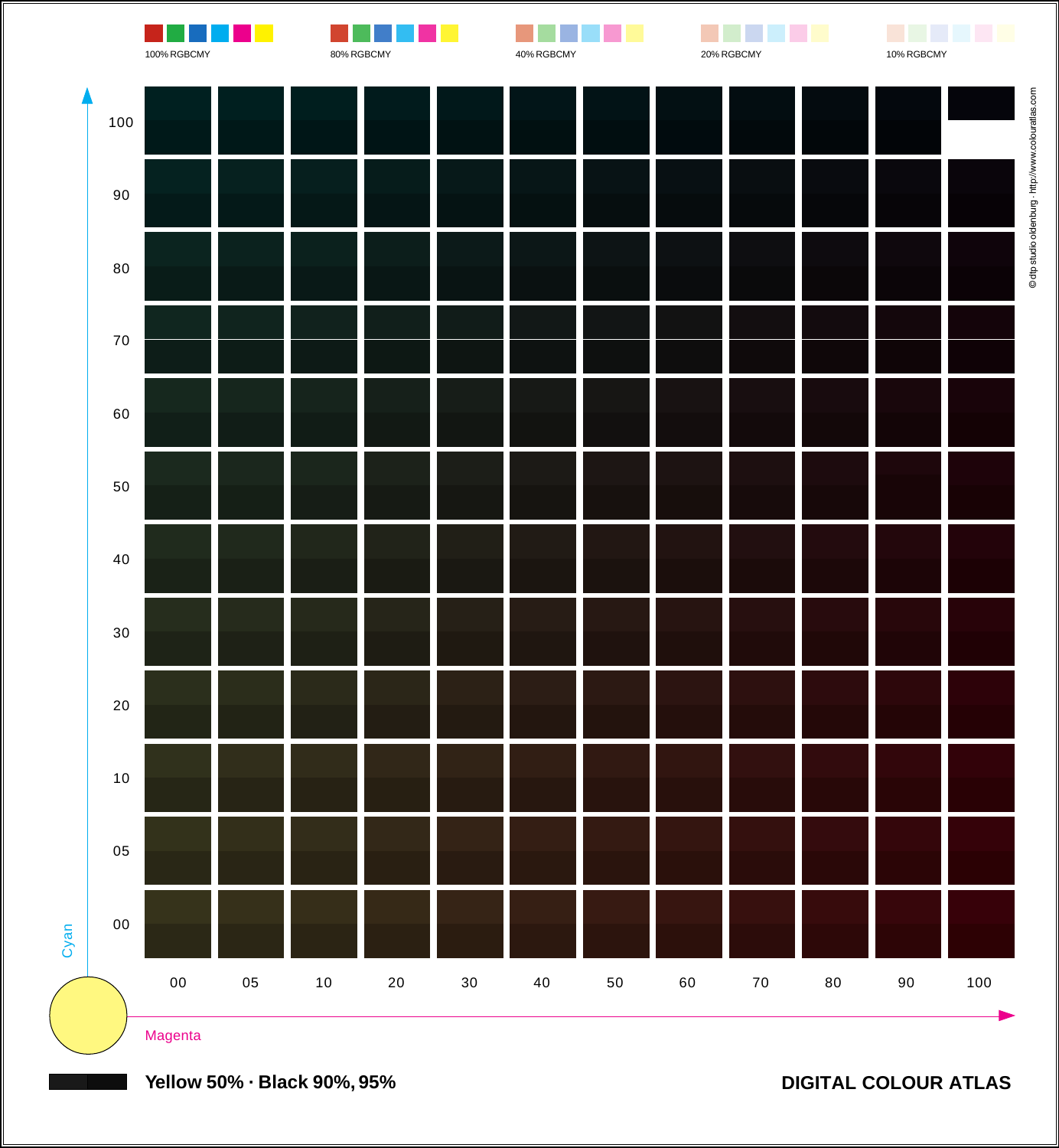100% RGBCMY

80% RGBCMY

40% RGBCMY

20% RGBCMY

10% RGBCMY

Cyan: 100, 90, 80, 70, 60, 50, 40, 30, 20, 10, 05, 00

Magenta: 00, 05, 10, 20, 30, 40, 50, 60, 70, 80, 90, 100

© dtp studio oldenburg · http://www.colouratlas.com

**Yellow 50% · Black 90%, 95%**

**DIGITAL COLOUR ATLAS**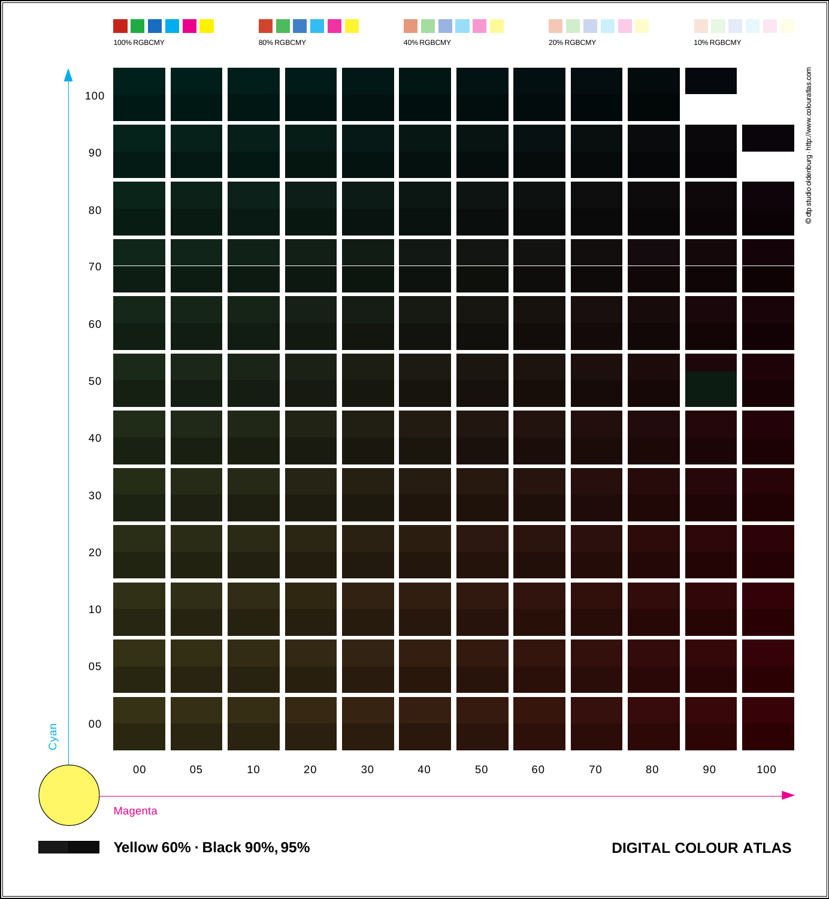100% RGBCMY

80% RGBCMY

40% RGBCMY

20% RGBCMY

10% RGBCMY

Cyan: 100, 90, 80, 70, 60, 50, 40, 30, 20, 10, 05, 00

Magenta: 00, 05, 10, 20, 30, 40, 50, 60, 70, 80, 90, 100

© dtp studio oldenburg · http://www.colouratlas.com

**Yellow 60% · Black 90%, 95%**

**DIGITAL COLOUR ATLAS**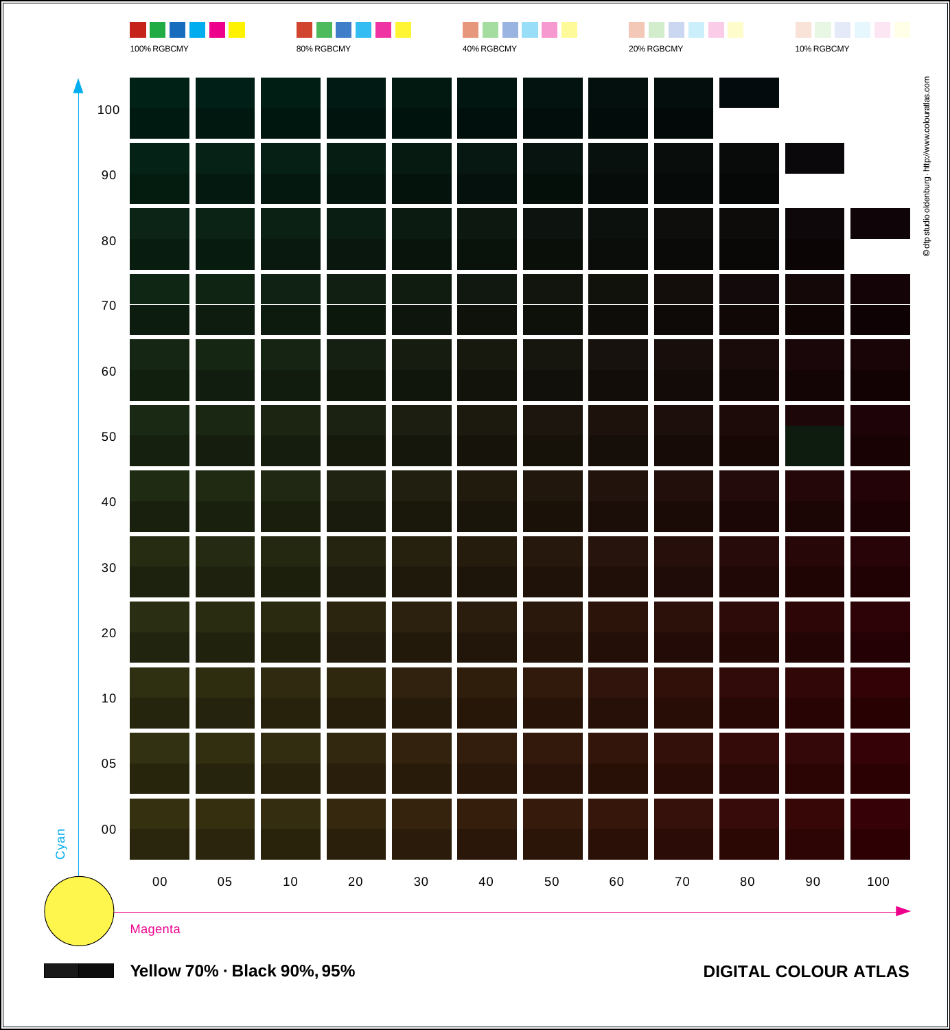100% RGBCMY

80% RGBCMY

40% RGBCMY

20% RGBCMY

10% RGBCMY

© dtp studio oldenburg · http://www.colouratlas.com

Cyan: 100, 90, 80, 70, 60, 50, 40, 30, 20, 10, 05, 00

Magenta: 00, 05, 10, 20, 30, 40, 50, 60, 70, 80, 90, 100

**Yellow 70% · Black 90%, 95%**

**DIGITAL COLOUR ATLAS**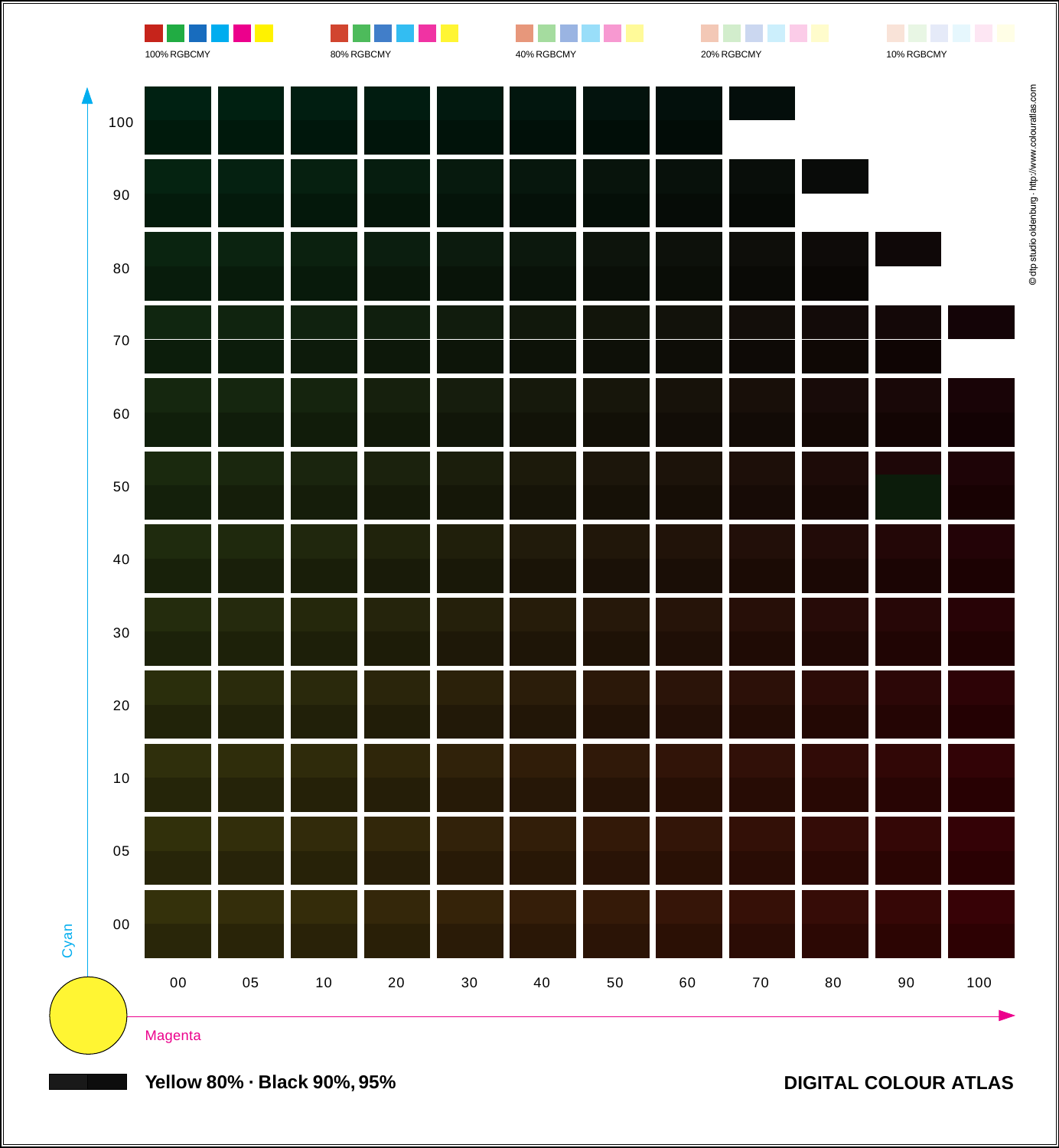100% RGBCMY

80% RGBCMY

40% RGBCMY

20% RGBCMY

10% RGBCMY

Cyan: 100, 90, 80, 70, 60, 50, 40, 30, 20, 10, 05, 00

Magenta: 00, 05, 10, 20, 30, 40, 50, 60, 70, 80, 90, 100

© dtp studio oldenburg · http://www.colouratlas.com

**Yellow 80% · Black 90%, 95%**

**DIGITAL COLOUR ATLAS**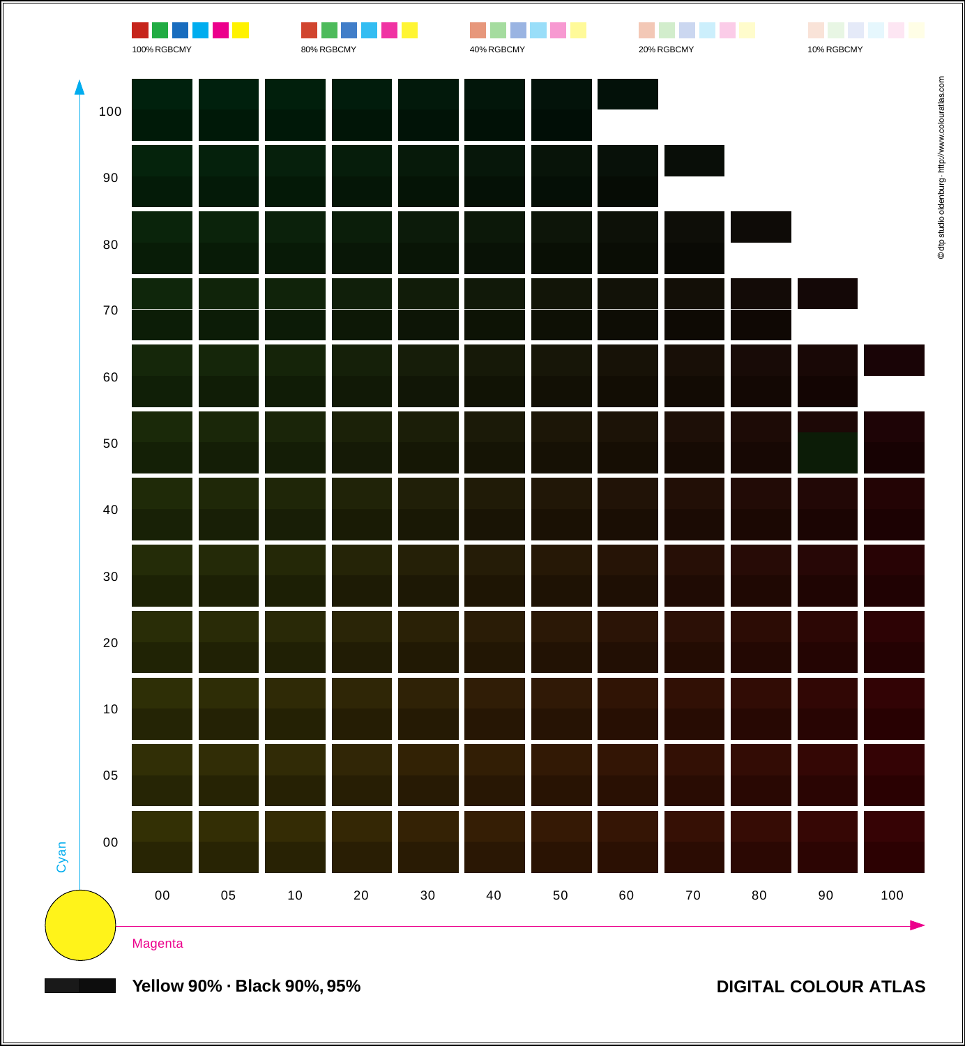100% RGBCMY

80% RGBCMY

40% RGBCMY

20% RGBCMY

10% RGBCMY

© dtp studio oldenburg · http://www.colouratlas.com

Cyan

100
90
80
70
60
50
40
30
20
10
05
00

00 05 10 20 30 40 50 60 70 80 90 100

Magenta

**Yellow 90% · Black 90%, 95%**

**DIGITAL COLOUR ATLAS**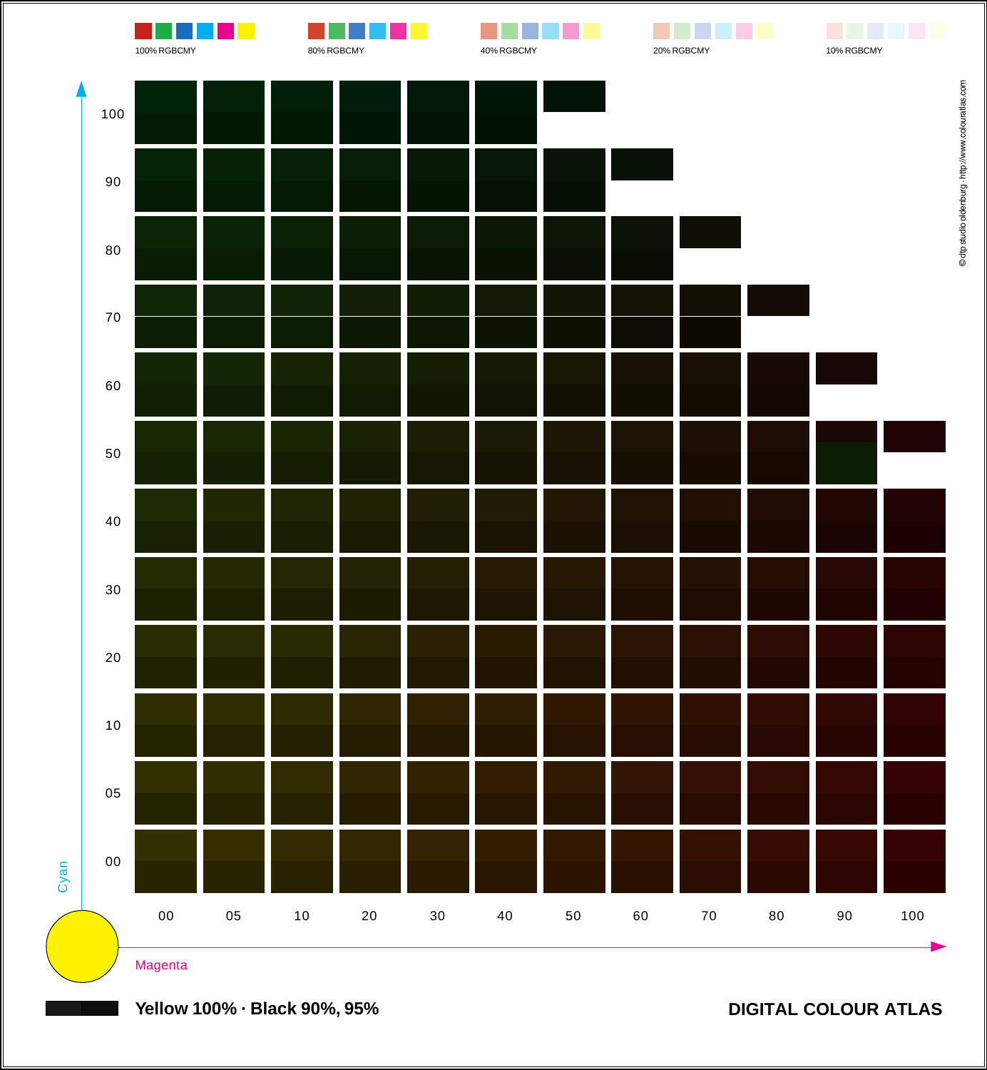100% RGBCMY

80% RGBCMY

40% RGBCMY

20% RGBCMY

10% RGBCMY

Cyan

100
90
80
70
60
50
40
30
20
10
05
00

00 05 10 20 30 40 50 60 70 80 90 100

Magenta

© dtp studio oldenburg · http://www.colouratlas.com

**Yellow 100% · Black 90%, 95%**

**DIGITAL COLOUR ATLAS**